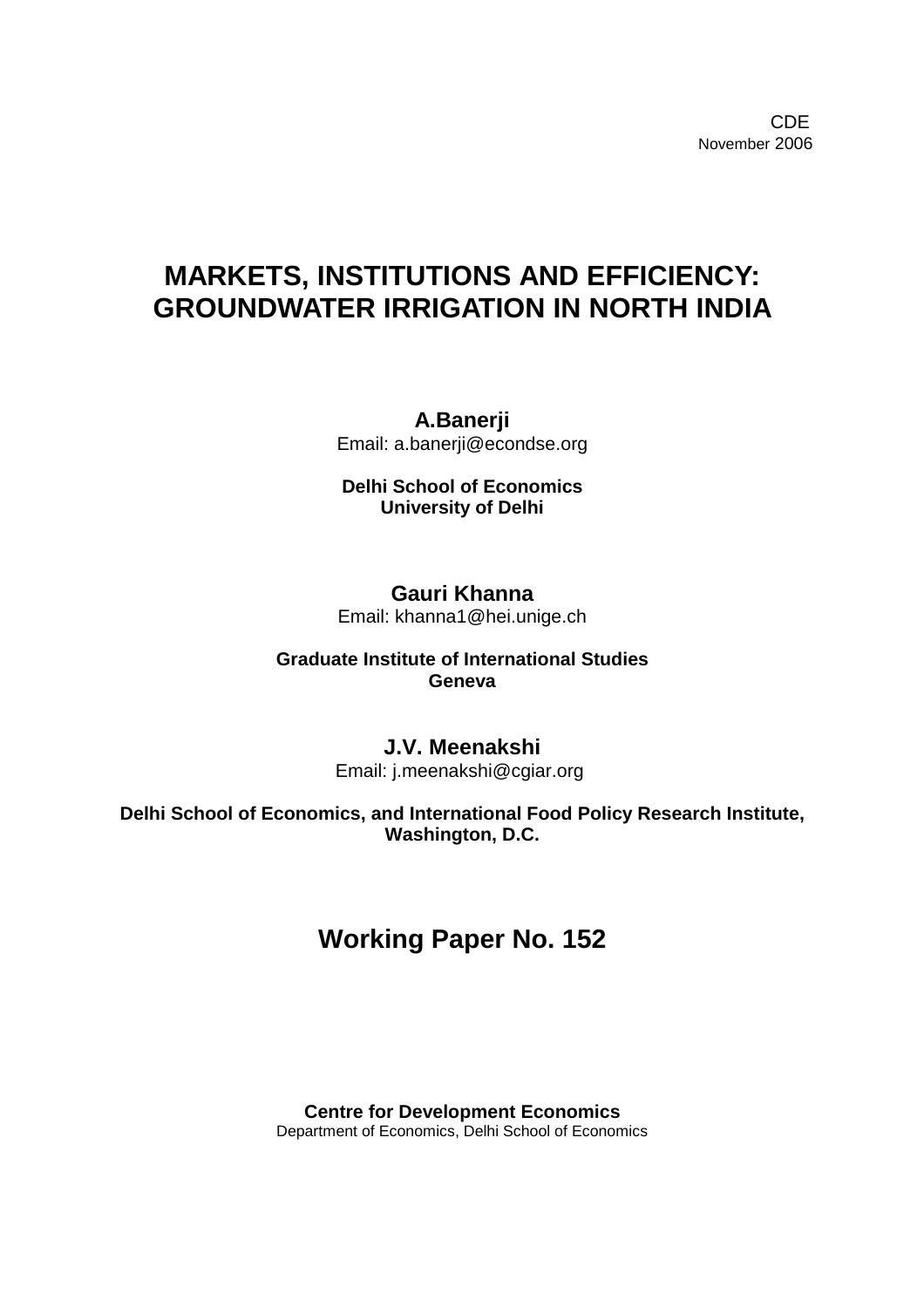CDE
November 2006

# MARKETS, INSTITUTIONS AND EFFICIENCY: GROUNDWATER IRRIGATION IN NORTH INDIA

**A.Banerji**
Email: a.banerji@econdse.org

**Delhi School of Economics**
**University of Delhi**

**Gauri Khanna**
Email: khanna1@hei.unige.ch

**Graduate Institute of International Studies**
**Geneva**

**J.V. Meenakshi**
Email: j.meenakshi@cgiar.org

**Delhi School of Economics, and International Food Policy Research Institute, Washington, D.C.**

## Working Paper No. 152

**Centre for Development Economics**
Department of Economics, Delhi School of Economics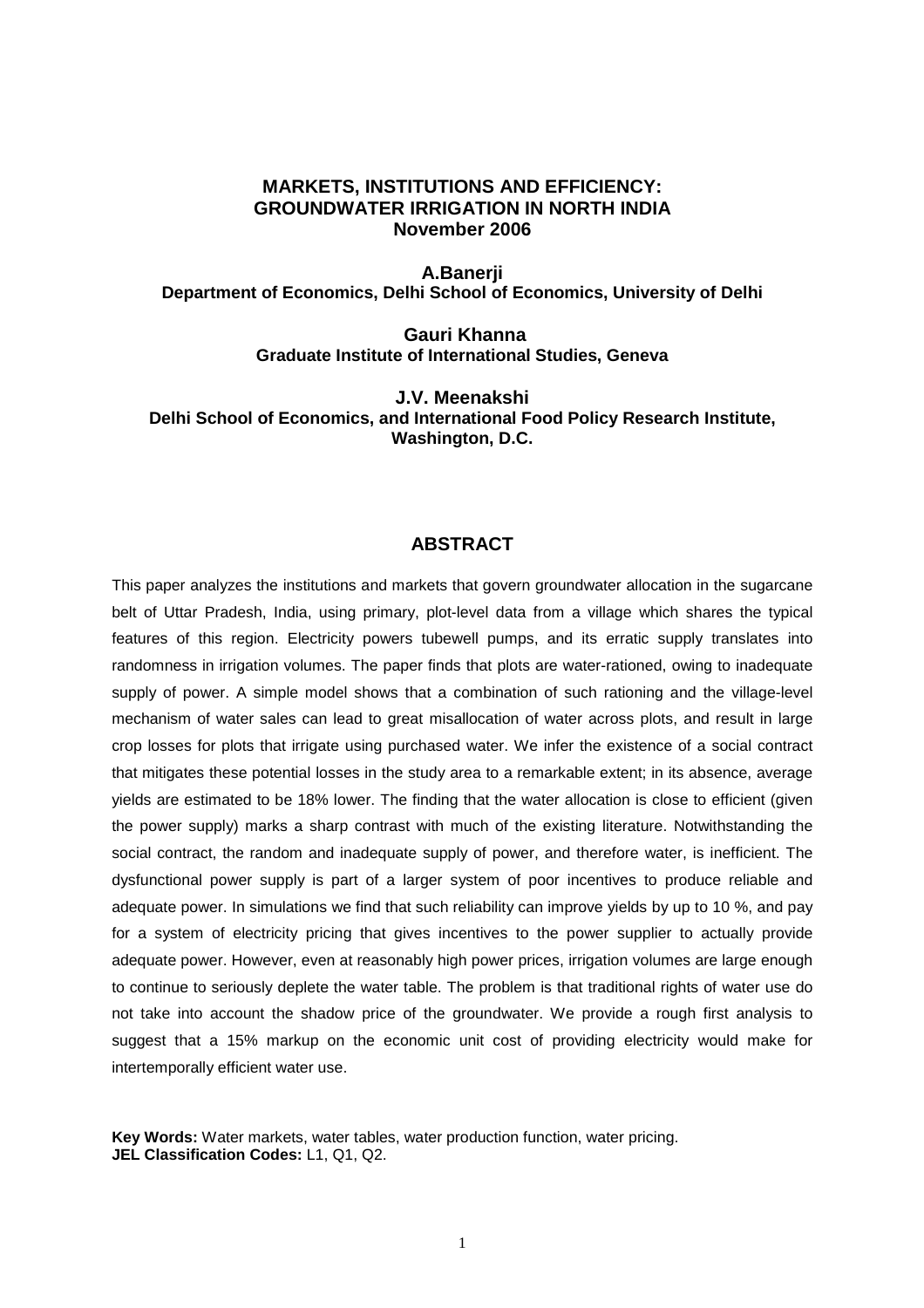# MARKETS, INSTITUTIONS AND EFFICIENCY: GROUNDWATER IRRIGATION IN NORTH INDIA

**November 2006**

**A.Banerji**
**Department of Economics, Delhi School of Economics, University of Delhi**

**Gauri Khanna**
**Graduate Institute of International Studies, Geneva**

**J.V. Meenakshi**
**Delhi School of Economics, and International Food Policy Research Institute, Washington, D.C.**

## ABSTRACT

This paper analyzes the institutions and markets that govern groundwater allocation in the sugarcane belt of Uttar Pradesh, India, using primary, plot-level data from a village which shares the typical features of this region. Electricity powers tubewell pumps, and its erratic supply translates into randomness in irrigation volumes. The paper finds that plots are water-rationed, owing to inadequate supply of power. A simple model shows that a combination of such rationing and the village-level mechanism of water sales can lead to great misallocation of water across plots, and result in large crop losses for plots that irrigate using purchased water. We infer the existence of a social contract that mitigates these potential losses in the study area to a remarkable extent; in its absence, average yields are estimated to be 18% lower. The finding that the water allocation is close to efficient (given the power supply) marks a sharp contrast with much of the existing literature. Notwithstanding the social contract, the random and inadequate supply of power, and therefore water, is inefficient. The dysfunctional power supply is part of a larger system of poor incentives to produce reliable and adequate power. In simulations we find that such reliability can improve yields by up to 10 %, and pay for a system of electricity pricing that gives incentives to the power supplier to actually provide adequate power. However, even at reasonably high power prices, irrigation volumes are large enough to continue to seriously deplete the water table. The problem is that traditional rights of water use do not take into account the shadow price of the groundwater. We provide a rough first analysis to suggest that a 15% markup on the economic unit cost of providing electricity would make for intertemporally efficient water use.

**Key Words:** Water markets, water tables, water production function, water pricing.
**JEL Classification Codes:** L1, Q1, Q2.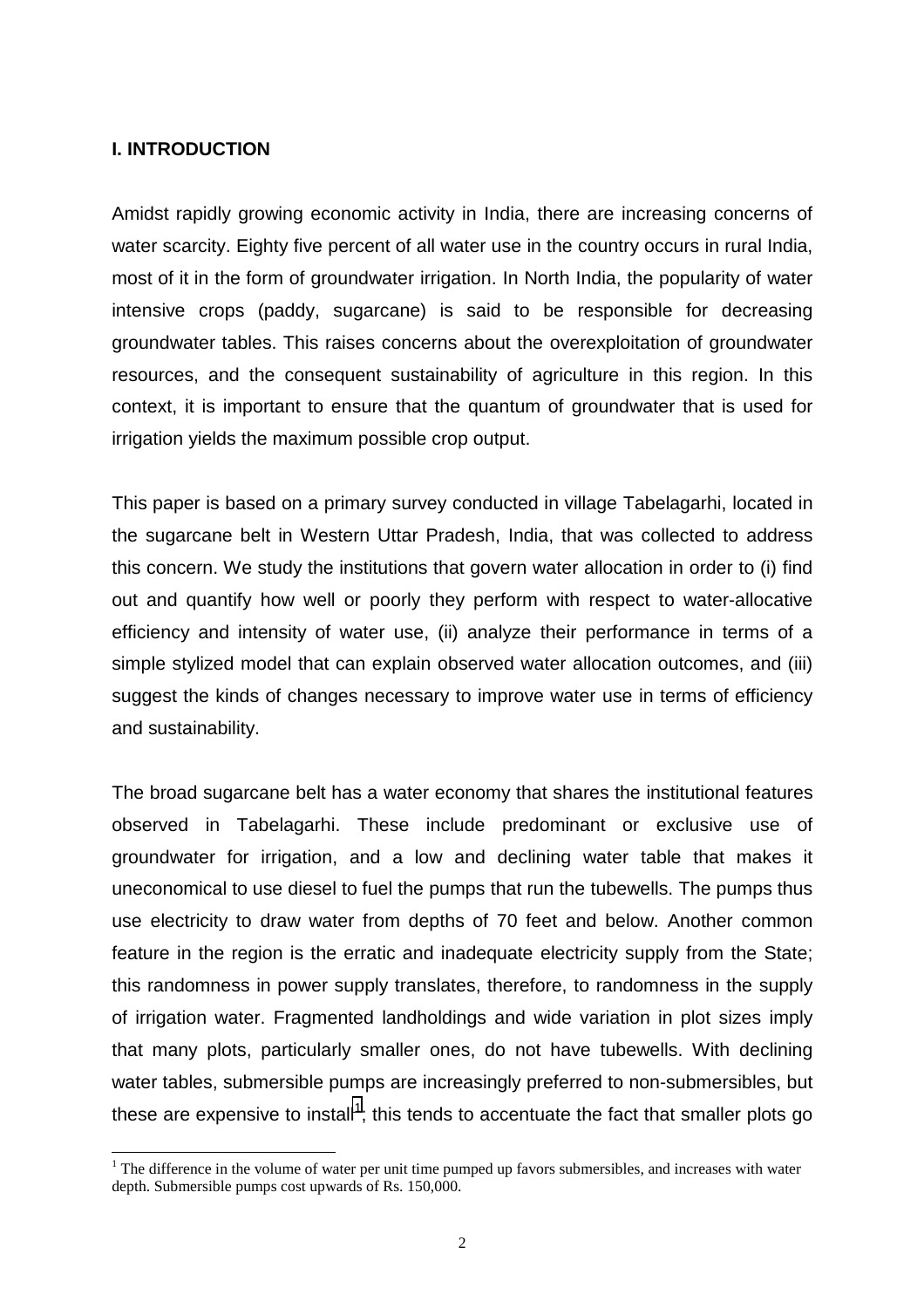## I. INTRODUCTION

Amidst rapidly growing economic activity in India, there are increasing concerns of water scarcity. Eighty five percent of all water use in the country occurs in rural India, most of it in the form of groundwater irrigation. In North India, the popularity of water intensive crops (paddy, sugarcane) is said to be responsible for decreasing groundwater tables. This raises concerns about the overexploitation of groundwater resources, and the consequent sustainability of agriculture in this region. In this context, it is important to ensure that the quantum of groundwater that is used for irrigation yields the maximum possible crop output.

This paper is based on a primary survey conducted in village Tabelagarhi, located in the sugarcane belt in Western Uttar Pradesh, India, that was collected to address this concern. We study the institutions that govern water allocation in order to (i) find out and quantify how well or poorly they perform with respect to water-allocative efficiency and intensity of water use, (ii) analyze their performance in terms of a simple stylized model that can explain observed water allocation outcomes, and (iii) suggest the kinds of changes necessary to improve water use in terms of efficiency and sustainability.

The broad sugarcane belt has a water economy that shares the institutional features observed in Tabelagarhi. These include predominant or exclusive use of groundwater for irrigation, and a low and declining water table that makes it uneconomical to use diesel to fuel the pumps that run the tubewells. The pumps thus use electricity to draw water from depths of 70 feet and below. Another common feature in the region is the erratic and inadequate electricity supply from the State; this randomness in power supply translates, therefore, to randomness in the supply of irrigation water. Fragmented landholdings and wide variation in plot sizes imply that many plots, particularly smaller ones, do not have tubewells. With declining water tables, submersible pumps are increasingly preferred to non-submersibles, but these are expensive to install[1]; this tends to accentuate the fact that smaller plots go

[1] The difference in the volume of water per unit time pumped up favors submersibles, and increases with water depth. Submersible pumps cost upwards of Rs. 150,000.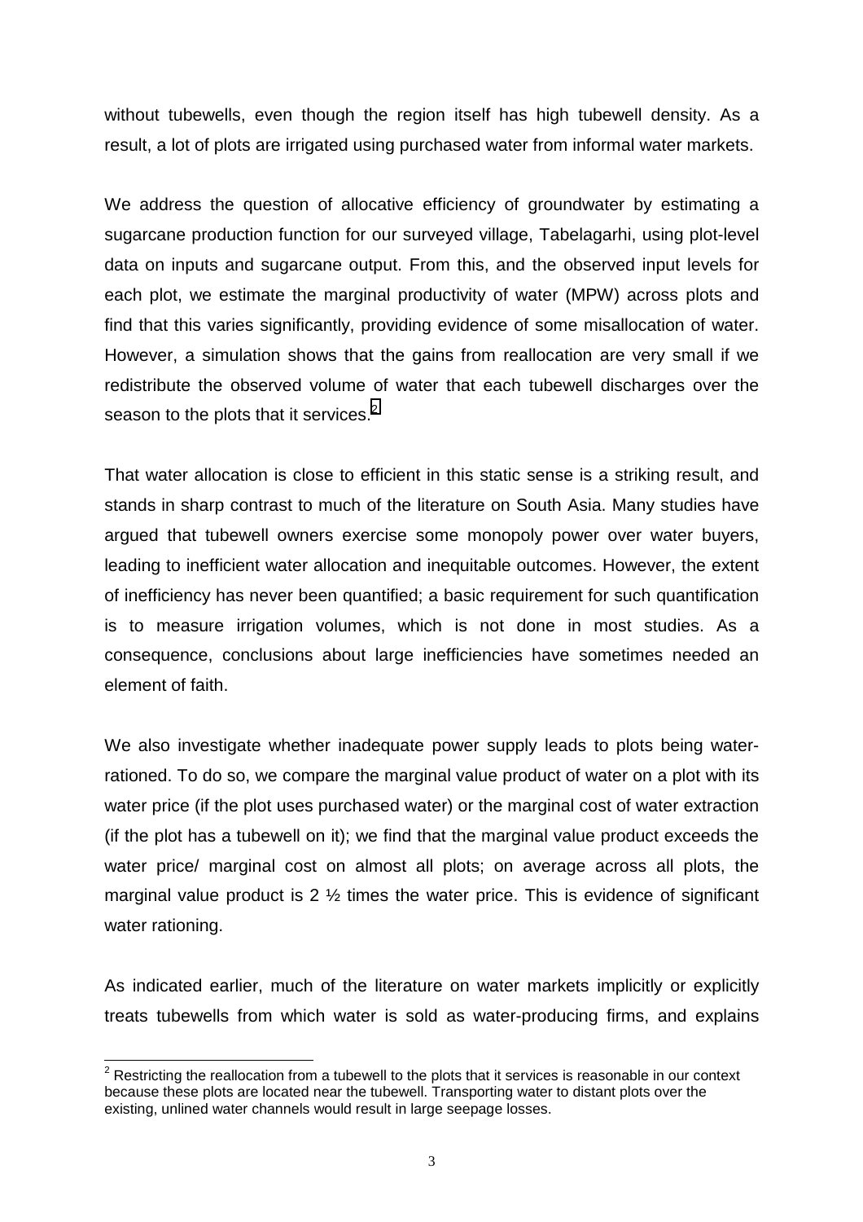without tubewells, even though the region itself has high tubewell density. As a result, a lot of plots are irrigated using purchased water from informal water markets.

We address the question of allocative efficiency of groundwater by estimating a sugarcane production function for our surveyed village, Tabelagarhi, using plot-level data on inputs and sugarcane output. From this, and the observed input levels for each plot, we estimate the marginal productivity of water (MPW) across plots and find that this varies significantly, providing evidence of some misallocation of water. However, a simulation shows that the gains from reallocation are very small if we redistribute the observed volume of water that each tubewell discharges over the season to the plots that it services.[2]

That water allocation is close to efficient in this static sense is a striking result, and stands in sharp contrast to much of the literature on South Asia. Many studies have argued that tubewell owners exercise some monopoly power over water buyers, leading to inefficient water allocation and inequitable outcomes. However, the extent of inefficiency has never been quantified; a basic requirement for such quantification is to measure irrigation volumes, which is not done in most studies. As a consequence, conclusions about large inefficiencies have sometimes needed an element of faith.

We also investigate whether inadequate power supply leads to plots being water-rationed. To do so, we compare the marginal value product of water on a plot with its water price (if the plot uses purchased water) or the marginal cost of water extraction (if the plot has a tubewell on it); we find that the marginal value product exceeds the water price/ marginal cost on almost all plots; on average across all plots, the marginal value product is 2 ½ times the water price. This is evidence of significant water rationing.

As indicated earlier, much of the literature on water markets implicitly or explicitly treats tubewells from which water is sold as water-producing firms, and explains

[2] Restricting the reallocation from a tubewell to the plots that it services is reasonable in our context because these plots are located near the tubewell. Transporting water to distant plots over the existing, unlined water channels would result in large seepage losses.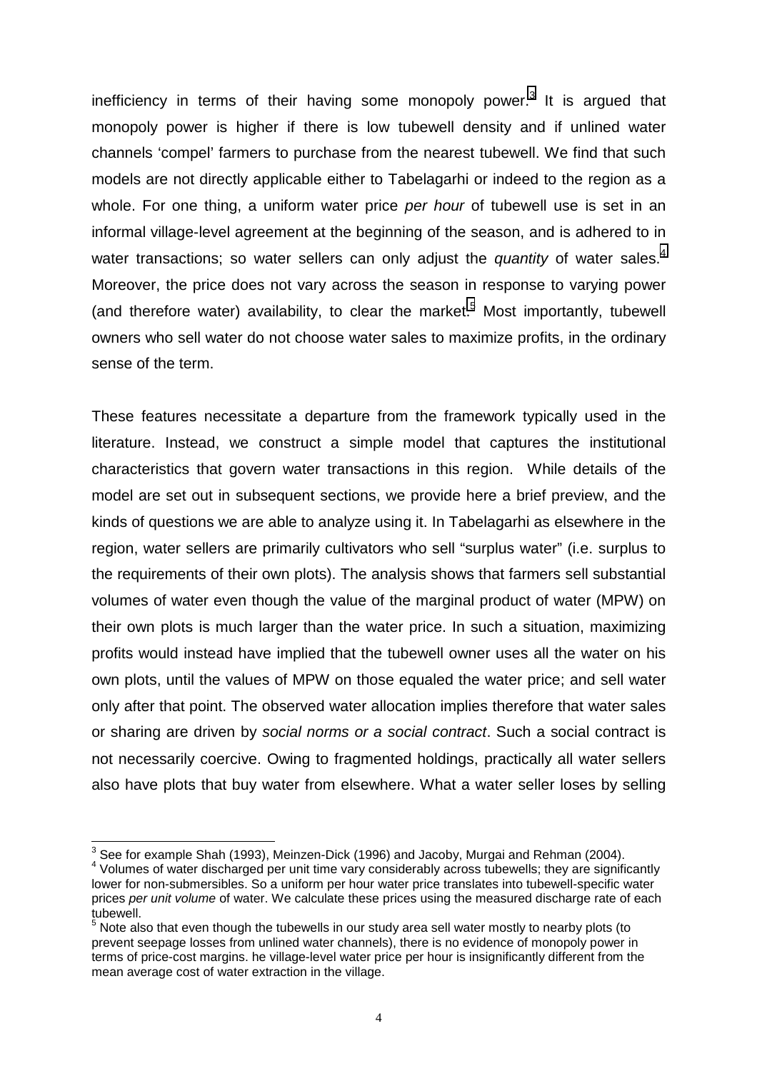inefficiency in terms of their having some monopoly power.[3] It is argued that monopoly power is higher if there is low tubewell density and if unlined water channels 'compel' farmers to purchase from the nearest tubewell. We find that such models are not directly applicable either to Tabelagarhi or indeed to the region as a whole. For one thing, a uniform water price *per hour* of tubewell use is set in an informal village-level agreement at the beginning of the season, and is adhered to in water transactions; so water sellers can only adjust the *quantity* of water sales.[4] Moreover, the price does not vary across the season in response to varying power (and therefore water) availability, to clear the market.[5] Most importantly, tubewell owners who sell water do not choose water sales to maximize profits, in the ordinary sense of the term.

These features necessitate a departure from the framework typically used in the literature. Instead, we construct a simple model that captures the institutional characteristics that govern water transactions in this region. While details of the model are set out in subsequent sections, we provide here a brief preview, and the kinds of questions we are able to analyze using it. In Tabelagarhi as elsewhere in the region, water sellers are primarily cultivators who sell "surplus water" (i.e. surplus to the requirements of their own plots). The analysis shows that farmers sell substantial volumes of water even though the value of the marginal product of water (MPW) on their own plots is much larger than the water price. In such a situation, maximizing profits would instead have implied that the tubewell owner uses all the water on his own plots, until the values of MPW on those equaled the water price; and sell water only after that point. The observed water allocation implies therefore that water sales or sharing are driven by *social norms or a social contract*. Such a social contract is not necessarily coercive. Owing to fragmented holdings, practically all water sellers also have plots that buy water from elsewhere. What a water seller loses by selling

---

[3] See for example Shah (1993), Meinzen-Dick (1996) and Jacoby, Murgai and Rehman (2004).

[4] Volumes of water discharged per unit time vary considerably across tubewells; they are significantly lower for non-submersibles. So a uniform per hour water price translates into tubewell-specific water prices *per unit volume* of water. We calculate these prices using the measured discharge rate of each tubewell.

[5] Note also that even though the tubewells in our study area sell water mostly to nearby plots (to prevent seepage losses from unlined water channels), there is no evidence of monopoly power in terms of price-cost margins. he village-level water price per hour is insignificantly different from the mean average cost of water extraction in the village.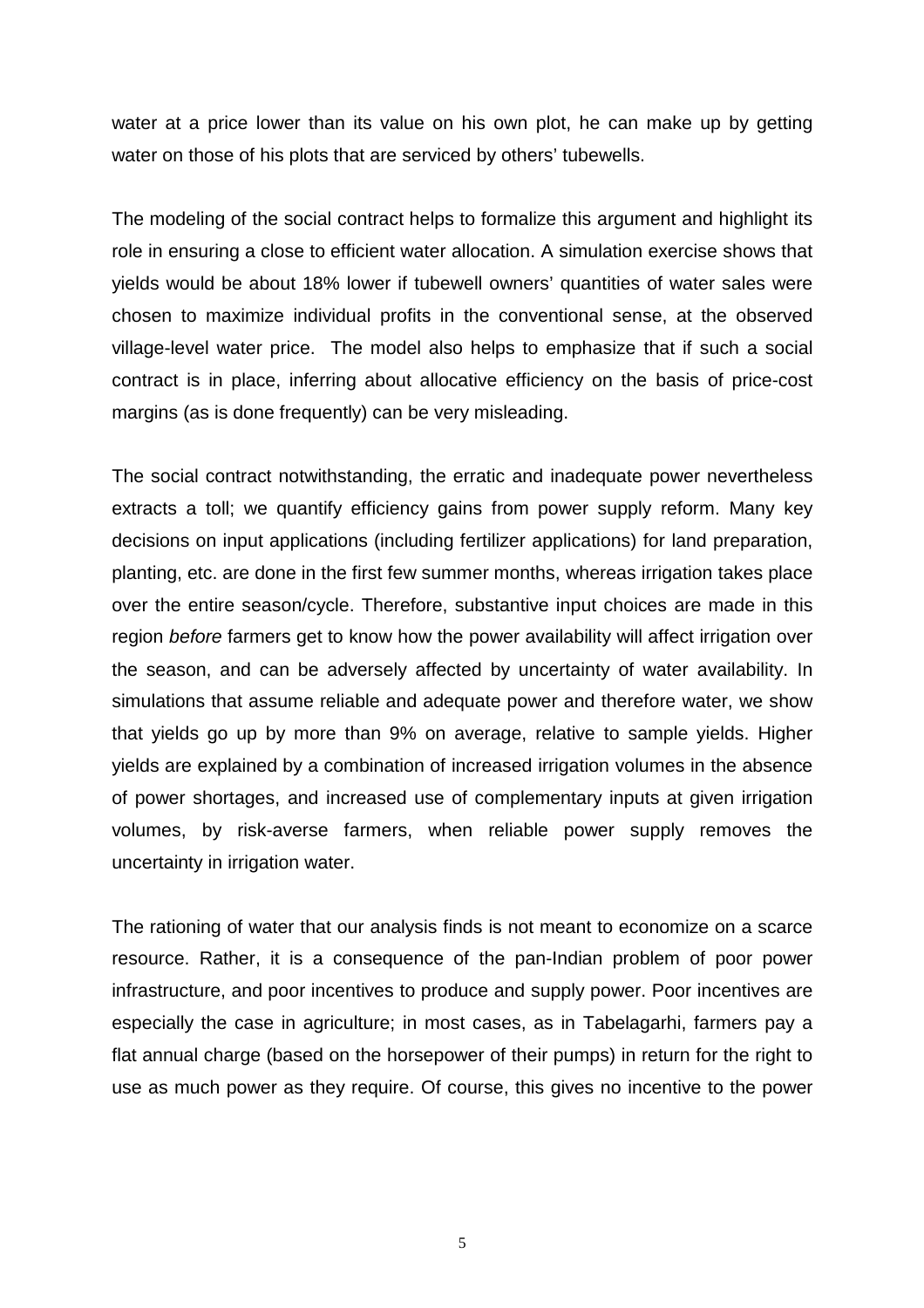water at a price lower than its value on his own plot, he can make up by getting water on those of his plots that are serviced by others' tubewells.

The modeling of the social contract helps to formalize this argument and highlight its role in ensuring a close to efficient water allocation. A simulation exercise shows that yields would be about 18% lower if tubewell owners' quantities of water sales were chosen to maximize individual profits in the conventional sense, at the observed village-level water price. The model also helps to emphasize that if such a social contract is in place, inferring about allocative efficiency on the basis of price-cost margins (as is done frequently) can be very misleading.

The social contract notwithstanding, the erratic and inadequate power nevertheless extracts a toll; we quantify efficiency gains from power supply reform. Many key decisions on input applications (including fertilizer applications) for land preparation, planting, etc. are done in the first few summer months, whereas irrigation takes place over the entire season/cycle. Therefore, substantive input choices are made in this region *before* farmers get to know how the power availability will affect irrigation over the season, and can be adversely affected by uncertainty of water availability. In simulations that assume reliable and adequate power and therefore water, we show that yields go up by more than 9% on average, relative to sample yields. Higher yields are explained by a combination of increased irrigation volumes in the absence of power shortages, and increased use of complementary inputs at given irrigation volumes, by risk-averse farmers, when reliable power supply removes the uncertainty in irrigation water.

The rationing of water that our analysis finds is not meant to economize on a scarce resource. Rather, it is a consequence of the pan-Indian problem of poor power infrastructure, and poor incentives to produce and supply power. Poor incentives are especially the case in agriculture; in most cases, as in Tabelagarhi, farmers pay a flat annual charge (based on the horsepower of their pumps) in return for the right to use as much power as they require. Of course, this gives no incentive to the power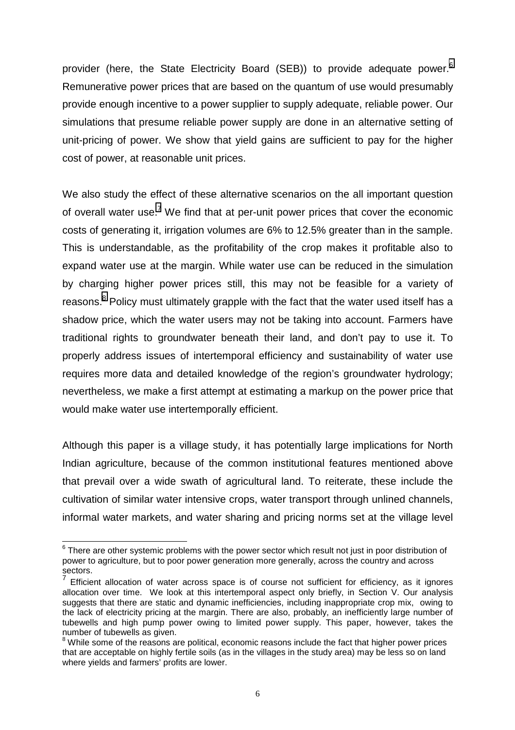provider (here, the State Electricity Board (SEB)) to provide adequate power.[6] Remunerative power prices that are based on the quantum of use would presumably provide enough incentive to a power supplier to supply adequate, reliable power. Our simulations that presume reliable power supply are done in an alternative setting of unit-pricing of power. We show that yield gains are sufficient to pay for the higher cost of power, at reasonable unit prices.

We also study the effect of these alternative scenarios on the all important question of overall water use.[7] We find that at per-unit power prices that cover the economic costs of generating it, irrigation volumes are 6% to 12.5% greater than in the sample. This is understandable, as the profitability of the crop makes it profitable also to expand water use at the margin. While water use can be reduced in the simulation by charging higher power prices still, this may not be feasible for a variety of reasons.[8] Policy must ultimately grapple with the fact that the water used itself has a shadow price, which the water users may not be taking into account. Farmers have traditional rights to groundwater beneath their land, and don't pay to use it. To properly address issues of intertemporal efficiency and sustainability of water use requires more data and detailed knowledge of the region's groundwater hydrology; nevertheless, we make a first attempt at estimating a markup on the power price that would make water use intertemporally efficient.

Although this paper is a village study, it has potentially large implications for North Indian agriculture, because of the common institutional features mentioned above that prevail over a wide swath of agricultural land. To reiterate, these include the cultivation of similar water intensive crops, water transport through unlined channels, informal water markets, and water sharing and pricing norms set at the village level

---

[6] There are other systemic problems with the power sector which result not just in poor distribution of power to agriculture, but to poor power generation more generally, across the country and across sectors.

[7] Efficient allocation of water across space is of course not sufficient for efficiency, as it ignores allocation over time. We look at this intertemporal aspect only briefly, in Section V. Our analysis suggests that there are static and dynamic inefficiencies, including inappropriate crop mix, owing to the lack of electricity pricing at the margin. There are also, probably, an inefficiently large number of tubewells and high pump power owing to limited power supply. This paper, however, takes the number of tubewells as given.

[8] While some of the reasons are political, economic reasons include the fact that higher power prices that are acceptable on highly fertile soils (as in the villages in the study area) may be less so on land where yields and farmers' profits are lower.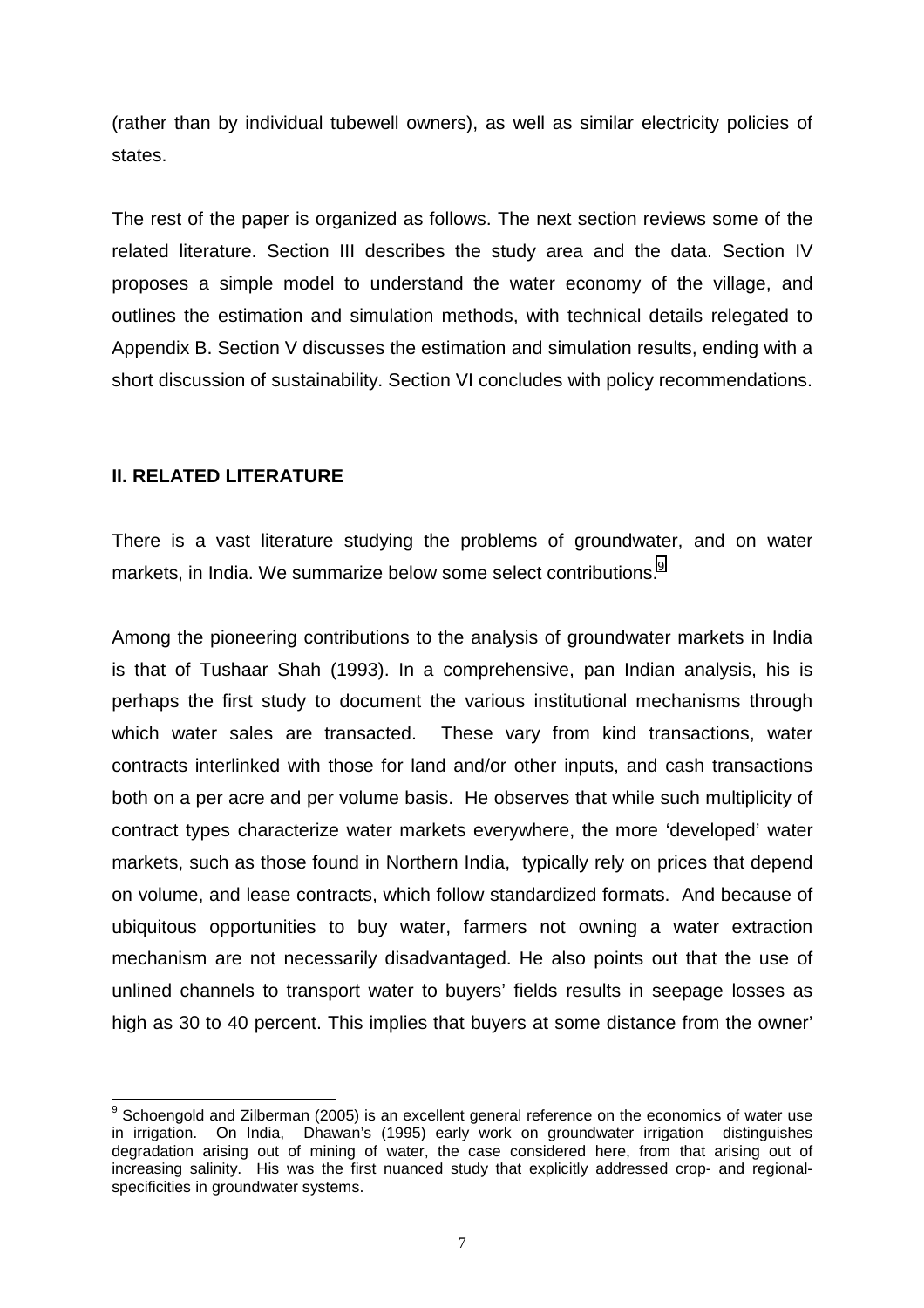(rather than by individual tubewell owners), as well as similar electricity policies of states.

The rest of the paper is organized as follows. The next section reviews some of the related literature. Section III describes the study area and the data. Section IV proposes a simple model to understand the water economy of the village, and outlines the estimation and simulation methods, with technical details relegated to Appendix B. Section V discusses the estimation and simulation results, ending with a short discussion of sustainability. Section VI concludes with policy recommendations.

## II. RELATED LITERATURE

There is a vast literature studying the problems of groundwater, and on water markets, in India. We summarize below some select contributions.[9]

Among the pioneering contributions to the analysis of groundwater markets in India is that of Tushaar Shah (1993). In a comprehensive, pan Indian analysis, his is perhaps the first study to document the various institutional mechanisms through which water sales are transacted. These vary from kind transactions, water contracts interlinked with those for land and/or other inputs, and cash transactions both on a per acre and per volume basis. He observes that while such multiplicity of contract types characterize water markets everywhere, the more 'developed' water markets, such as those found in Northern India, typically rely on prices that depend on volume, and lease contracts, which follow standardized formats. And because of ubiquitous opportunities to buy water, farmers not owning a water extraction mechanism are not necessarily disadvantaged. He also points out that the use of unlined channels to transport water to buyers' fields results in seepage losses as high as 30 to 40 percent. This implies that buyers at some distance from the owner'

---

[9] Schoengold and Zilberman (2005) is an excellent general reference on the economics of water use in irrigation. On India, Dhawan's (1995) early work on groundwater irrigation distinguishes degradation arising out of mining of water, the case considered here, from that arising out of increasing salinity. His was the first nuanced study that explicitly addressed crop- and regional-specificities in groundwater systems.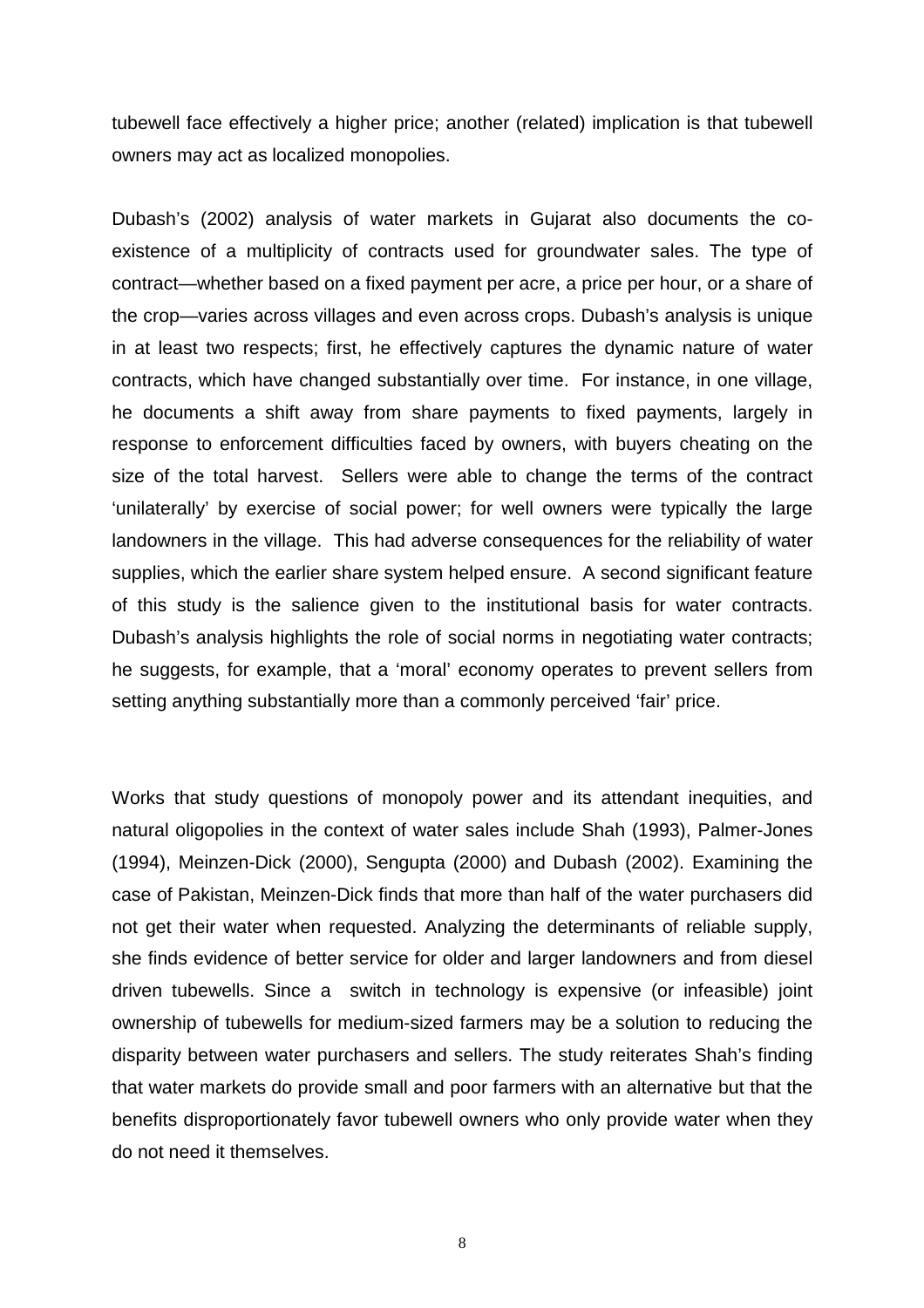tubewell face effectively a higher price; another (related) implication is that tubewell owners may act as localized monopolies.

Dubash's (2002) analysis of water markets in Gujarat also documents the co-existence of a multiplicity of contracts used for groundwater sales. The type of contract—whether based on a fixed payment per acre, a price per hour, or a share of the crop—varies across villages and even across crops. Dubash's analysis is unique in at least two respects; first, he effectively captures the dynamic nature of water contracts, which have changed substantially over time. For instance, in one village, he documents a shift away from share payments to fixed payments, largely in response to enforcement difficulties faced by owners, with buyers cheating on the size of the total harvest. Sellers were able to change the terms of the contract 'unilaterally' by exercise of social power; for well owners were typically the large landowners in the village. This had adverse consequences for the reliability of water supplies, which the earlier share system helped ensure. A second significant feature of this study is the salience given to the institutional basis for water contracts. Dubash's analysis highlights the role of social norms in negotiating water contracts; he suggests, for example, that a 'moral' economy operates to prevent sellers from setting anything substantially more than a commonly perceived 'fair' price.

Works that study questions of monopoly power and its attendant inequities, and natural oligopolies in the context of water sales include Shah (1993), Palmer-Jones (1994), Meinzen-Dick (2000), Sengupta (2000) and Dubash (2002). Examining the case of Pakistan, Meinzen-Dick finds that more than half of the water purchasers did not get their water when requested. Analyzing the determinants of reliable supply, she finds evidence of better service for older and larger landowners and from diesel driven tubewells. Since a switch in technology is expensive (or infeasible) joint ownership of tubewells for medium-sized farmers may be a solution to reducing the disparity between water purchasers and sellers. The study reiterates Shah's finding that water markets do provide small and poor farmers with an alternative but that the benefits disproportionately favor tubewell owners who only provide water when they do not need it themselves.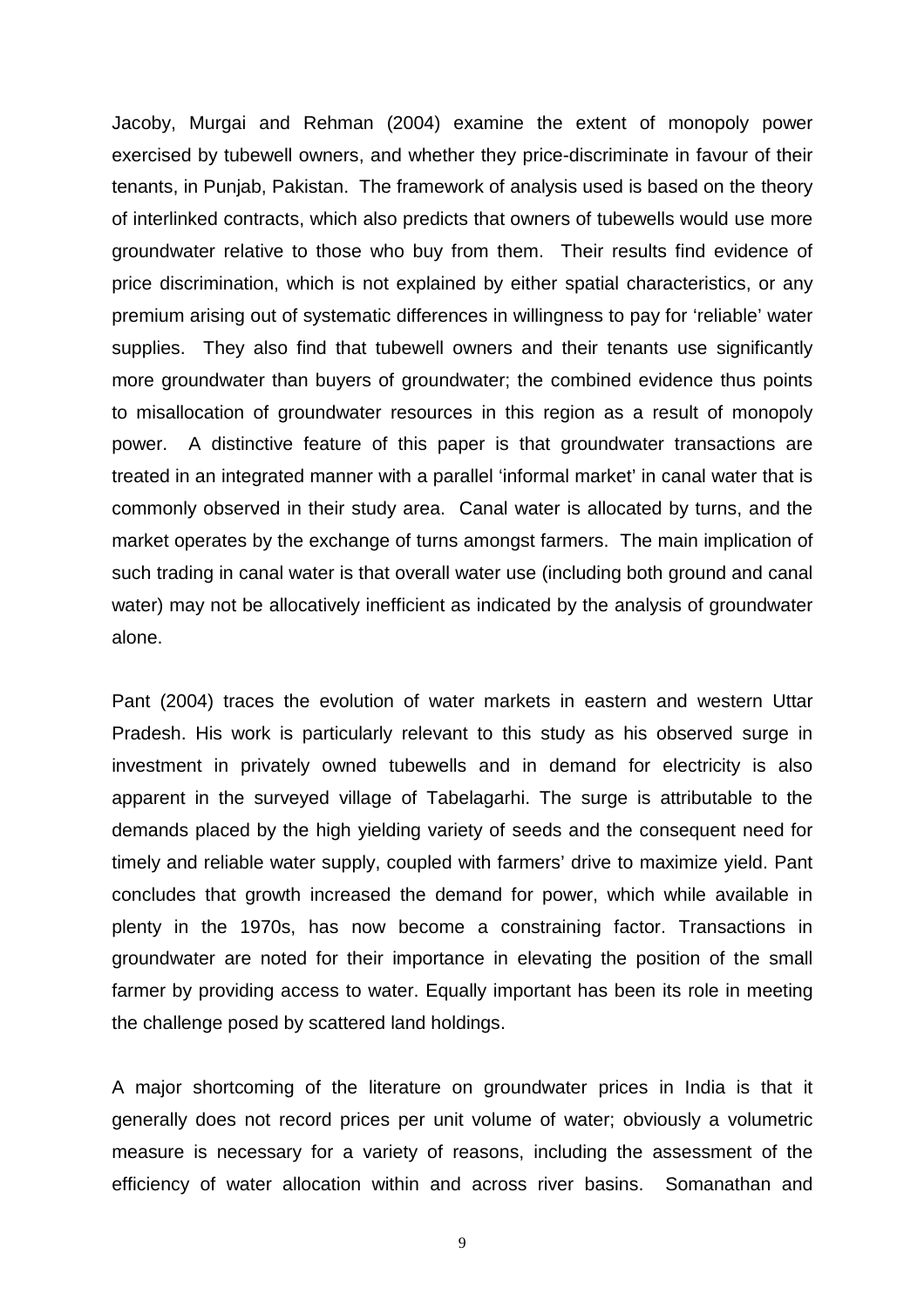Jacoby, Murgai and Rehman (2004) examine the extent of monopoly power exercised by tubewell owners, and whether they price-discriminate in favour of their tenants, in Punjab, Pakistan. The framework of analysis used is based on the theory of interlinked contracts, which also predicts that owners of tubewells would use more groundwater relative to those who buy from them. Their results find evidence of price discrimination, which is not explained by either spatial characteristics, or any premium arising out of systematic differences in willingness to pay for 'reliable' water supplies. They also find that tubewell owners and their tenants use significantly more groundwater than buyers of groundwater; the combined evidence thus points to misallocation of groundwater resources in this region as a result of monopoly power. A distinctive feature of this paper is that groundwater transactions are treated in an integrated manner with a parallel 'informal market' in canal water that is commonly observed in their study area. Canal water is allocated by turns, and the market operates by the exchange of turns amongst farmers. The main implication of such trading in canal water is that overall water use (including both ground and canal water) may not be allocatively inefficient as indicated by the analysis of groundwater alone.

Pant (2004) traces the evolution of water markets in eastern and western Uttar Pradesh. His work is particularly relevant to this study as his observed surge in investment in privately owned tubewells and in demand for electricity is also apparent in the surveyed village of Tabelagarhi. The surge is attributable to the demands placed by the high yielding variety of seeds and the consequent need for timely and reliable water supply, coupled with farmers' drive to maximize yield. Pant concludes that growth increased the demand for power, which while available in plenty in the 1970s, has now become a constraining factor. Transactions in groundwater are noted for their importance in elevating the position of the small farmer by providing access to water. Equally important has been its role in meeting the challenge posed by scattered land holdings.

A major shortcoming of the literature on groundwater prices in India is that it generally does not record prices per unit volume of water; obviously a volumetric measure is necessary for a variety of reasons, including the assessment of the efficiency of water allocation within and across river basins. Somanathan and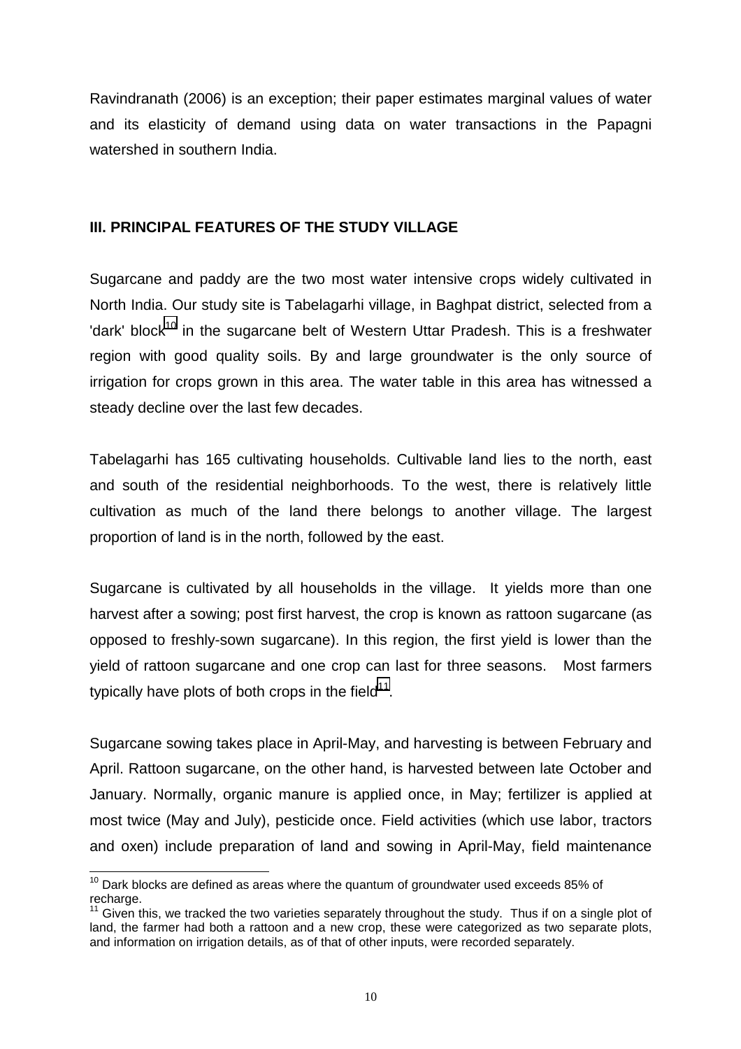Ravindranath (2006) is an exception; their paper estimates marginal values of water and its elasticity of demand using data on water transactions in the Papagni watershed in southern India.

## III. PRINCIPAL FEATURES OF THE STUDY VILLAGE

Sugarcane and paddy are the two most water intensive crops widely cultivated in North India. Our study site is Tabelagarhi village, in Baghpat district, selected from a 'dark' block[10] in the sugarcane belt of Western Uttar Pradesh. This is a freshwater region with good quality soils. By and large groundwater is the only source of irrigation for crops grown in this area. The water table in this area has witnessed a steady decline over the last few decades.

Tabelagarhi has 165 cultivating households. Cultivable land lies to the north, east and south of the residential neighborhoods. To the west, there is relatively little cultivation as much of the land there belongs to another village. The largest proportion of land is in the north, followed by the east.

Sugarcane is cultivated by all households in the village. It yields more than one harvest after a sowing; post first harvest, the crop is known as rattoon sugarcane (as opposed to freshly-sown sugarcane). In this region, the first yield is lower than the yield of rattoon sugarcane and one crop can last for three seasons. Most farmers typically have plots of both crops in the field[11].

Sugarcane sowing takes place in April-May, and harvesting is between February and April. Rattoon sugarcane, on the other hand, is harvested between late October and January. Normally, organic manure is applied once, in May; fertilizer is applied at most twice (May and July), pesticide once. Field activities (which use labor, tractors and oxen) include preparation of land and sowing in April-May, field maintenance

---

[10] Dark blocks are defined as areas where the quantum of groundwater used exceeds 85% of recharge.

[11] Given this, we tracked the two varieties separately throughout the study. Thus if on a single plot of land, the farmer had both a rattoon and a new crop, these were categorized as two separate plots, and information on irrigation details, as of that of other inputs, were recorded separately.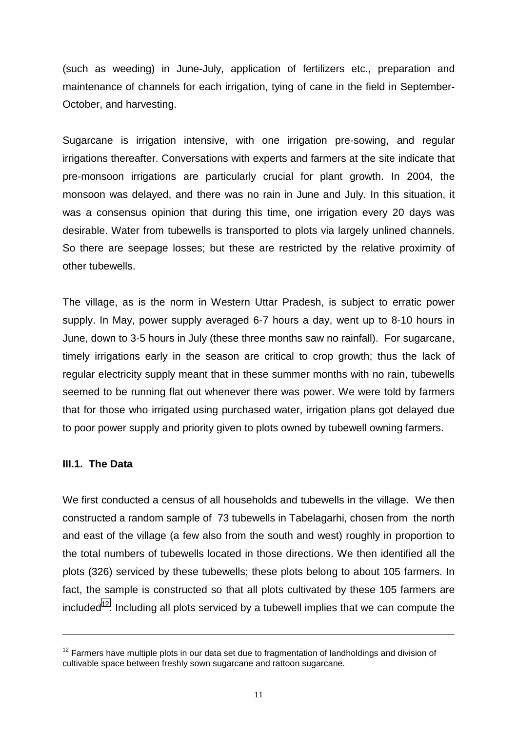(such as weeding) in June-July, application of fertilizers etc., preparation and maintenance of channels for each irrigation, tying of cane in the field in September-October, and harvesting.

Sugarcane is irrigation intensive, with one irrigation pre-sowing, and regular irrigations thereafter. Conversations with experts and farmers at the site indicate that pre-monsoon irrigations are particularly crucial for plant growth. In 2004, the monsoon was delayed, and there was no rain in June and July. In this situation, it was a consensus opinion that during this time, one irrigation every 20 days was desirable. Water from tubewells is transported to plots via largely unlined channels. So there are seepage losses; but these are restricted by the relative proximity of other tubewells.

The village, as is the norm in Western Uttar Pradesh, is subject to erratic power supply. In May, power supply averaged 6-7 hours a day, went up to 8-10 hours in June, down to 3-5 hours in July (these three months saw no rainfall). For sugarcane, timely irrigations early in the season are critical to crop growth; thus the lack of regular electricity supply meant that in these summer months with no rain, tubewells seemed to be running flat out whenever there was power. We were told by farmers that for those who irrigated using purchased water, irrigation plans got delayed due to poor power supply and priority given to plots owned by tubewell owning farmers.

### III.1. The Data

We first conducted a census of all households and tubewells in the village. We then constructed a random sample of 73 tubewells in Tabelagarhi, chosen from the north and east of the village (a few also from the south and west) roughly in proportion to the total numbers of tubewells located in those directions. We then identified all the plots (326) serviced by these tubewells; these plots belong to about 105 farmers. In fact, the sample is constructed so that all plots cultivated by these 105 farmers are included[12]. Including all plots serviced by a tubewell implies that we can compute the

[12] Farmers have multiple plots in our data set due to fragmentation of landholdings and division of cultivable space between freshly sown sugarcane and rattoon sugarcane.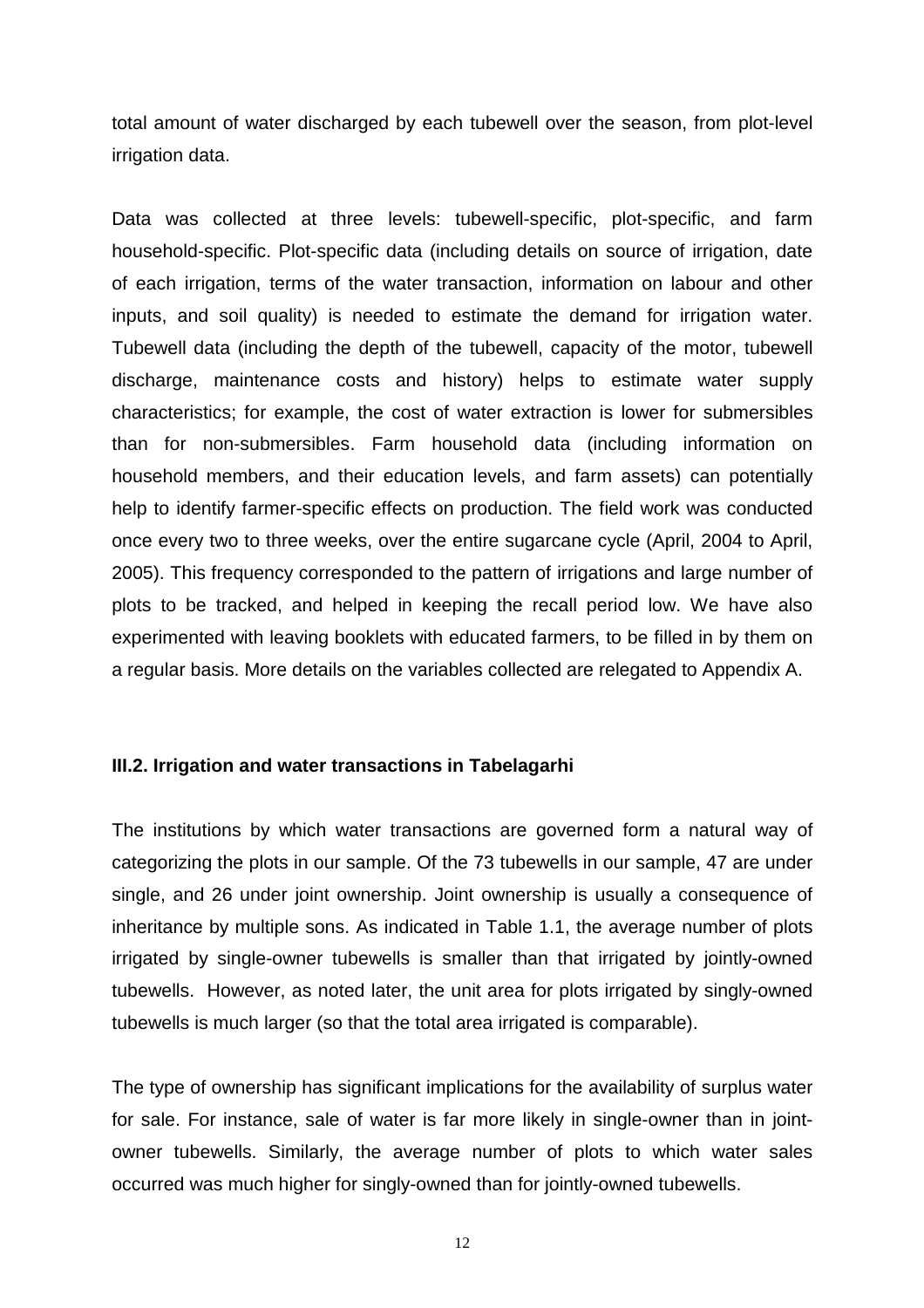total amount of water discharged by each tubewell over the season, from plot-level irrigation data.

Data was collected at three levels: tubewell-specific, plot-specific, and farm household-specific. Plot-specific data (including details on source of irrigation, date of each irrigation, terms of the water transaction, information on labour and other inputs, and soil quality) is needed to estimate the demand for irrigation water. Tubewell data (including the depth of the tubewell, capacity of the motor, tubewell discharge, maintenance costs and history) helps to estimate water supply characteristics; for example, the cost of water extraction is lower for submersibles than for non-submersibles. Farm household data (including information on household members, and their education levels, and farm assets) can potentially help to identify farmer-specific effects on production. The field work was conducted once every two to three weeks, over the entire sugarcane cycle (April, 2004 to April, 2005). This frequency corresponded to the pattern of irrigations and large number of plots to be tracked, and helped in keeping the recall period low. We have also experimented with leaving booklets with educated farmers, to be filled in by them on a regular basis. More details on the variables collected are relegated to Appendix A.

### III.2. Irrigation and water transactions in Tabelagarhi

The institutions by which water transactions are governed form a natural way of categorizing the plots in our sample. Of the 73 tubewells in our sample, 47 are under single, and 26 under joint ownership. Joint ownership is usually a consequence of inheritance by multiple sons. As indicated in Table 1.1, the average number of plots irrigated by single-owner tubewells is smaller than that irrigated by jointly-owned tubewells. However, as noted later, the unit area for plots irrigated by singly-owned tubewells is much larger (so that the total area irrigated is comparable).

The type of ownership has significant implications for the availability of surplus water for sale. For instance, sale of water is far more likely in single-owner than in joint-owner tubewells. Similarly, the average number of plots to which water sales occurred was much higher for singly-owned than for jointly-owned tubewells.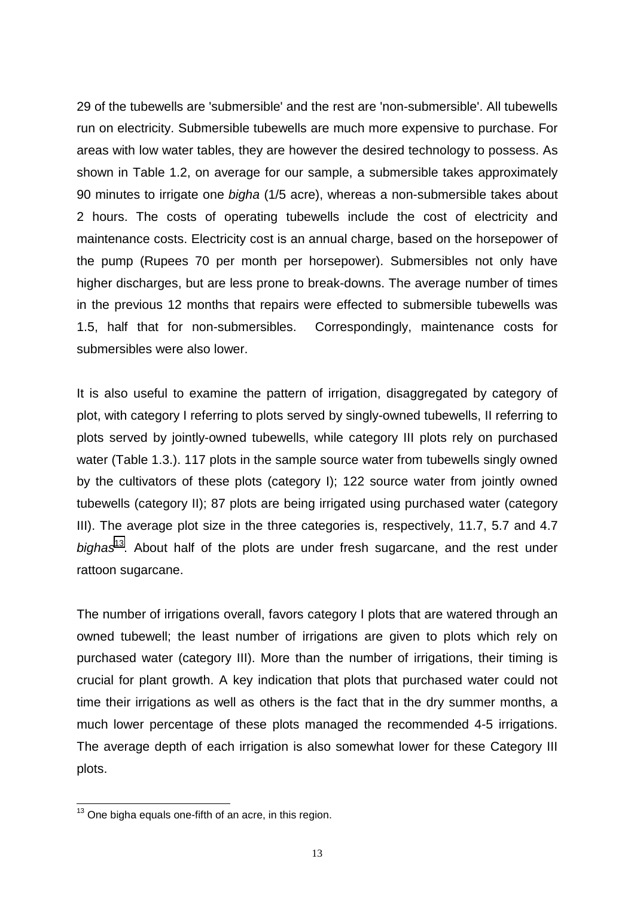29 of the tubewells are 'submersible' and the rest are 'non-submersible'. All tubewells run on electricity. Submersible tubewells are much more expensive to purchase. For areas with low water tables, they are however the desired technology to possess. As shown in Table 1.2, on average for our sample, a submersible takes approximately 90 minutes to irrigate one *bigha* (1/5 acre), whereas a non-submersible takes about 2 hours. The costs of operating tubewells include the cost of electricity and maintenance costs. Electricity cost is an annual charge, based on the horsepower of the pump (Rupees 70 per month per horsepower). Submersibles not only have higher discharges, but are less prone to break-downs. The average number of times in the previous 12 months that repairs were effected to submersible tubewells was 1.5, half that for non-submersibles. Correspondingly, maintenance costs for submersibles were also lower.

It is also useful to examine the pattern of irrigation, disaggregated by category of plot, with category I referring to plots served by singly-owned tubewells, II referring to plots served by jointly-owned tubewells, while category III plots rely on purchased water (Table 1.3.). 117 plots in the sample source water from tubewells singly owned by the cultivators of these plots (category I); 122 source water from jointly owned tubewells (category II); 87 plots are being irrigated using purchased water (category III). The average plot size in the three categories is, respectively, 11.7, 5.7 and 4.7 *bighas*[13]. About half of the plots are under fresh sugarcane, and the rest under rattoon sugarcane.

The number of irrigations overall, favors category I plots that are watered through an owned tubewell; the least number of irrigations are given to plots which rely on purchased water (category III). More than the number of irrigations, their timing is crucial for plant growth. A key indication that plots that purchased water could not time their irrigations as well as others is the fact that in the dry summer months, a much lower percentage of these plots managed the recommended 4-5 irrigations. The average depth of each irrigation is also somewhat lower for these Category III plots.

[13] One bigha equals one-fifth of an acre, in this region.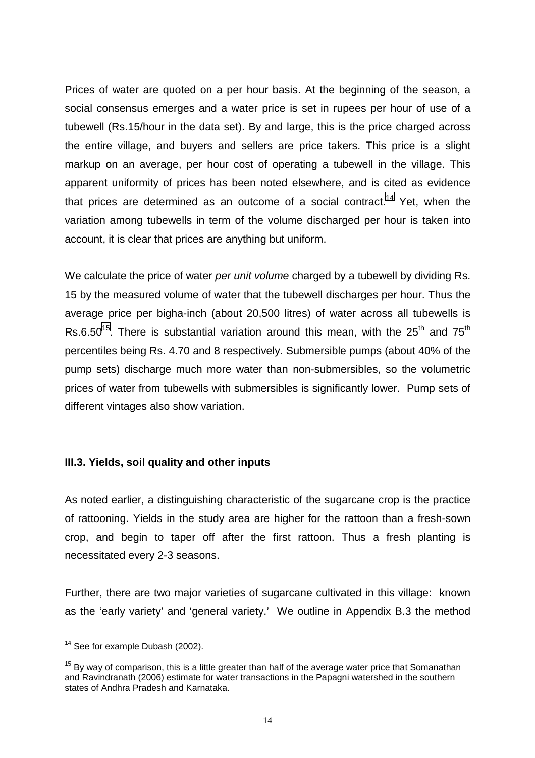Prices of water are quoted on a per hour basis. At the beginning of the season, a social consensus emerges and a water price is set in rupees per hour of use of a tubewell (Rs.15/hour in the data set). By and large, this is the price charged across the entire village, and buyers and sellers are price takers. This price is a slight markup on an average, per hour cost of operating a tubewell in the village. This apparent uniformity of prices has been noted elsewhere, and is cited as evidence that prices are determined as an outcome of a social contract.[14] Yet, when the variation among tubewells in term of the volume discharged per hour is taken into account, it is clear that prices are anything but uniform.

We calculate the price of water *per unit volume* charged by a tubewell by dividing Rs. 15 by the measured volume of water that the tubewell discharges per hour. Thus the average price per bigha-inch (about 20,500 litres) of water across all tubewells is Rs.6.50[15]. There is substantial variation around this mean, with the 25th and 75th percentiles being Rs. 4.70 and 8 respectively. Submersible pumps (about 40% of the pump sets) discharge much more water than non-submersibles, so the volumetric prices of water from tubewells with submersibles is significantly lower. Pump sets of different vintages also show variation.

### III.3. Yields, soil quality and other inputs

As noted earlier, a distinguishing characteristic of the sugarcane crop is the practice of rattooning. Yields in the study area are higher for the rattoon than a fresh-sown crop, and begin to taper off after the first rattoon. Thus a fresh planting is necessitated every 2-3 seasons.

Further, there are two major varieties of sugarcane cultivated in this village: known as the 'early variety' and 'general variety.' We outline in Appendix B.3 the method

---

[14] See for example Dubash (2002).

[15] By way of comparison, this is a little greater than half of the average water price that Somanathan and Ravindranath (2006) estimate for water transactions in the Papagni watershed in the southern states of Andhra Pradesh and Karnataka.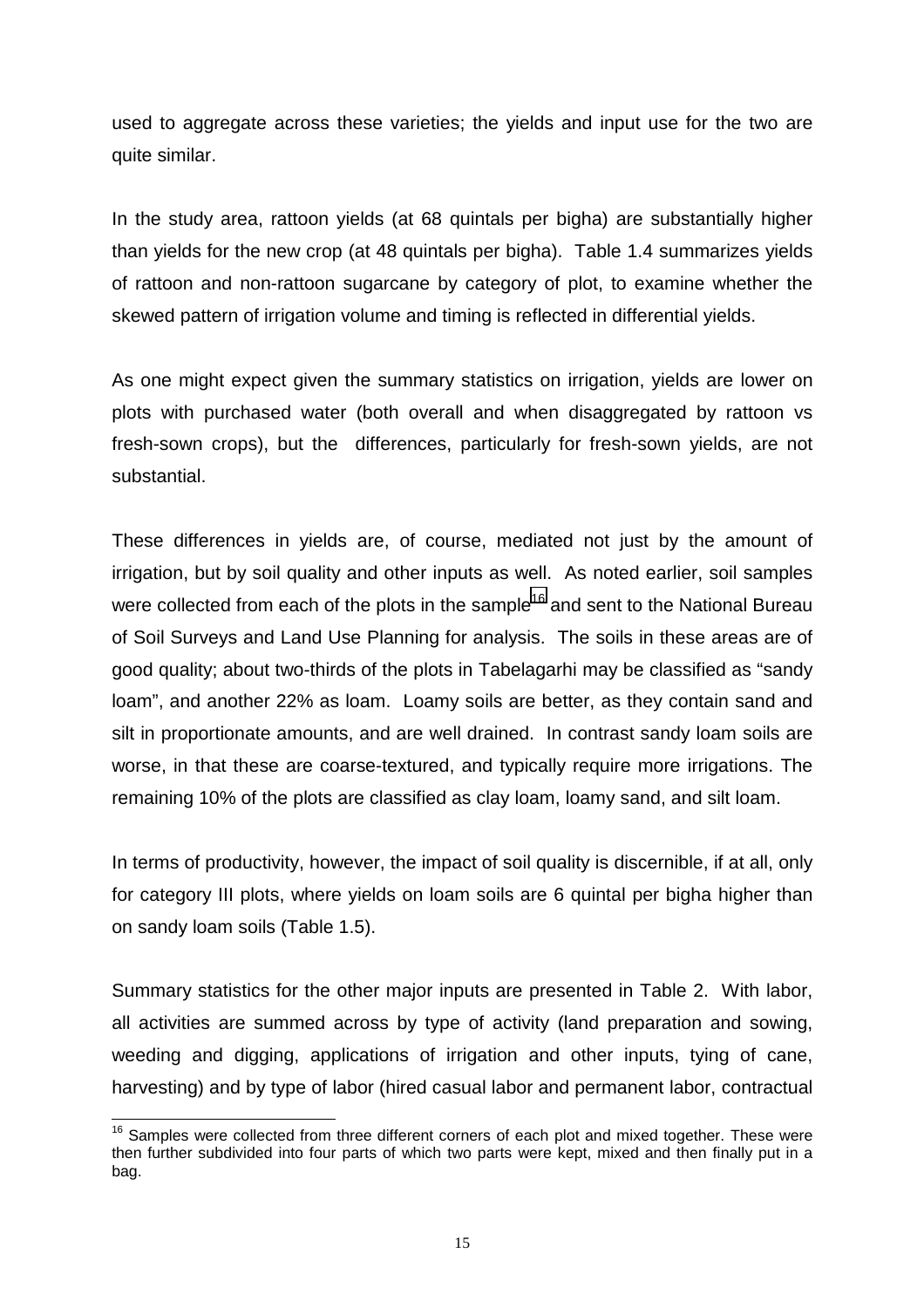used to aggregate across these varieties; the yields and input use for the two are quite similar.

In the study area, rattoon yields (at 68 quintals per bigha) are substantially higher than yields for the new crop (at 48 quintals per bigha). Table 1.4 summarizes yields of rattoon and non-rattoon sugarcane by category of plot, to examine whether the skewed pattern of irrigation volume and timing is reflected in differential yields.

As one might expect given the summary statistics on irrigation, yields are lower on plots with purchased water (both overall and when disaggregated by rattoon vs fresh-sown crops), but the differences, particularly for fresh-sown yields, are not substantial.

These differences in yields are, of course, mediated not just by the amount of irrigation, but by soil quality and other inputs as well. As noted earlier, soil samples were collected from each of the plots in the sample[16] and sent to the National Bureau of Soil Surveys and Land Use Planning for analysis. The soils in these areas are of good quality; about two-thirds of the plots in Tabelagarhi may be classified as "sandy loam", and another 22% as loam. Loamy soils are better, as they contain sand and silt in proportionate amounts, and are well drained. In contrast sandy loam soils are worse, in that these are coarse-textured, and typically require more irrigations. The remaining 10% of the plots are classified as clay loam, loamy sand, and silt loam.

In terms of productivity, however, the impact of soil quality is discernible, if at all, only for category III plots, where yields on loam soils are 6 quintal per bigha higher than on sandy loam soils (Table 1.5).

Summary statistics for the other major inputs are presented in Table 2. With labor, all activities are summed across by type of activity (land preparation and sowing, weeding and digging, applications of irrigation and other inputs, tying of cane, harvesting) and by type of labor (hired casual labor and permanent labor, contractual

[16] Samples were collected from three different corners of each plot and mixed together. These were then further subdivided into four parts of which two parts were kept, mixed and then finally put in a bag.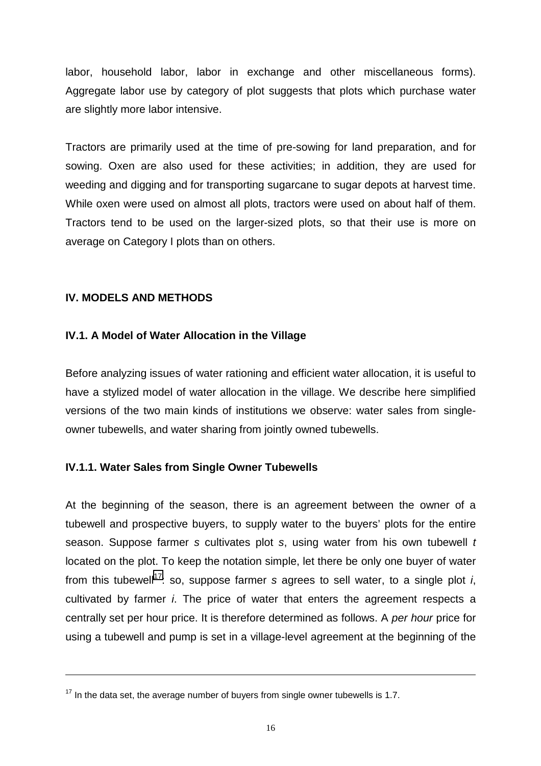labor, household labor, labor in exchange and other miscellaneous forms). Aggregate labor use by category of plot suggests that plots which purchase water are slightly more labor intensive.

Tractors are primarily used at the time of pre-sowing for land preparation, and for sowing. Oxen are also used for these activities; in addition, they are used for weeding and digging and for transporting sugarcane to sugar depots at harvest time. While oxen were used on almost all plots, tractors were used on about half of them. Tractors tend to be used on the larger-sized plots, so that their use is more on average on Category I plots than on others.

## IV. MODELS AND METHODS

### IV.1. A Model of Water Allocation in the Village

Before analyzing issues of water rationing and efficient water allocation, it is useful to have a stylized model of water allocation in the village. We describe here simplified versions of the two main kinds of institutions we observe: water sales from single-owner tubewells, and water sharing from jointly owned tubewells.

#### IV.1.1. Water Sales from Single Owner Tubewells

At the beginning of the season, there is an agreement between the owner of a tubewell and prospective buyers, to supply water to the buyers' plots for the entire season. Suppose farmer *s* cultivates plot *s*, using water from his own tubewell *t* located on the plot. To keep the notation simple, let there be only one buyer of water from this tubewell[17]: so, suppose farmer *s* agrees to sell water, to a single plot *i*, cultivated by farmer *i*. The price of water that enters the agreement respects a centrally set per hour price. It is therefore determined as follows. A *per hour* price for using a tubewell and pump is set in a village-level agreement at the beginning of the

[17] In the data set, the average number of buyers from single owner tubewells is 1.7.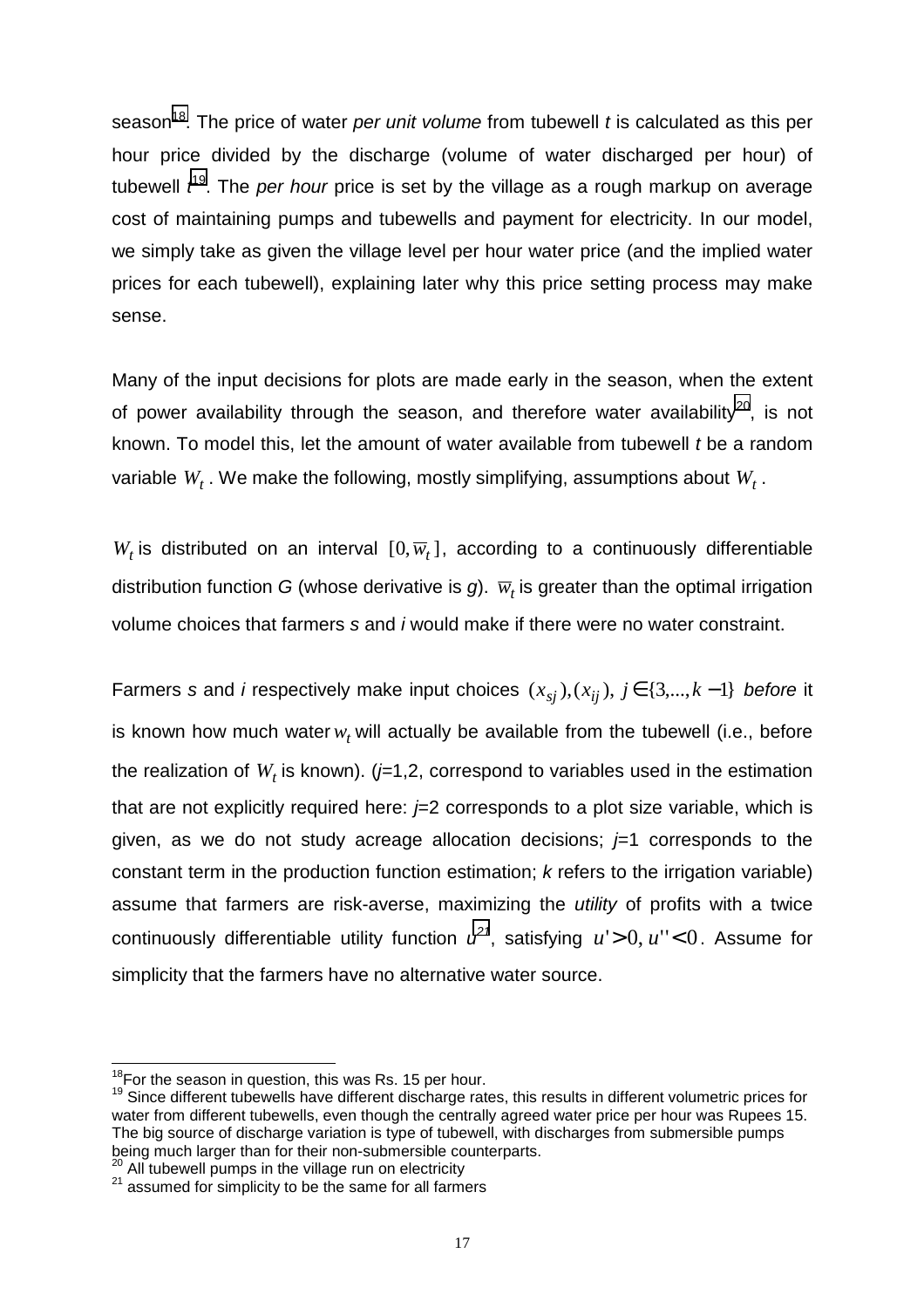season[18]. The price of water *per unit volume* from tubewell *t* is calculated as this per hour price divided by the discharge (volume of water discharged per hour) of tubewell *t*[19]. The *per hour* price is set by the village as a rough markup on average cost of maintaining pumps and tubewells and payment for electricity. In our model, we simply take as given the village level per hour water price (and the implied water prices for each tubewell), explaining later why this price setting process may make sense.

Many of the input decisions for plots are made early in the season, when the extent of power availability through the season, and therefore water availability[20], is not known. To model this, let the amount of water available from tubewell *t* be a random variable $W_t$. We make the following, mostly simplifying, assumptions about $W_t$.

$W_t$ is distributed on an interval $[0, \overline{w}_t]$, according to a continuously differentiable distribution function *G* (whose derivative is *g*). $\overline{w}_t$ is greater than the optimal irrigation volume choices that farmers *s* and *i* would make if there were no water constraint.

Farmers *s* and *i* respectively make input choices $(x_{sj}),(x_{ij}),\ j \in \{3,...,k-1\}$ *before* it is known how much water $w_t$ will actually be available from the tubewell (i.e., before the realization of $W_t$ is known). (*j*=1,2, correspond to variables used in the estimation that are not explicitly required here: *j*=2 corresponds to a plot size variable, which is given, as we do not study acreage allocation decisions; *j*=1 corresponds to the constant term in the production function estimation; *k* refers to the irrigation variable) assume that farmers are risk-averse, maximizing the *utility* of profits with a twice continuously differentiable utility function *u*[21], satisfying $u' > 0, u'' < 0$. Assume for simplicity that the farmers have no alternative water source.

---

[18] For the season in question, this was Rs. 15 per hour.

[19] Since different tubewells have different discharge rates, this results in different volumetric prices for water from different tubewells, even though the centrally agreed water price per hour was Rupees 15. The big source of discharge variation is type of tubewell, with discharges from submersible pumps being much larger than for their non-submersible counterparts.

[20] All tubewell pumps in the village run on electricity

[21] assumed for simplicity to be the same for all farmers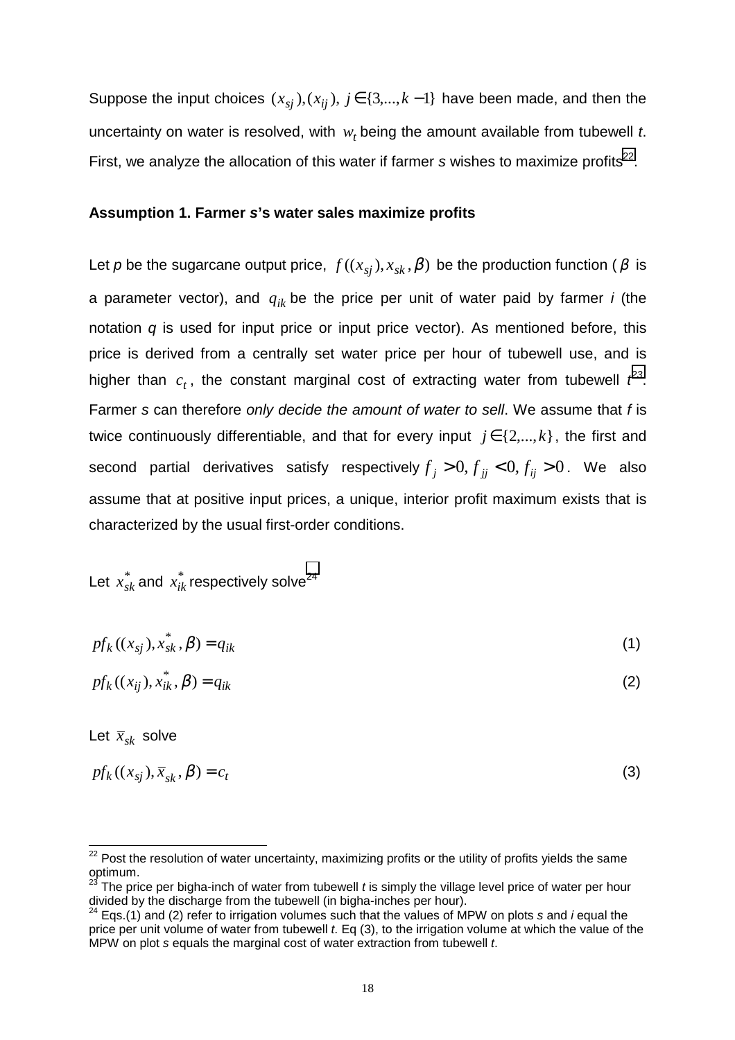Suppose the input choices $(x_{sj}),(x_{ij}),\ j \in \{3,...,k-1\}$ have been made, and then the uncertainty on water is resolved, with $w_t$ being the amount available from tubewell *t*. First, we analyze the allocation of this water if farmer *s* wishes to maximize profits[22].

**Assumption 1. Farmer *s*'s water sales maximize profits**

Let *p* be the sugarcane output price, $f((x_{sj}), x_{sk}, \beta)$ be the production function ($\beta$ is a parameter vector), and $q_{ik}$ be the price per unit of water paid by farmer *i* (the notation *q* is used for input price or input price vector). As mentioned before, this price is derived from a centrally set water price per hour of tubewell use, and is higher than $c_t$, the constant marginal cost of extracting water from tubewell *t*[23]. Farmer *s* can therefore *only decide the amount of water to sell*. We assume that *f* is twice continuously differentiable, and that for every input $j \in \{2,...,k\}$, the first and second partial derivatives satisfy respectively $f_j > 0, f_{jj} < 0, f_{ij} > 0$. We also assume that at positive input prices, a unique, interior profit maximum exists that is characterized by the usual first-order conditions.

Let $x^*_{sk}$ and $x^*_{ik}$ respectively solve[24]

$$pf_k((x_{sj}), x^*_{sk}, \beta) = q_{ik} \tag{1}$$

$$pf_k((x_{ij}), x^*_{ik}, \beta) = q_{ik} \tag{2}$$

Let $\bar{x}_{sk}$ solve

$$pf_k((x_{sj}), \bar{x}_{sk}, \beta) = c_t \tag{3}$$

---

[22] Post the resolution of water uncertainty, maximizing profits or the utility of profits yields the same optimum.

[23] The price per bigha-inch of water from tubewell *t* is simply the village level price of water per hour divided by the discharge from the tubewell (in bigha-inches per hour).

[24] Eqs.(1) and (2) refer to irrigation volumes such that the values of MPW on plots *s* and *i* equal the price per unit volume of water from tubewell *t*. Eq (3), to the irrigation volume at which the value of the MPW on plot *s* equals the marginal cost of water extraction from tubewell *t*.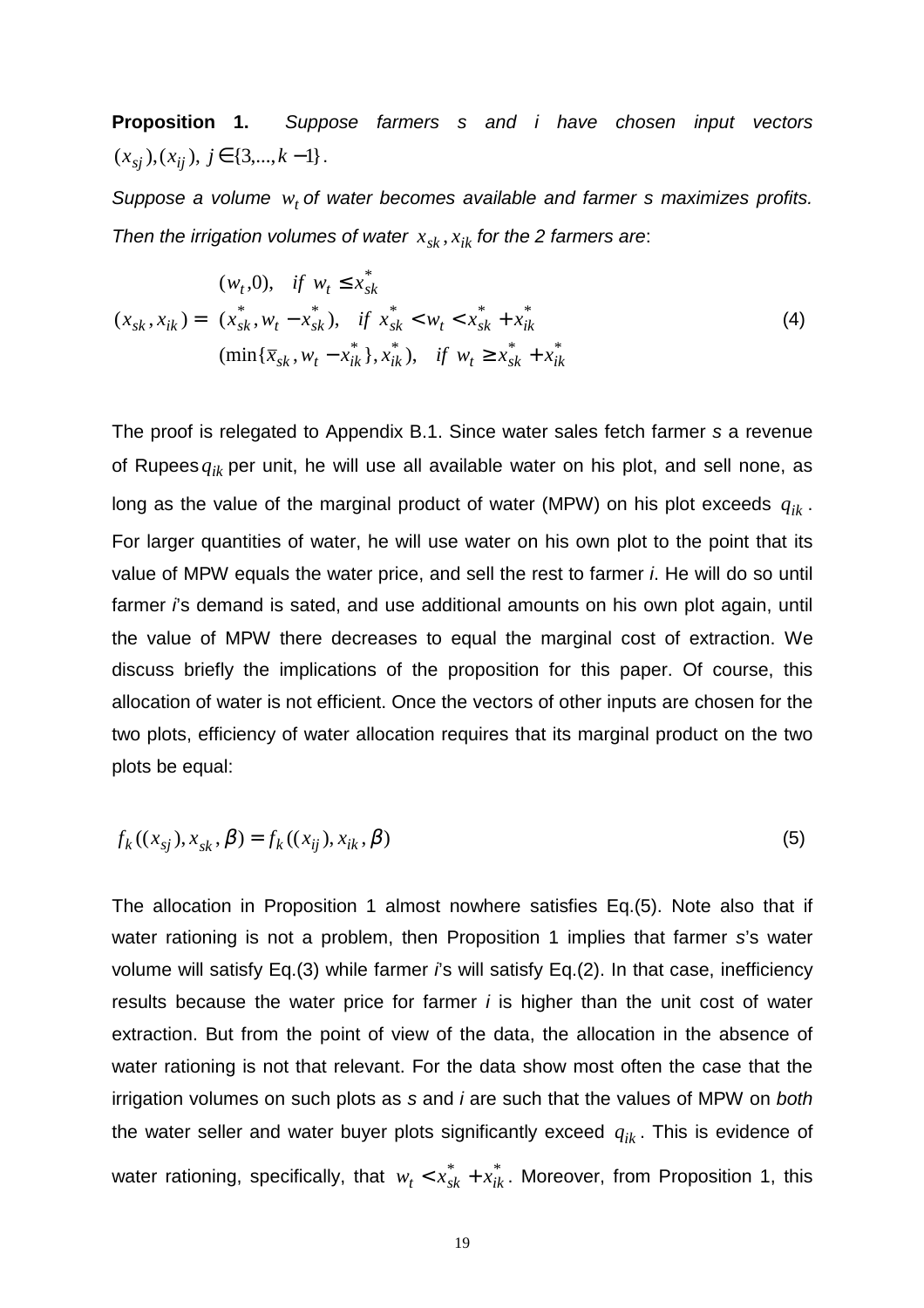**Proposition 1.** *Suppose farmers s and i have chosen input vectors* $(x_{sj}),(x_{ij}),\ j \in \{3,...,k-1\}$.

*Suppose a volume* $w_t$ *of water becomes available and farmer s maximizes profits. Then the irrigation volumes of water* $x_{sk}, x_{ik}$ *for the 2 farmers are*:

$$
(x_{sk}, x_{ik}) = \begin{cases} (w_t, 0), & if\ w_t \leq x_{sk}^* \\ (x_{sk}^*, w_t - x_{sk}^*), & if\ x_{sk}^* < w_t < x_{sk}^* + x_{ik}^* \\ (\min\{\bar{x}_{sk}, w_t - x_{ik}^*\}, x_{ik}^*), & if\ w_t \geq x_{sk}^* + x_{ik}^* \end{cases} \tag{4}
$$

The proof is relegated to Appendix B.1. Since water sales fetch farmer *s* a revenue of Rupees $q_{ik}$ per unit, he will use all available water on his plot, and sell none, as long as the value of the marginal product of water (MPW) on his plot exceeds $q_{ik}$. For larger quantities of water, he will use water on his own plot to the point that its value of MPW equals the water price, and sell the rest to farmer *i*. He will do so until farmer *i*'s demand is sated, and use additional amounts on his own plot again, until the value of MPW there decreases to equal the marginal cost of extraction. We discuss briefly the implications of the proposition for this paper. Of course, this allocation of water is not efficient. Once the vectors of other inputs are chosen for the two plots, efficiency of water allocation requires that its marginal product on the two plots be equal:

$$
f_k((x_{sj}), x_{sk}, \beta) = f_k((x_{ij}), x_{ik}, \beta) \tag{5}
$$

The allocation in Proposition 1 almost nowhere satisfies Eq.(5). Note also that if water rationing is not a problem, then Proposition 1 implies that farmer *s*'s water volume will satisfy Eq.(3) while farmer *i*'s will satisfy Eq.(2). In that case, inefficiency results because the water price for farmer *i* is higher than the unit cost of water extraction. But from the point of view of the data, the allocation in the absence of water rationing is not that relevant. For the data show most often the case that the irrigation volumes on such plots as *s* and *i* are such that the values of MPW on *both* the water seller and water buyer plots significantly exceed $q_{ik}$. This is evidence of water rationing, specifically, that $w_t < x_{sk}^* + x_{ik}^*$. Moreover, from Proposition 1, this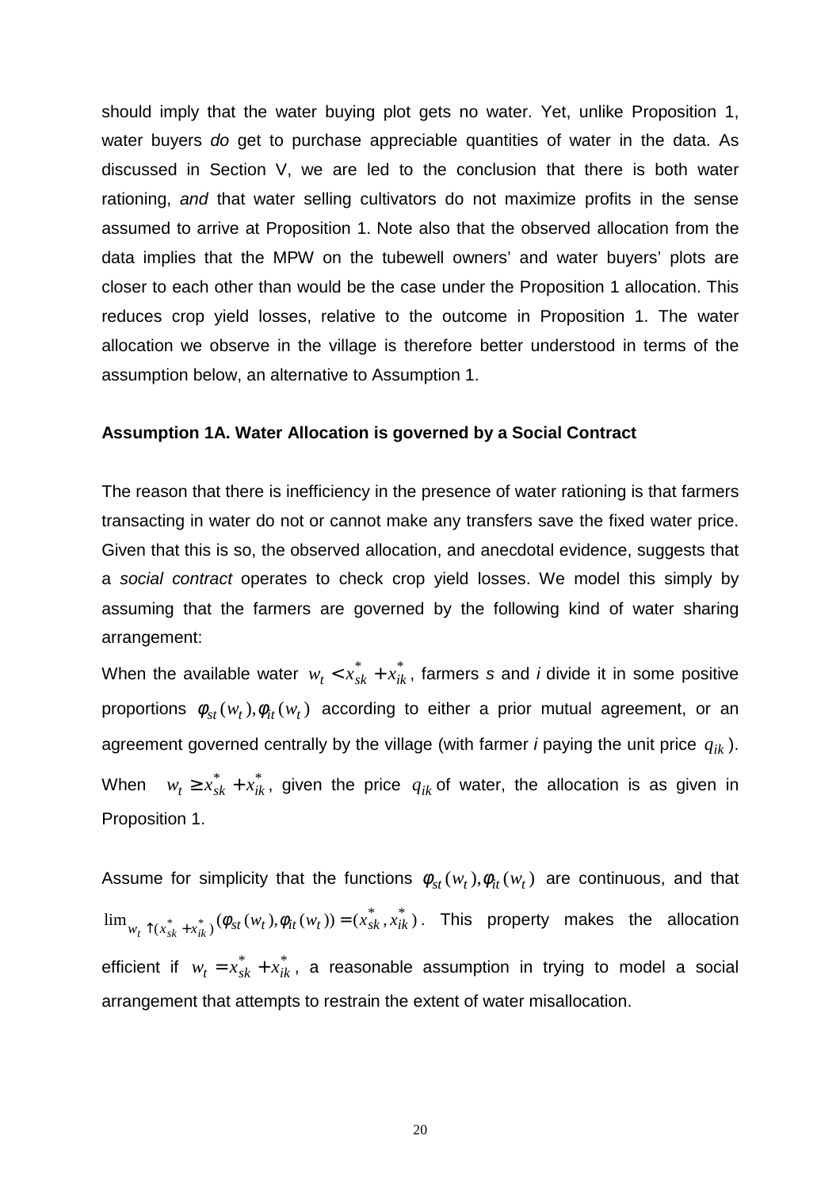should imply that the water buying plot gets no water. Yet, unlike Proposition 1, water buyers *do* get to purchase appreciable quantities of water in the data. As discussed in Section V, we are led to the conclusion that there is both water rationing, *and* that water selling cultivators do not maximize profits in the sense assumed to arrive at Proposition 1. Note also that the observed allocation from the data implies that the MPW on the tubewell owners' and water buyers' plots are closer to each other than would be the case under the Proposition 1 allocation. This reduces crop yield losses, relative to the outcome in Proposition 1. The water allocation we observe in the village is therefore better understood in terms of the assumption below, an alternative to Assumption 1.

**Assumption 1A. Water Allocation is governed by a Social Contract**

The reason that there is inefficiency in the presence of water rationing is that farmers transacting in water do not or cannot make any transfers save the fixed water price. Given that this is so, the observed allocation, and anecdotal evidence, suggests that a *social contract* operates to check crop yield losses. We model this simply by assuming that the farmers are governed by the following kind of water sharing arrangement:

When the available water $w_t < x_{sk}^* + x_{ik}^*$, farmers *s* and *i* divide it in some positive proportions $\phi_{st}(w_t), \phi_{it}(w_t)$ according to either a prior mutual agreement, or an agreement governed centrally by the village (with farmer *i* paying the unit price $q_{ik}$). When $w_t \geq x_{sk}^* + x_{ik}^*$, given the price $q_{ik}$ of water, the allocation is as given in Proposition 1.

Assume for simplicity that the functions $\phi_{st}(w_t), \phi_{it}(w_t)$ are continuous, and that $\lim_{w_t \uparrow (x_{sk}^* + x_{ik}^*)} (\phi_{st}(w_t), \phi_{it}(w_t)) = (x_{sk}^*, x_{ik}^*)$. This property makes the allocation efficient if $w_t = x_{sk}^* + x_{ik}^*$, a reasonable assumption in trying to model a social arrangement that attempts to restrain the extent of water misallocation.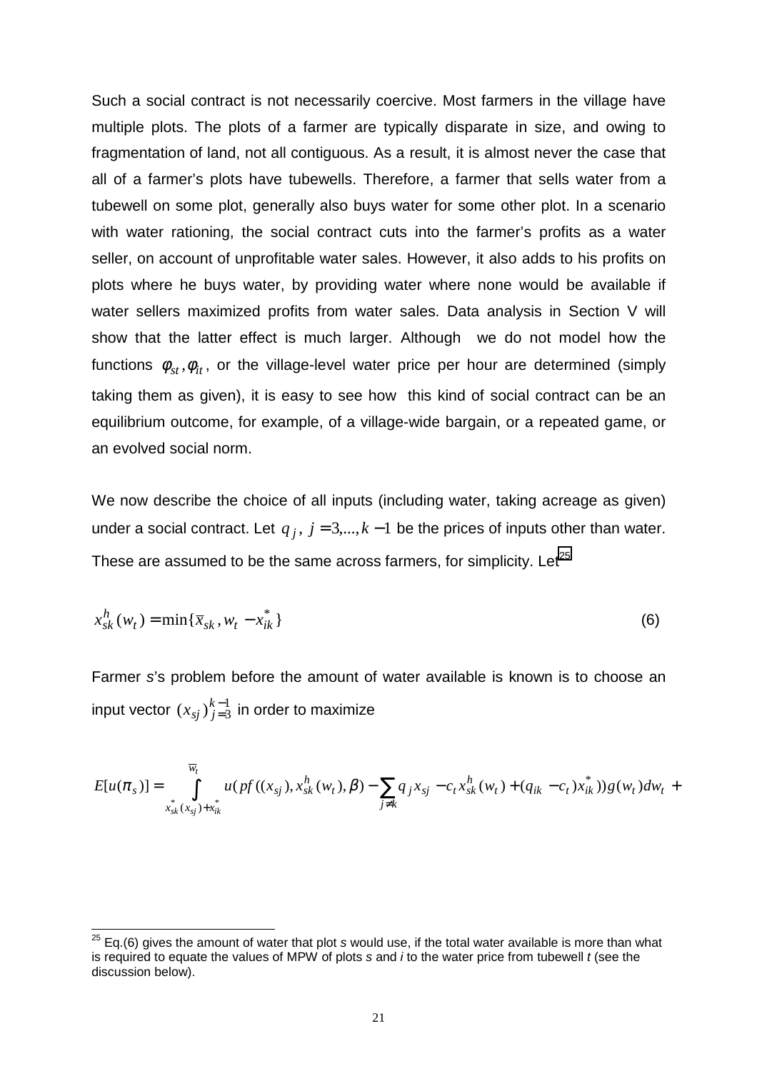Such a social contract is not necessarily coercive. Most farmers in the village have multiple plots. The plots of a farmer are typically disparate in size, and owing to fragmentation of land, not all contiguous. As a result, it is almost never the case that all of a farmer's plots have tubewells. Therefore, a farmer that sells water from a tubewell on some plot, generally also buys water for some other plot. In a scenario with water rationing, the social contract cuts into the farmer's profits as a water seller, on account of unprofitable water sales. However, it also adds to his profits on plots where he buys water, by providing water where none would be available if water sellers maximized profits from water sales. Data analysis in Section V will show that the latter effect is much larger. Although we do not model how the functions $\phi_{st}, \phi_{it}$, or the village-level water price per hour are determined (simply taking them as given), it is easy to see how this kind of social contract can be an equilibrium outcome, for example, of a village-wide bargain, or a repeated game, or an evolved social norm.

We now describe the choice of all inputs (including water, taking acreage as given) under a social contract. Let $q_j$, $j = 3,...,k-1$ be the prices of inputs other than water. These are assumed to be the same across farmers, for simplicity. Let[25]

$$x_{sk}^{h}(w_t) = \min\{\bar{x}_{sk}, w_t - x_{ik}^{*}\} \tag{6}$$

Farmer *s*'s problem before the amount of water available is known is to choose an input vector $(x_{sj})_{j=3}^{k-1}$ in order to maximize

$$E[u(\pi_s)] = \int_{x_{sk}^{*}(x_{sj}) + x_{ik}^{*}}^{\overline{w_t}} u(pf((x_{sj}), x_{sk}^{h}(w_t), \beta) - \sum_{j \neq k} q_j x_{sj} - c_t x_{sk}^{h}(w_t) + (q_{ik} - c_t) x_{ik}^{*})g(w_t)dw_t +$$

[25] Eq.(6) gives the amount of water that plot *s* would use, if the total water available is more than what is required to equate the values of MPW of plots *s* and *i* to the water price from tubewell *t* (see the discussion below).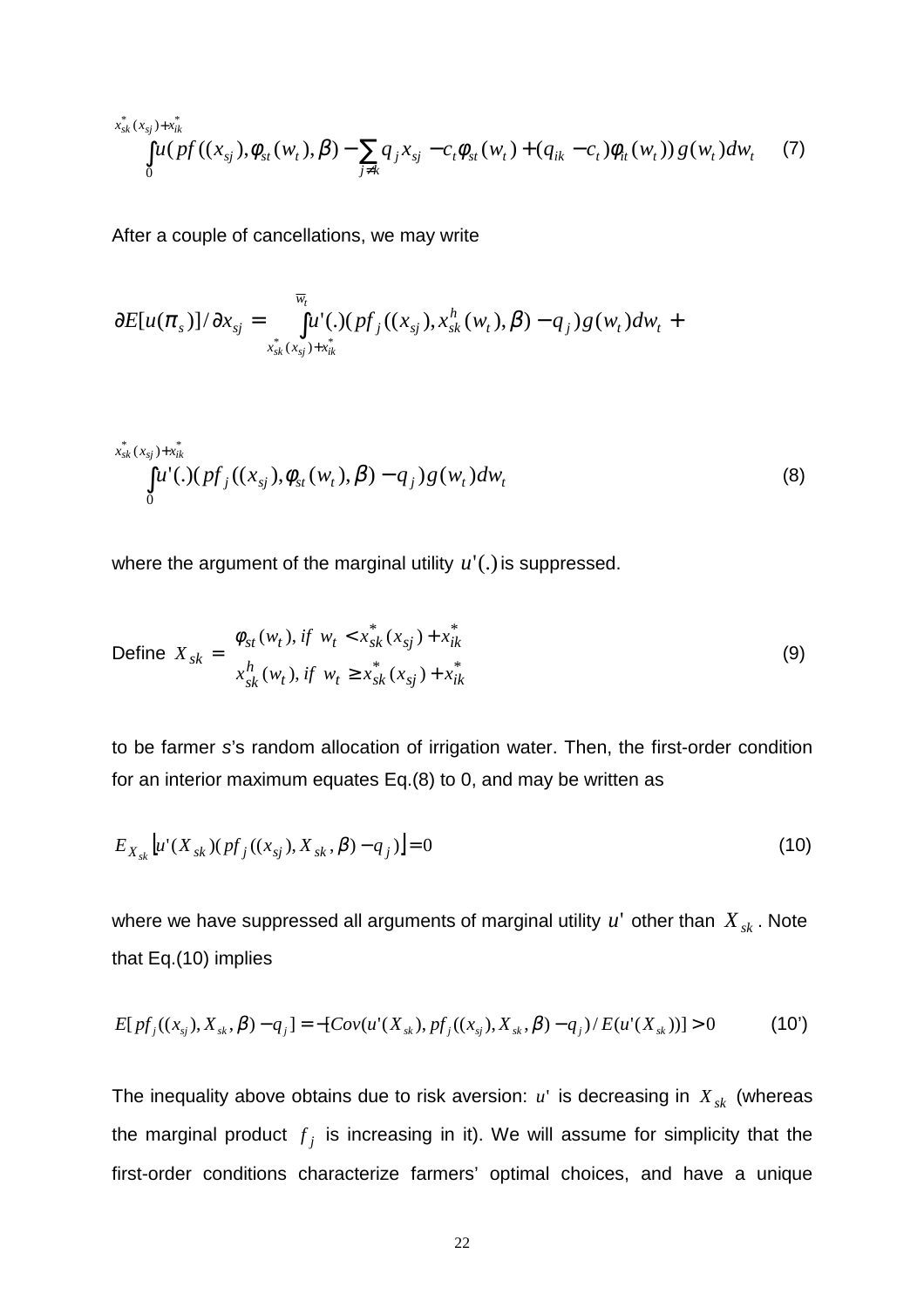$$\int_{0}^{x_{sk}^{*}(x_{sj})+x_{ik}^{*}} u(pf((x_{sj}),\phi_{st}(w_t),\beta)-\sum_{j\neq k} q_j x_{sj} - c_t\phi_{st}(w_t)+(q_{ik}-c_t)\phi_{it}(w_t))\,g(w_t)dw_t \quad (7)$$

After a couple of cancellations, we may write

$$\partial E[u(\pi_s)]/\partial x_{sj} = \int_{x_{sk}^{*}(x_{sj})+x_{ik}^{*}}^{\overline{w}_t} u'(.)(pf_j((x_{sj}),x_{sk}^{h}(w_t),\beta)-q_j)g(w_t)dw_t \; +$$

$$\int_{0}^{x_{sk}^{*}(x_{sj})+x_{ik}^{*}} u'(.)(pf_j((x_{sj}),\phi_{st}(w_t),\beta)-q_j)g(w_t)dw_t \quad (8)$$

where the argument of the marginal utility $u'(.)$ is suppressed.

$$\text{Define } X_{sk} = \begin{cases} \phi_{st}(w_t), \; if \;\; w_t < x_{sk}^{*}(x_{sj})+x_{ik}^{*} \\ x_{sk}^{h}(w_t), \; if \;\; w_t \geq x_{sk}^{*}(x_{sj})+x_{ik}^{*} \end{cases} \quad (9)$$

to be farmer *s*'s random allocation of irrigation water. Then, the first-order condition for an interior maximum equates Eq.(8) to 0, and may be written as

$$E_{X_{sk}}\left[u'(X_{sk})(pf_j((x_{sj}),X_{sk},\beta)-q_j)\right]=0 \quad (10)$$

where we have suppressed all arguments of marginal utility $u'$ other than $X_{sk}$. Note that Eq.(10) implies

$$E[pf_j((x_{sj}),X_{sk},\beta)-q_j] = -[Cov(u'(X_{sk}),pf_j((x_{sj}),X_{sk},\beta)-q_j)/E(u'(X_{sk}))] > 0 \quad (10')$$

The inequality above obtains due to risk aversion: $u'$ is decreasing in $X_{sk}$ (whereas the marginal product $f_j$ is increasing in it). We will assume for simplicity that the first-order conditions characterize farmers' optimal choices, and have a unique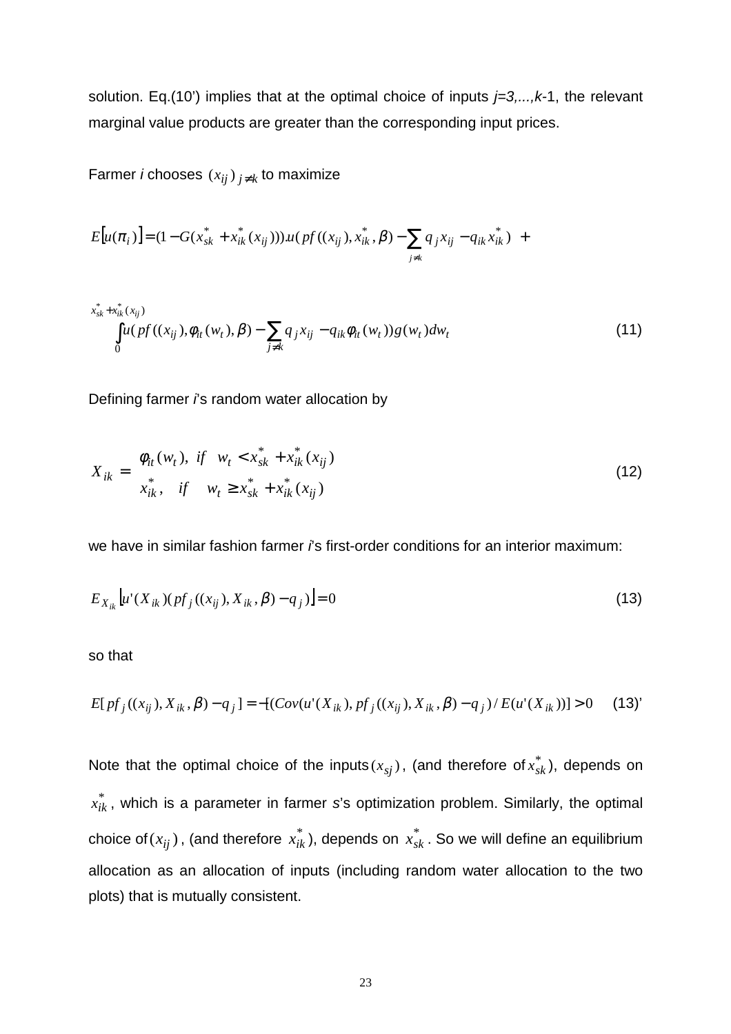solution. Eq.(10') implies that at the optimal choice of inputs *j=3,...,k*-1, the relevant marginal value products are greater than the corresponding input prices.

Farmer *i* chooses $(x_{ij})_{j \neq k}$ to maximize

$$E[u(\pi_i)] = (1 - G(x_{sk}^* + x_{ik}^*(x_{ij}))).u(pf((x_{ij}), x_{ik}^*, \beta) - \sum_{j \neq k} q_j x_{ij} - q_{ik} x_{ik}^*) \; +$$

$$\int_0^{x_{sk}^* + x_{ik}^*(x_{ij})} u(pf((x_{ij}), \phi_{it}(w_t), \beta) - \sum_{j \neq k} q_j x_{ij} - q_{ik} \phi_{it}(w_t)) g(w_t) dw_t \tag{11}$$

Defining farmer *i*'s random water allocation by

$$X_{ik} = \begin{cases} \phi_{it}(w_t), & if \quad w_t < x_{sk}^* + x_{ik}^*(x_{ij}) \\ x_{ik}^*, & if \quad w_t \geq x_{sk}^* + x_{ik}^*(x_{ij}) \end{cases} \tag{12}$$

we have in similar fashion farmer *i*'s first-order conditions for an interior maximum:

$$E_{X_{ik}}[u'(X_{ik})(pf_j((x_{ij}), X_{ik}, \beta) - q_j)] = 0 \tag{13}$$

so that

$$E[pf_j((x_{ij}), X_{ik}, \beta) - q_j] = -[(Cov(u'(X_{ik}), pf_j((x_{ij}), X_{ik}, \beta) - q_j) / E(u'(X_{ik}))] > 0 \tag{13'}$$

Note that the optimal choice of the inputs $(x_{sj})$, (and therefore of $x_{sk}^*$), depends on $x_{ik}^*$, which is a parameter in farmer *s*'s optimization problem. Similarly, the optimal choice of $(x_{ij})$, (and therefore $x_{ik}^*$), depends on $x_{sk}^*$. So we will define an equilibrium allocation as an allocation of inputs (including random water allocation to the two plots) that is mutually consistent.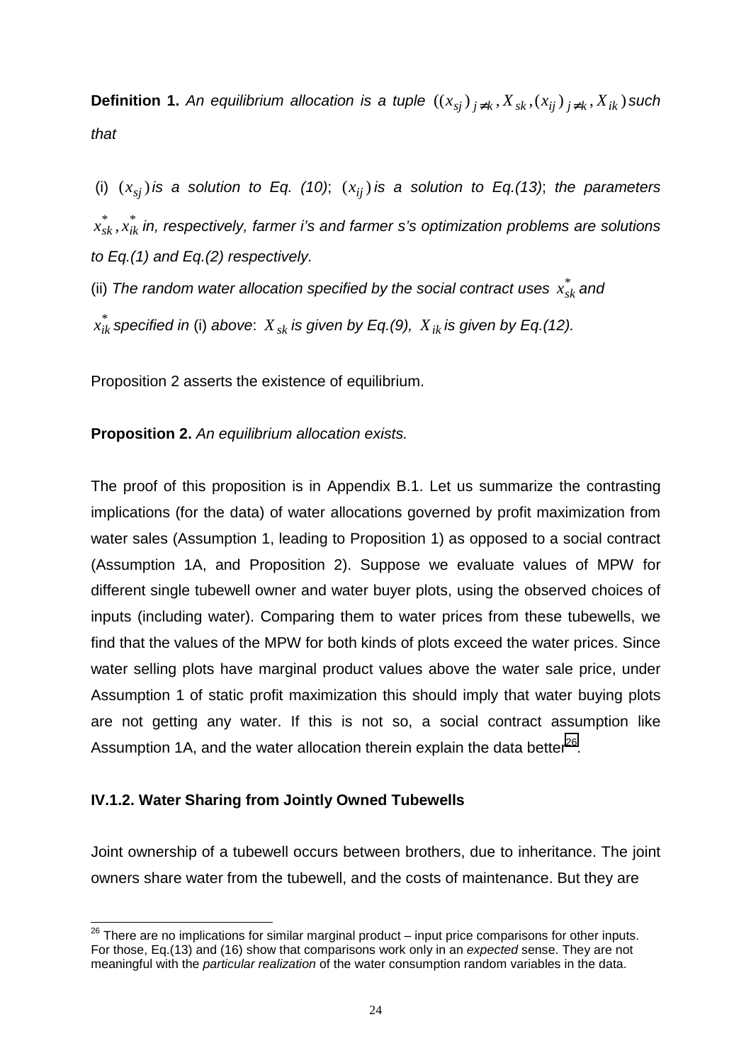**Definition 1.** *An equilibrium allocation is a tuple* $((x_{sj})_{j \neq k}, X_{sk}, (x_{ij})_{j \neq k}, X_{ik})$ *such that*

(i) $(x_{sj})$ *is a solution to Eq. (10)*; $(x_{ij})$ *is a solution to Eq.(13)*; *the parameters* $x^*_{sk}, x^*_{ik}$ *in, respectively, farmer i's and farmer s's optimization problems are solutions to Eq.(1) and Eq.(2) respectively.*

(ii) *The random water allocation specified by the social contract uses* $x^*_{sk}$ *and* $x^*_{ik}$ *specified in* (i) *above*: $X_{sk}$ *is given by Eq.(9),* $X_{ik}$ *is given by Eq.(12).*

Proposition 2 asserts the existence of equilibrium.

**Proposition 2.** *An equilibrium allocation exists.*

The proof of this proposition is in Appendix B.1. Let us summarize the contrasting implications (for the data) of water allocations governed by profit maximization from water sales (Assumption 1, leading to Proposition 1) as opposed to a social contract (Assumption 1A, and Proposition 2). Suppose we evaluate values of MPW for different single tubewell owner and water buyer plots, using the observed choices of inputs (including water). Comparing them to water prices from these tubewells, we find that the values of the MPW for both kinds of plots exceed the water prices. Since water selling plots have marginal product values above the water sale price, under Assumption 1 of static profit maximization this should imply that water buying plots are not getting any water. If this is not so, a social contract assumption like Assumption 1A, and the water allocation therein explain the data better[26].

### IV.1.2. Water Sharing from Jointly Owned Tubewells

Joint ownership of a tubewell occurs between brothers, due to inheritance. The joint owners share water from the tubewell, and the costs of maintenance. But they are

---

[26] There are no implications for similar marginal product – input price comparisons for other inputs. For those, Eq.(13) and (16) show that comparisons work only in an *expected* sense. They are not meaningful with the *particular realization* of the water consumption random variables in the data.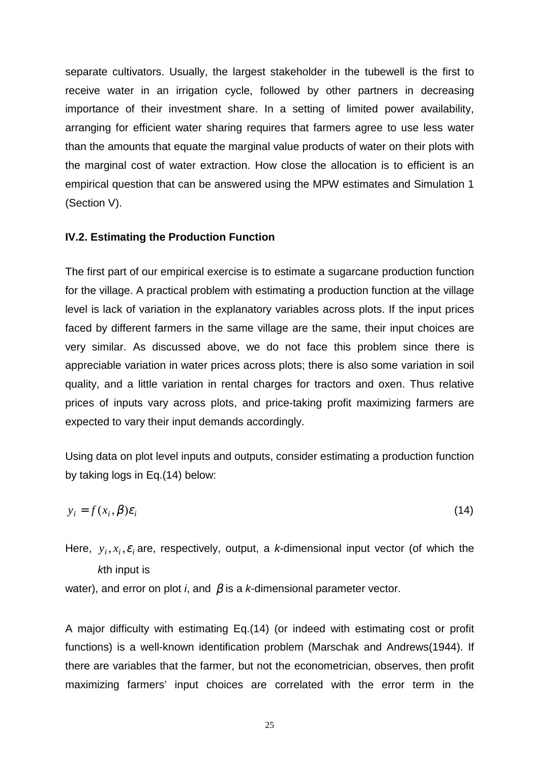separate cultivators. Usually, the largest stakeholder in the tubewell is the first to receive water in an irrigation cycle, followed by other partners in decreasing importance of their investment share. In a setting of limited power availability, arranging for efficient water sharing requires that farmers agree to use less water than the amounts that equate the marginal value products of water on their plots with the marginal cost of water extraction. How close the allocation is to efficient is an empirical question that can be answered using the MPW estimates and Simulation 1 (Section V).

### IV.2. Estimating the Production Function

The first part of our empirical exercise is to estimate a sugarcane production function for the village. A practical problem with estimating a production function at the village level is lack of variation in the explanatory variables across plots. If the input prices faced by different farmers in the same village are the same, their input choices are very similar. As discussed above, we do not face this problem since there is appreciable variation in water prices across plots; there is also some variation in soil quality, and a little variation in rental charges for tractors and oxen. Thus relative prices of inputs vary across plots, and price-taking profit maximizing farmers are expected to vary their input demands accordingly.

Using data on plot level inputs and outputs, consider estimating a production function by taking logs in Eq.(14) below:

$$y_i = f(x_i, \beta)\varepsilon_i \tag{14}$$

Here, $y_i, x_i, \varepsilon_i$ are, respectively, output, a *k*-dimensional input vector (of which the *k*th input is water), and error on plot *i*, and $\beta$ is a *k*-dimensional parameter vector.

A major difficulty with estimating Eq.(14) (or indeed with estimating cost or profit functions) is a well-known identification problem (Marschak and Andrews(1944). If there are variables that the farmer, but not the econometrician, observes, then profit maximizing farmers' input choices are correlated with the error term in the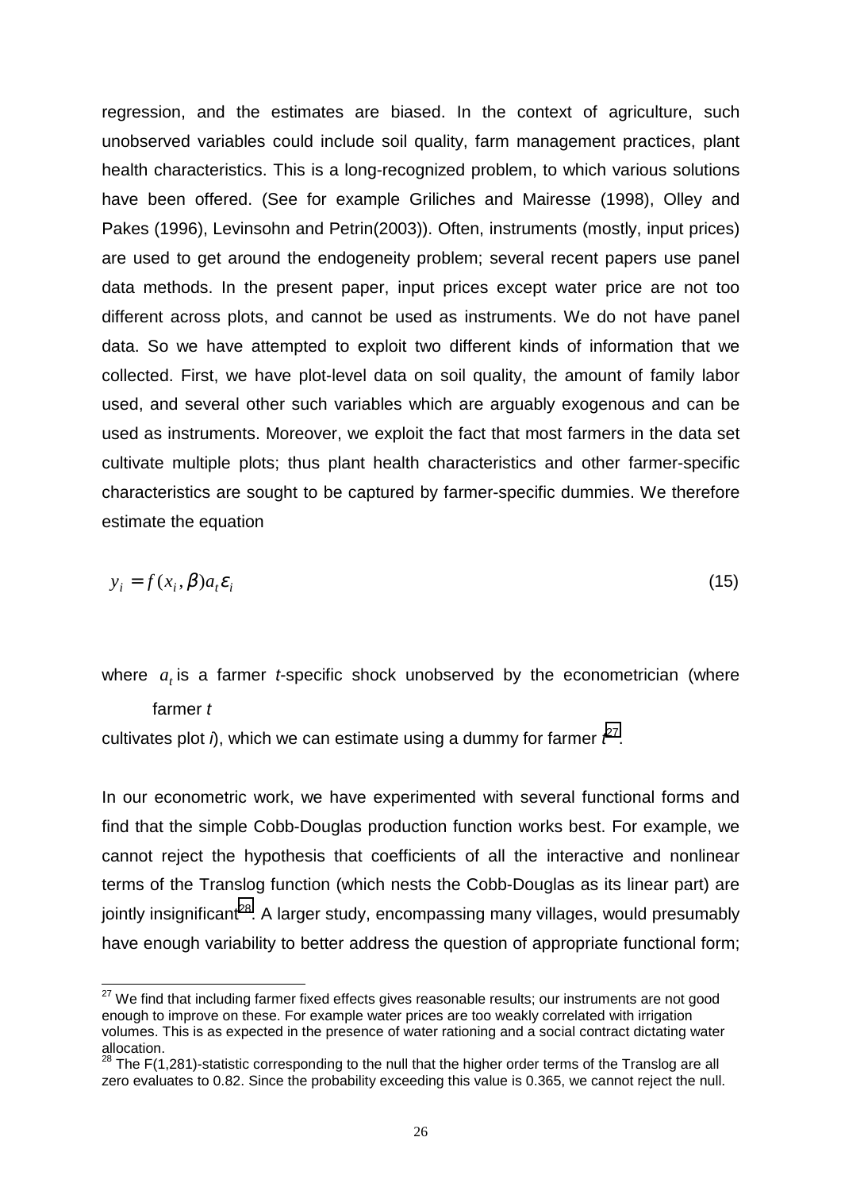regression, and the estimates are biased. In the context of agriculture, such unobserved variables could include soil quality, farm management practices, plant health characteristics. This is a long-recognized problem, to which various solutions have been offered. (See for example Griliches and Mairesse (1998), Olley and Pakes (1996), Levinsohn and Petrin(2003)). Often, instruments (mostly, input prices) are used to get around the endogeneity problem; several recent papers use panel data methods. In the present paper, input prices except water price are not too different across plots, and cannot be used as instruments. We do not have panel data. So we have attempted to exploit two different kinds of information that we collected. First, we have plot-level data on soil quality, the amount of family labor used, and several other such variables which are arguably exogenous and can be used as instruments. Moreover, we exploit the fact that most farmers in the data set cultivate multiple plots; thus plant health characteristics and other farmer-specific characteristics are sought to be captured by farmer-specific dummies. We therefore estimate the equation

$$y_i = f(x_i, \beta) a_t \varepsilon_i \tag{15}$$

where $a_t$ is a farmer *t*-specific shock unobserved by the econometrician (where farmer *t* cultivates plot *i*), which we can estimate using a dummy for farmer *t*[27].

In our econometric work, we have experimented with several functional forms and find that the simple Cobb-Douglas production function works best. For example, we cannot reject the hypothesis that coefficients of all the interactive and nonlinear terms of the Translog function (which nests the Cobb-Douglas as its linear part) are jointly insignificant[28]. A larger study, encompassing many villages, would presumably have enough variability to better address the question of appropriate functional form;

[27] We find that including farmer fixed effects gives reasonable results; our instruments are not good enough to improve on these. For example water prices are too weakly correlated with irrigation volumes. This is as expected in the presence of water rationing and a social contract dictating water allocation.

[28] The $F(1,281)$-statistic corresponding to the null that the higher order terms of the Translog are all zero evaluates to 0.82. Since the probability exceeding this value is 0.365, we cannot reject the null.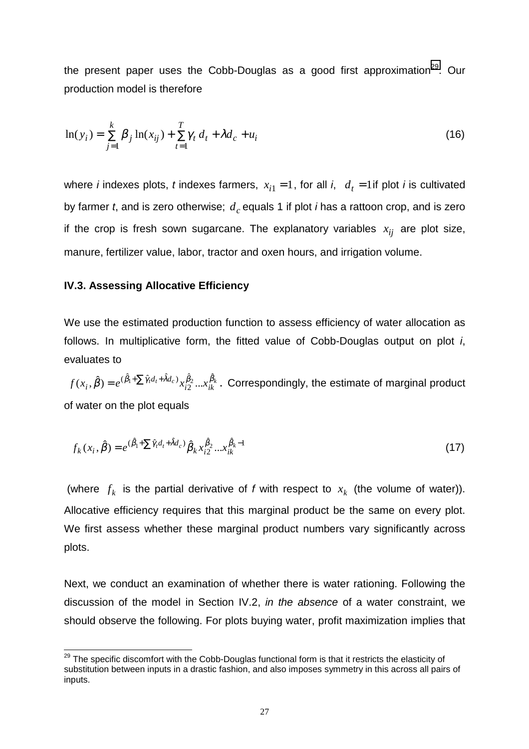the present paper uses the Cobb-Douglas as a good first approximation[29]. Our production model is therefore

$$\ln(y_i) = \sum_{j=1}^{k} \beta_j \ln(x_{ij}) + \sum_{t=1}^{T} \gamma_t d_t + \lambda d_c + u_i \tag{16}$$

where *i* indexes plots, *t* indexes farmers, $x_{i1} = 1$, for all *i*, $d_t = 1$ if plot *i* is cultivated by farmer *t*, and is zero otherwise; $d_c$ equals 1 if plot *i* has a rattoon crop, and is zero if the crop is fresh sown sugarcane. The explanatory variables $x_{ij}$ are plot size, manure, fertilizer value, labor, tractor and oxen hours, and irrigation volume.

**IV.3. Assessing Allocative Efficiency**

We use the estimated production function to assess efficiency of water allocation as follows. In multiplicative form, the fitted value of Cobb-Douglas output on plot *i*, evaluates to

$f(x_i, \hat{\beta}) = e^{(\hat{\beta}_1 + \sum \hat{\gamma}_t d_t + \hat{\lambda} d_c)} x_{i2}^{\hat{\beta}_2} ... x_{ik}^{\hat{\beta}_k}$. Correspondingly, the estimate of marginal product of water on the plot equals

$$f_k(x_i, \hat{\beta}) = e^{(\hat{\beta}_1 + \sum \hat{\gamma}_t d_t + \hat{\lambda} d_c)} \hat{\beta}_k x_{i2}^{\hat{\beta}_2} ... x_{ik}^{\hat{\beta}_k - 1} \tag{17}$$

(where $f_k$ is the partial derivative of *f* with respect to $x_k$ (the volume of water)). Allocative efficiency requires that this marginal product be the same on every plot. We first assess whether these marginal product numbers vary significantly across plots.

Next, we conduct an examination of whether there is water rationing. Following the discussion of the model in Section IV.2, *in the absence* of a water constraint, we should observe the following. For plots buying water, profit maximization implies that

[29] The specific discomfort with the Cobb-Douglas functional form is that it restricts the elasticity of substitution between inputs in a drastic fashion, and also imposes symmetry in this across all pairs of inputs.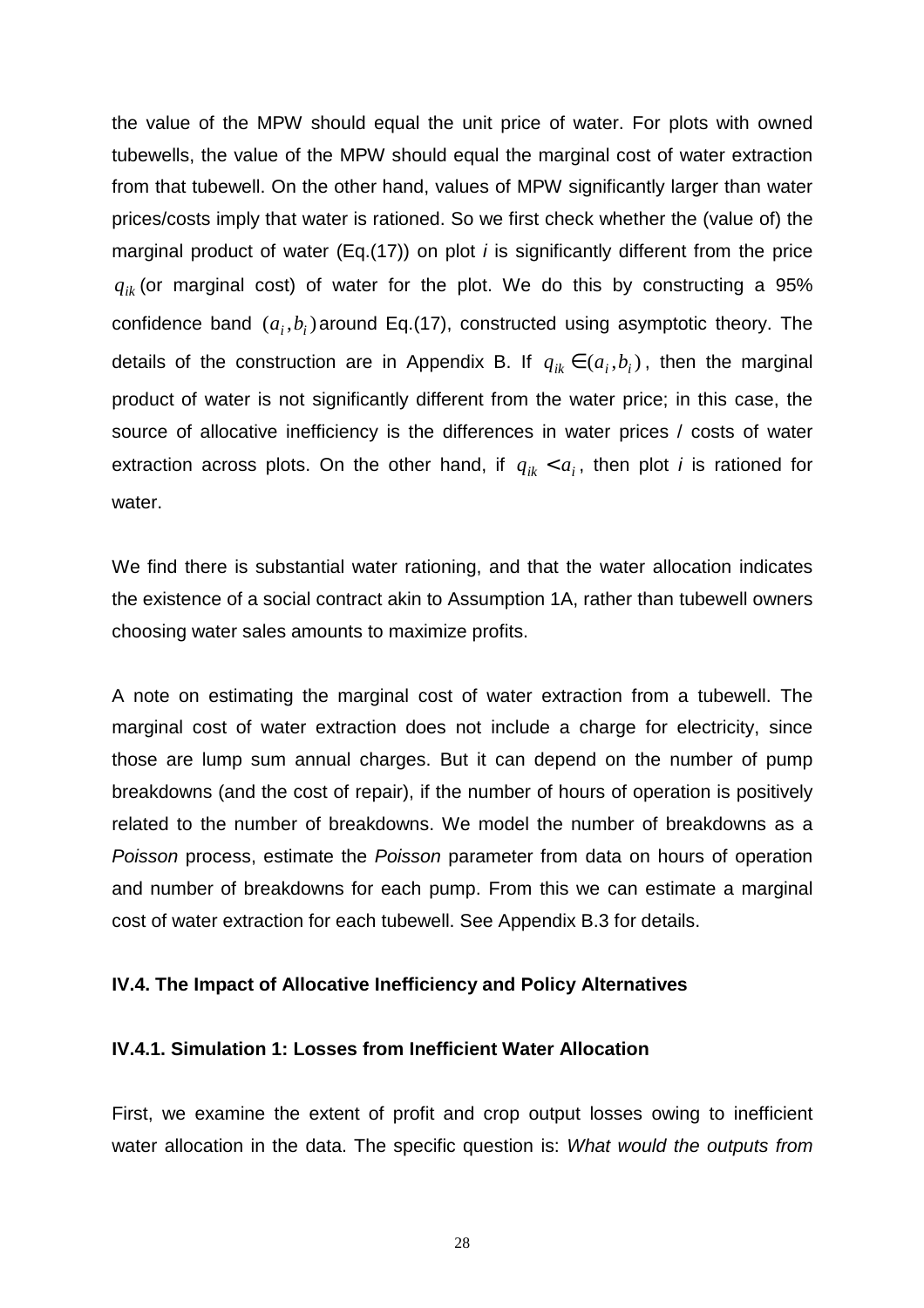the value of the MPW should equal the unit price of water. For plots with owned tubewells, the value of the MPW should equal the marginal cost of water extraction from that tubewell. On the other hand, values of MPW significantly larger than water prices/costs imply that water is rationed. So we first check whether the (value of) the marginal product of water (Eq.(17)) on plot *i* is significantly different from the price $q_{ik}$ (or marginal cost) of water for the plot. We do this by constructing a 95% confidence band $(a_i, b_i)$ around Eq.(17), constructed using asymptotic theory. The details of the construction are in Appendix B. If $q_{ik} \in (a_i, b_i)$, then the marginal product of water is not significantly different from the water price; in this case, the source of allocative inefficiency is the differences in water prices / costs of water extraction across plots. On the other hand, if $q_{ik} < a_i$, then plot *i* is rationed for water.

We find there is substantial water rationing, and that the water allocation indicates the existence of a social contract akin to Assumption 1A, rather than tubewell owners choosing water sales amounts to maximize profits.

A note on estimating the marginal cost of water extraction from a tubewell. The marginal cost of water extraction does not include a charge for electricity, since those are lump sum annual charges. But it can depend on the number of pump breakdowns (and the cost of repair), if the number of hours of operation is positively related to the number of breakdowns. We model the number of breakdowns as a *Poisson* process, estimate the *Poisson* parameter from data on hours of operation and number of breakdowns for each pump. From this we can estimate a marginal cost of water extraction for each tubewell. See Appendix B.3 for details.

### IV.4. The Impact of Allocative Inefficiency and Policy Alternatives

#### IV.4.1. Simulation 1: Losses from Inefficient Water Allocation

First, we examine the extent of profit and crop output losses owing to inefficient water allocation in the data. The specific question is: *What would the outputs from*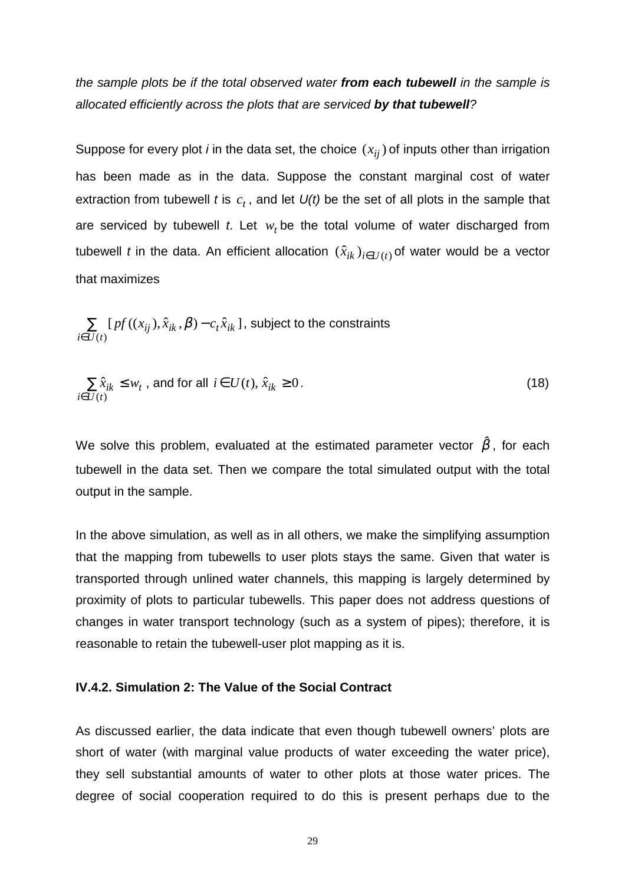*the sample plots be if the total observed water **from each tubewell** in the sample is allocated efficiently across the plots that are serviced **by that tubewell**?*

Suppose for every plot *i* in the data set, the choice $(x_{ij})$ of inputs other than irrigation has been made as in the data. Suppose the constant marginal cost of water extraction from tubewell *t* is $c_t$, and let *U(t)* be the set of all plots in the sample that are serviced by tubewell *t*. Let $w_t$ be the total volume of water discharged from tubewell *t* in the data. An efficient allocation $(\hat{x}_{ik})_{i \in U(t)}$ of water would be a vector that maximizes

$\sum_{i \in U(t)} [\, pf((x_{ij}), \hat{x}_{ik}, \beta) - c_t \hat{x}_{ik}\,]$, subject to the constraints

$$\sum_{i \in U(t)} \hat{x}_{ik} \leq w_t \text{ , and for all } i \in U(t),\ \hat{x}_{ik} \geq 0\,. \tag{18}$$

We solve this problem, evaluated at the estimated parameter vector $\hat{\beta}$, for each tubewell in the data set. Then we compare the total simulated output with the total output in the sample.

In the above simulation, as well as in all others, we make the simplifying assumption that the mapping from tubewells to user plots stays the same. Given that water is transported through unlined water channels, this mapping is largely determined by proximity of plots to particular tubewells. This paper does not address questions of changes in water transport technology (such as a system of pipes); therefore, it is reasonable to retain the tubewell-user plot mapping as it is.

### IV.4.2. Simulation 2: The Value of the Social Contract

As discussed earlier, the data indicate that even though tubewell owners' plots are short of water (with marginal value products of water exceeding the water price), they sell substantial amounts of water to other plots at those water prices. The degree of social cooperation required to do this is present perhaps due to the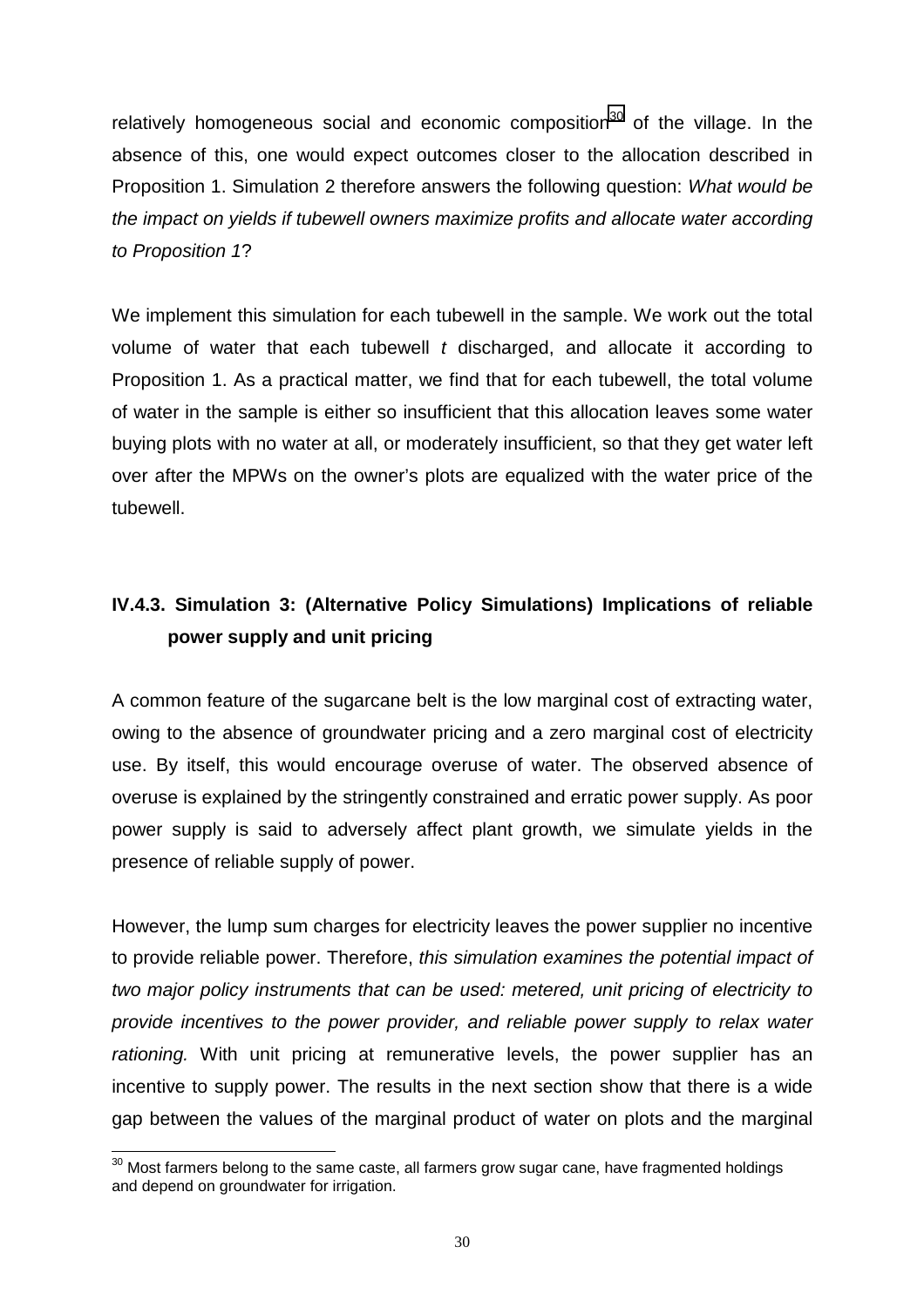relatively homogeneous social and economic composition[30] of the village. In the absence of this, one would expect outcomes closer to the allocation described in Proposition 1. Simulation 2 therefore answers the following question: *What would be the impact on yields if tubewell owners maximize profits and allocate water according to Proposition 1*?

We implement this simulation for each tubewell in the sample. We work out the total volume of water that each tubewell *t* discharged, and allocate it according to Proposition 1. As a practical matter, we find that for each tubewell, the total volume of water in the sample is either so insufficient that this allocation leaves some water buying plots with no water at all, or moderately insufficient, so that they get water left over after the MPWs on the owner's plots are equalized with the water price of the tubewell.

### IV.4.3. Simulation 3: (Alternative Policy Simulations) Implications of reliable power supply and unit pricing

A common feature of the sugarcane belt is the low marginal cost of extracting water, owing to the absence of groundwater pricing and a zero marginal cost of electricity use. By itself, this would encourage overuse of water. The observed absence of overuse is explained by the stringently constrained and erratic power supply. As poor power supply is said to adversely affect plant growth, we simulate yields in the presence of reliable supply of power.

However, the lump sum charges for electricity leaves the power supplier no incentive to provide reliable power. Therefore, *this simulation examines the potential impact of two major policy instruments that can be used: metered, unit pricing of electricity to provide incentives to the power provider, and reliable power supply to relax water rationing.* With unit pricing at remunerative levels, the power supplier has an incentive to supply power. The results in the next section show that there is a wide gap between the values of the marginal product of water on plots and the marginal

[30] Most farmers belong to the same caste, all farmers grow sugar cane, have fragmented holdings and depend on groundwater for irrigation.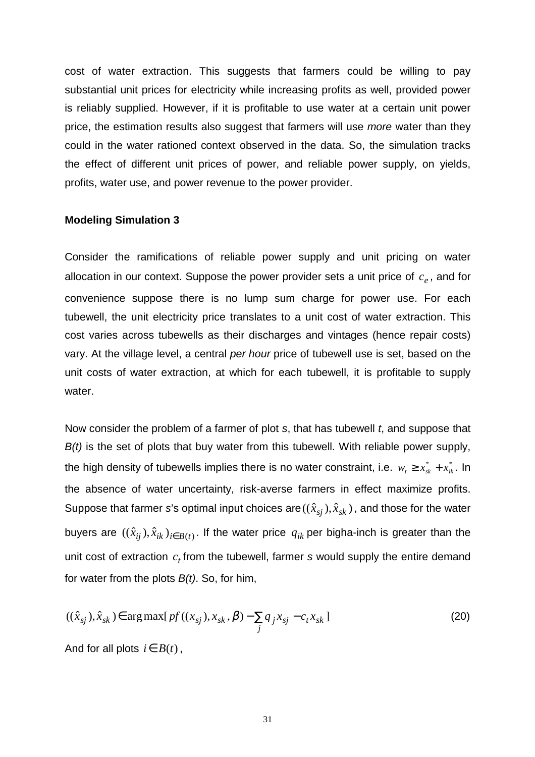cost of water extraction. This suggests that farmers could be willing to pay substantial unit prices for electricity while increasing profits as well, provided power is reliably supplied. However, if it is profitable to use water at a certain unit power price, the estimation results also suggest that farmers will use *more* water than they could in the water rationed context observed in the data. So, the simulation tracks the effect of different unit prices of power, and reliable power supply, on yields, profits, water use, and power revenue to the power provider.

**Modeling Simulation 3**

Consider the ramifications of reliable power supply and unit pricing on water allocation in our context. Suppose the power provider sets a unit price of $c_e$, and for convenience suppose there is no lump sum charge for power use. For each tubewell, the unit electricity price translates to a unit cost of water extraction. This cost varies across tubewells as their discharges and vintages (hence repair costs) vary. At the village level, a central *per hour* price of tubewell use is set, based on the unit costs of water extraction, at which for each tubewell, it is profitable to supply water.

Now consider the problem of a farmer of plot *s*, that has tubewell *t*, and suppose that *B(t)* is the set of plots that buy water from this tubewell. With reliable power supply, the high density of tubewells implies there is no water constraint, i.e. $w_t \geq x^*_{sk} + x^*_{ik}$. In the absence of water uncertainty, risk-averse farmers in effect maximize profits. Suppose that farmer *s*'s optimal input choices are $((\hat{x}_{sj}), \hat{x}_{sk})$, and those for the water buyers are $((\hat{x}_{ij}), \hat{x}_{ik})_{i \in B(t)}$. If the water price $q_{ik}$ per bigha-inch is greater than the unit cost of extraction $c_t$ from the tubewell, farmer *s* would supply the entire demand for water from the plots *B(t)*. So, for him,

$$((\hat{x}_{sj}), \hat{x}_{sk}) \in \arg\max[pf((x_{sj}), x_{sk}, \beta) - \sum_j q_j x_{sj} - c_t x_{sk}] \tag{20}$$

And for all plots $i \in B(t)$,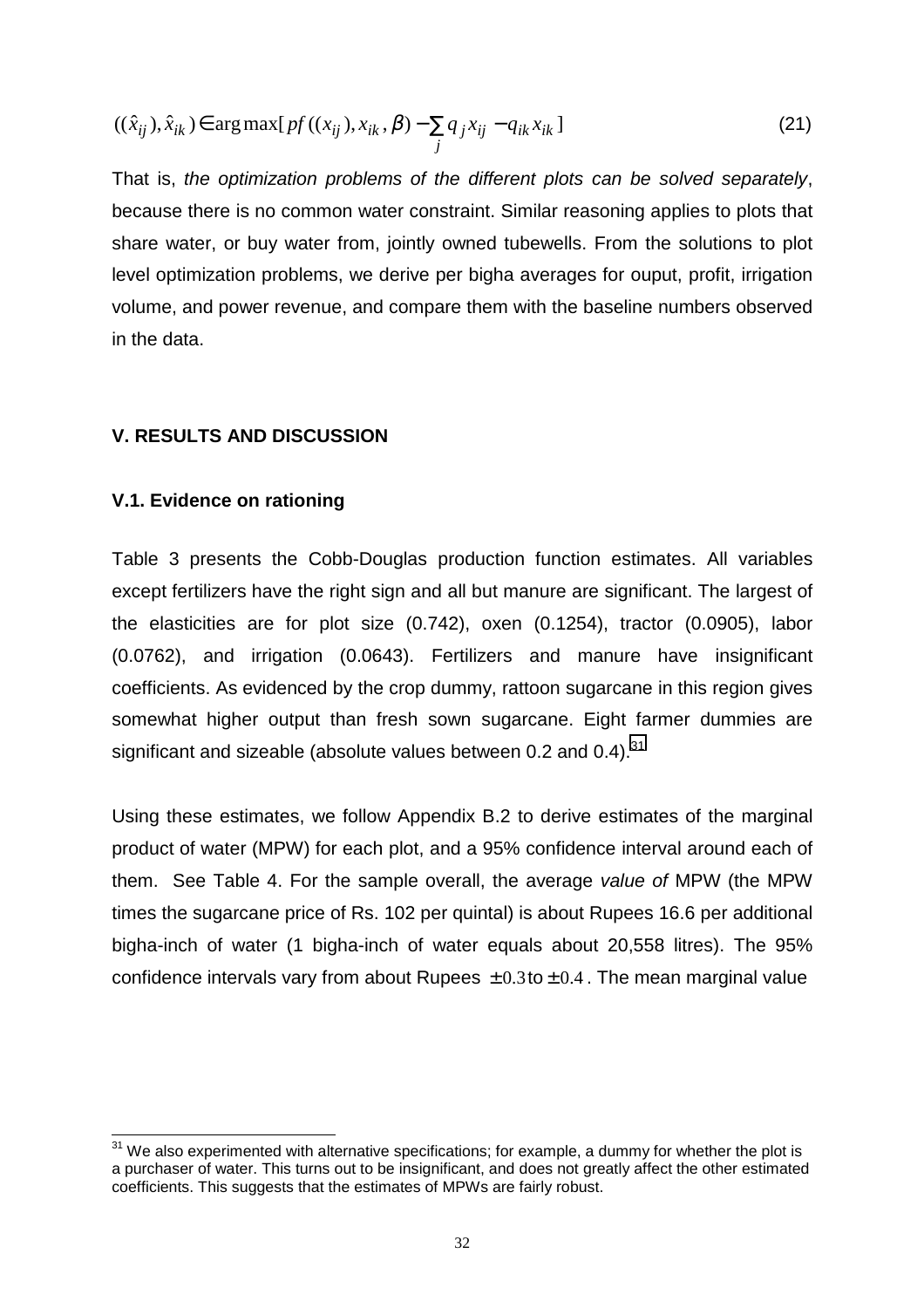$$((\hat{x}_{ij}), \hat{x}_{ik}) \in \arg\max[pf((x_{ij}), x_{ik}, \beta) - \sum_j q_j x_{ij} - q_{ik} x_{ik}] \quad (21)$$

That is, *the optimization problems of the different plots can be solved separately*, because there is no common water constraint. Similar reasoning applies to plots that share water, or buy water from, jointly owned tubewells. From the solutions to plot level optimization problems, we derive per bigha averages for ouput, profit, irrigation volume, and power revenue, and compare them with the baseline numbers observed in the data.

## V. RESULTS AND DISCUSSION

### V.1. Evidence on rationing

Table 3 presents the Cobb-Douglas production function estimates. All variables except fertilizers have the right sign and all but manure are significant. The largest of the elasticities are for plot size (0.742), oxen (0.1254), tractor (0.0905), labor (0.0762), and irrigation (0.0643). Fertilizers and manure have insignificant coefficients. As evidenced by the crop dummy, rattoon sugarcane in this region gives somewhat higher output than fresh sown sugarcane. Eight farmer dummies are significant and sizeable (absolute values between 0.2 and 0.4).[31]

Using these estimates, we follow Appendix B.2 to derive estimates of the marginal product of water (MPW) for each plot, and a 95% confidence interval around each of them. See Table 4. For the sample overall, the average *value of* MPW (the MPW times the sugarcane price of Rs. 102 per quintal) is about Rupees 16.6 per additional bigha-inch of water (1 bigha-inch of water equals about 20,558 litres). The 95% confidence intervals vary from about Rupees $\pm 0.3$ to $\pm 0.4$. The mean marginal value

---

[31] We also experimented with alternative specifications; for example, a dummy for whether the plot is a purchaser of water. This turns out to be insignificant, and does not greatly affect the other estimated coefficients. This suggests that the estimates of MPWs are fairly robust.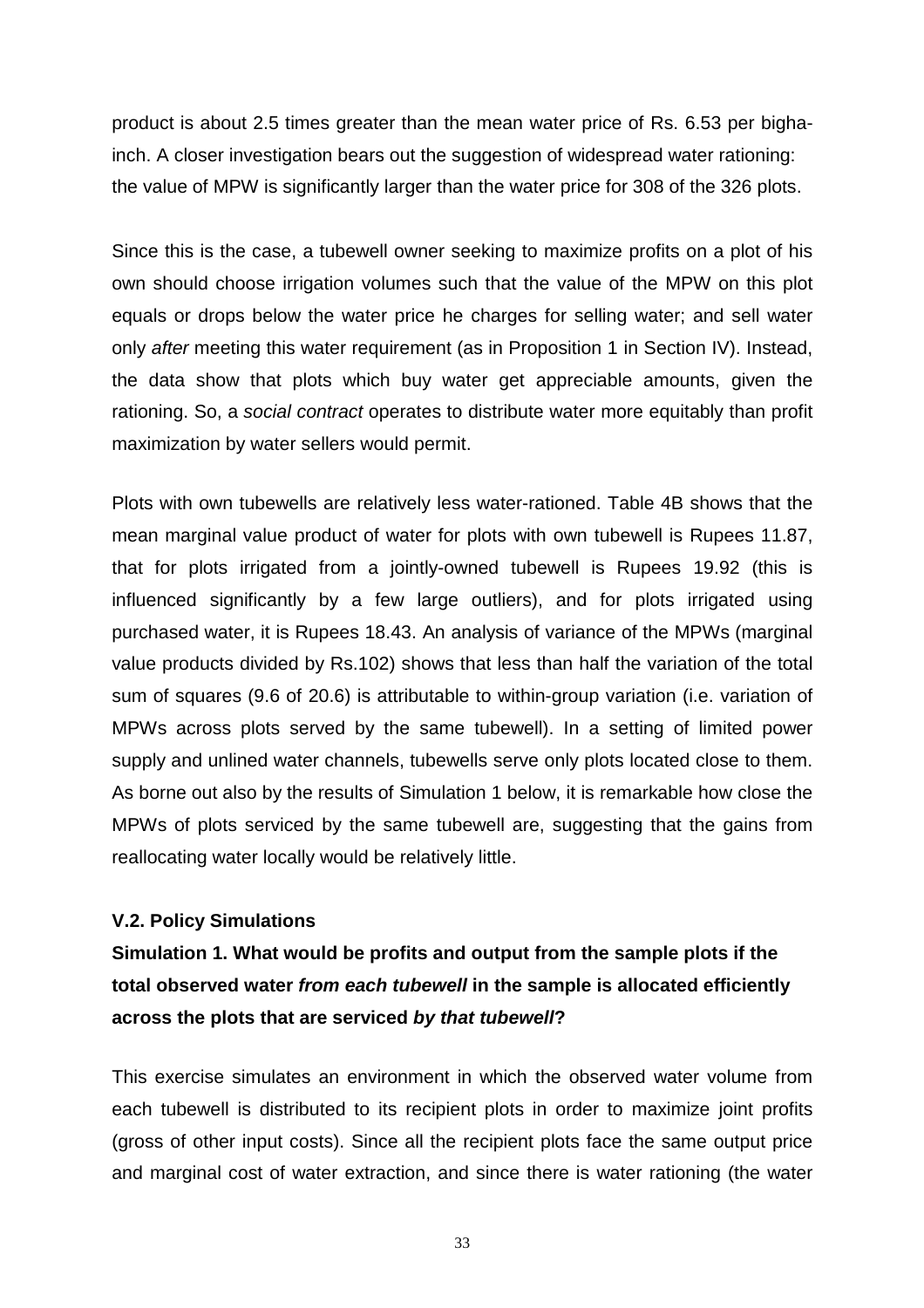product is about 2.5 times greater than the mean water price of Rs. 6.53 per bigha-inch. A closer investigation bears out the suggestion of widespread water rationing: the value of MPW is significantly larger than the water price for 308 of the 326 plots.

Since this is the case, a tubewell owner seeking to maximize profits on a plot of his own should choose irrigation volumes such that the value of the MPW on this plot equals or drops below the water price he charges for selling water; and sell water only *after* meeting this water requirement (as in Proposition 1 in Section IV). Instead, the data show that plots which buy water get appreciable amounts, given the rationing. So, a *social contract* operates to distribute water more equitably than profit maximization by water sellers would permit.

Plots with own tubewells are relatively less water-rationed. Table 4B shows that the mean marginal value product of water for plots with own tubewell is Rupees 11.87, that for plots irrigated from a jointly-owned tubewell is Rupees 19.92 (this is influenced significantly by a few large outliers), and for plots irrigated using purchased water, it is Rupees 18.43. An analysis of variance of the MPWs (marginal value products divided by Rs.102) shows that less than half the variation of the total sum of squares (9.6 of 20.6) is attributable to within-group variation (i.e. variation of MPWs across plots served by the same tubewell). In a setting of limited power supply and unlined water channels, tubewells serve only plots located close to them. As borne out also by the results of Simulation 1 below, it is remarkable how close the MPWs of plots serviced by the same tubewell are, suggesting that the gains from reallocating water locally would be relatively little.

### V.2. Policy Simulations

**Simulation 1. What would be profits and output from the sample plots if the total observed water *from each tubewell* in the sample is allocated efficiently across the plots that are serviced *by that tubewell*?**

This exercise simulates an environment in which the observed water volume from each tubewell is distributed to its recipient plots in order to maximize joint profits (gross of other input costs). Since all the recipient plots face the same output price and marginal cost of water extraction, and since there is water rationing (the water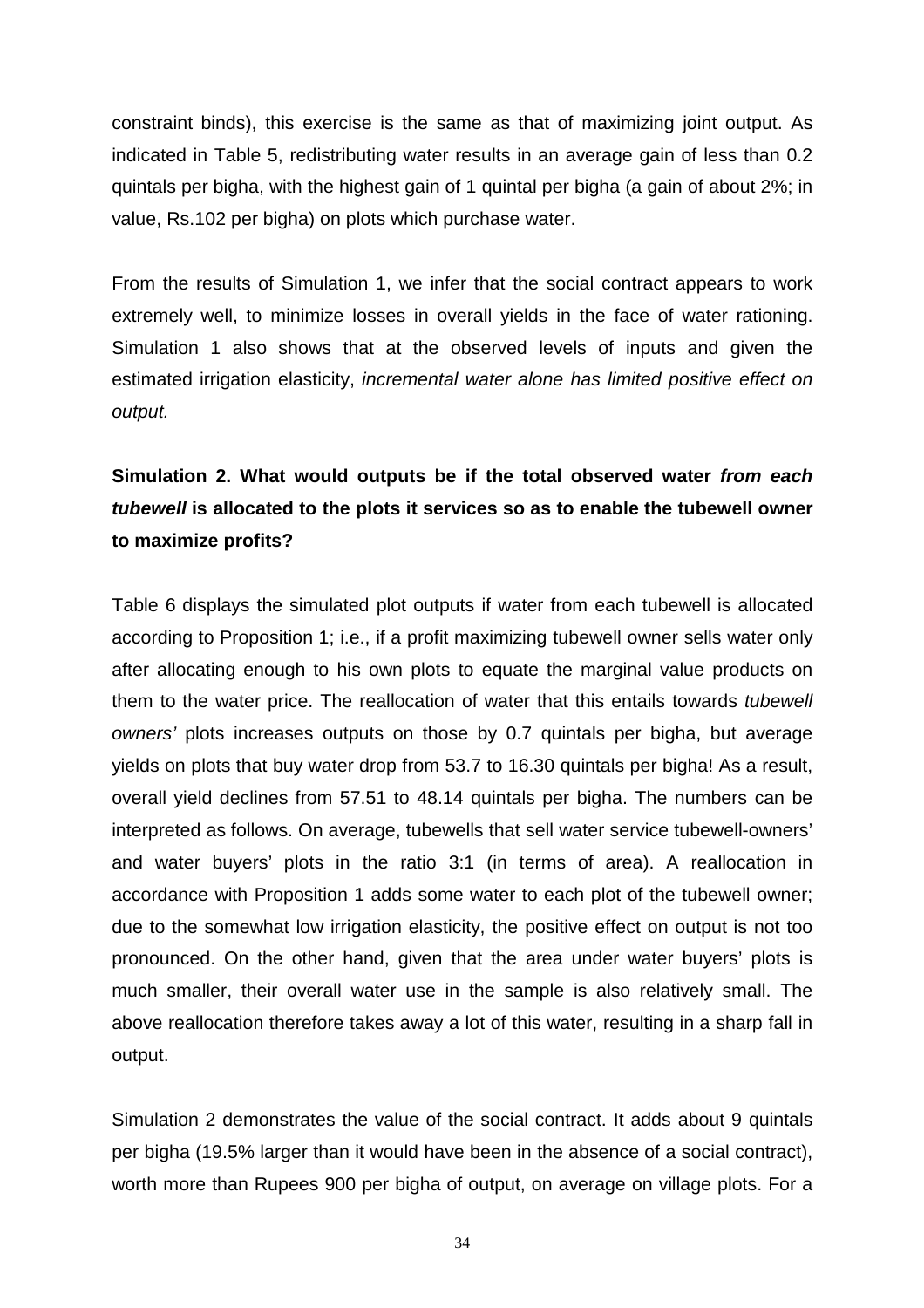constraint binds), this exercise is the same as that of maximizing joint output. As indicated in Table 5, redistributing water results in an average gain of less than 0.2 quintals per bigha, with the highest gain of 1 quintal per bigha (a gain of about 2%; in value, Rs.102 per bigha) on plots which purchase water.

From the results of Simulation 1, we infer that the social contract appears to work extremely well, to minimize losses in overall yields in the face of water rationing. Simulation 1 also shows that at the observed levels of inputs and given the estimated irrigation elasticity, *incremental water alone has limited positive effect on output.*

**Simulation 2. What would outputs be if the total observed water *from each tubewell* is allocated to the plots it services so as to enable the tubewell owner to maximize profits?**

Table 6 displays the simulated plot outputs if water from each tubewell is allocated according to Proposition 1; i.e., if a profit maximizing tubewell owner sells water only after allocating enough to his own plots to equate the marginal value products on them to the water price. The reallocation of water that this entails towards *tubewell owners'* plots increases outputs on those by 0.7 quintals per bigha, but average yields on plots that buy water drop from 53.7 to 16.30 quintals per bigha! As a result, overall yield declines from 57.51 to 48.14 quintals per bigha. The numbers can be interpreted as follows. On average, tubewells that sell water service tubewell-owners' and water buyers' plots in the ratio 3:1 (in terms of area). A reallocation in accordance with Proposition 1 adds some water to each plot of the tubewell owner; due to the somewhat low irrigation elasticity, the positive effect on output is not too pronounced. On the other hand, given that the area under water buyers' plots is much smaller, their overall water use in the sample is also relatively small. The above reallocation therefore takes away a lot of this water, resulting in a sharp fall in output.

Simulation 2 demonstrates the value of the social contract. It adds about 9 quintals per bigha (19.5% larger than it would have been in the absence of a social contract), worth more than Rupees 900 per bigha of output, on average on village plots. For a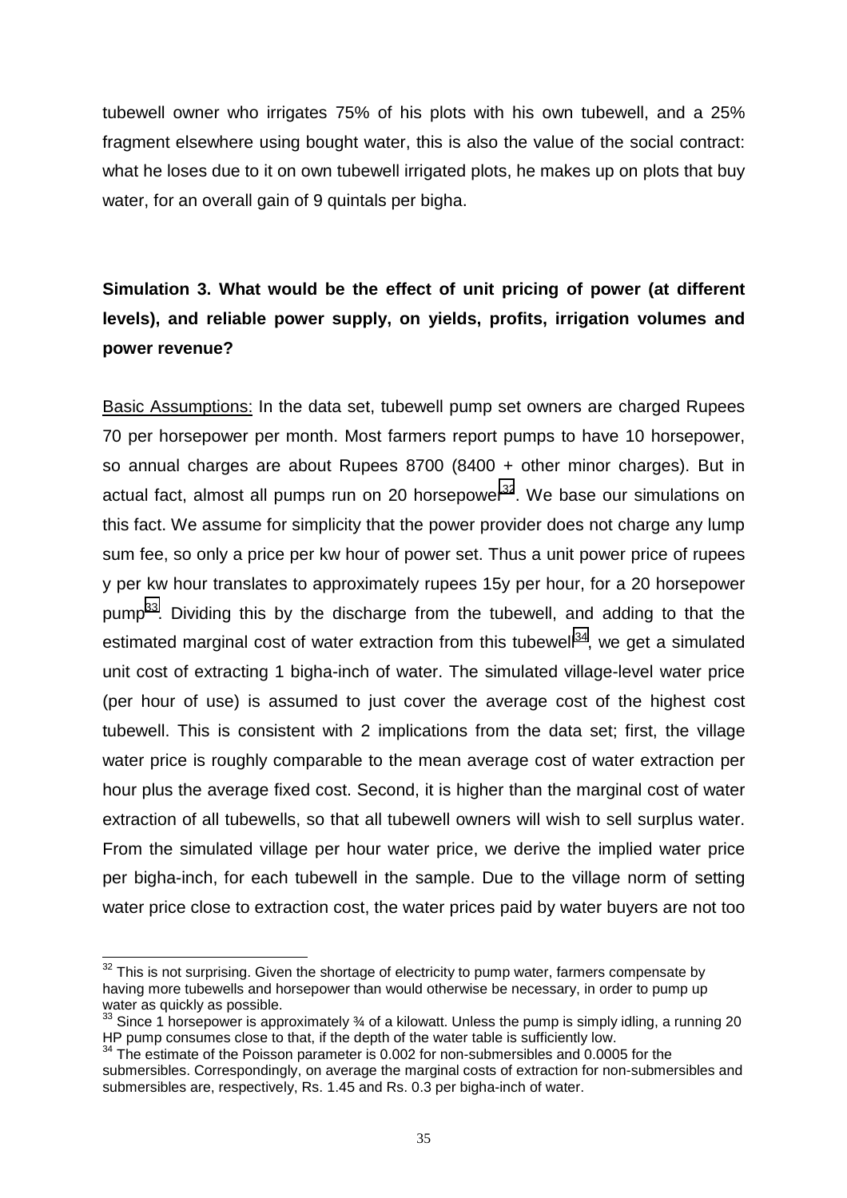tubewell owner who irrigates 75% of his plots with his own tubewell, and a 25% fragment elsewhere using bought water, this is also the value of the social contract: what he loses due to it on own tubewell irrigated plots, he makes up on plots that buy water, for an overall gain of 9 quintals per bigha.

**Simulation 3. What would be the effect of unit pricing of power (at different levels), and reliable power supply, on yields, profits, irrigation volumes and power revenue?**

Basic Assumptions: In the data set, tubewell pump set owners are charged Rupees 70 per horsepower per month. Most farmers report pumps to have 10 horsepower, so annual charges are about Rupees 8700 (8400 + other minor charges). But in actual fact, almost all pumps run on 20 horsepower[32]. We base our simulations on this fact. We assume for simplicity that the power provider does not charge any lump sum fee, so only a price per kw hour of power set. Thus a unit power price of rupees y per kw hour translates to approximately rupees 15y per hour, for a 20 horsepower pump[33]. Dividing this by the discharge from the tubewell, and adding to that the estimated marginal cost of water extraction from this tubewell[34], we get a simulated unit cost of extracting 1 bigha-inch of water. The simulated village-level water price (per hour of use) is assumed to just cover the average cost of the highest cost tubewell. This is consistent with 2 implications from the data set; first, the village water price is roughly comparable to the mean average cost of water extraction per hour plus the average fixed cost. Second, it is higher than the marginal cost of water extraction of all tubewells, so that all tubewell owners will wish to sell surplus water. From the simulated village per hour water price, we derive the implied water price per bigha-inch, for each tubewell in the sample. Due to the village norm of setting water price close to extraction cost, the water prices paid by water buyers are not too

---

[32] This is not surprising. Given the shortage of electricity to pump water, farmers compensate by having more tubewells and horsepower than would otherwise be necessary, in order to pump up water as quickly as possible.

[33] Since 1 horsepower is approximately ¾ of a kilowatt. Unless the pump is simply idling, a running 20 HP pump consumes close to that, if the depth of the water table is sufficiently low.

[34] The estimate of the Poisson parameter is 0.002 for non-submersibles and 0.0005 for the submersibles. Correspondingly, on average the marginal costs of extraction for non-submersibles and submersibles are, respectively, Rs. 1.45 and Rs. 0.3 per bigha-inch of water.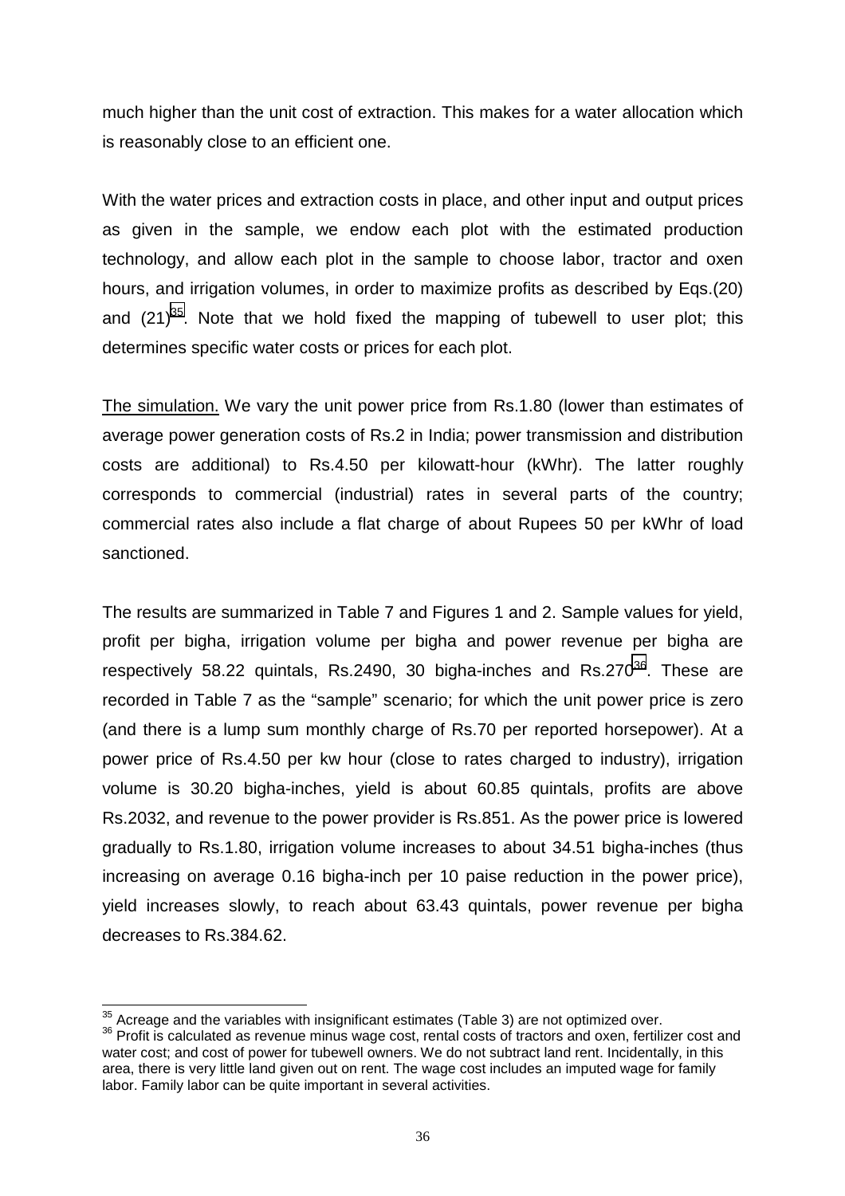much higher than the unit cost of extraction. This makes for a water allocation which is reasonably close to an efficient one.

With the water prices and extraction costs in place, and other input and output prices as given in the sample, we endow each plot with the estimated production technology, and allow each plot in the sample to choose labor, tractor and oxen hours, and irrigation volumes, in order to maximize profits as described by Eqs.(20) and (21)[35]. Note that we hold fixed the mapping of tubewell to user plot; this determines specific water costs or prices for each plot.

The simulation. We vary the unit power price from Rs.1.80 (lower than estimates of average power generation costs of Rs.2 in India; power transmission and distribution costs are additional) to Rs.4.50 per kilowatt-hour (kWhr). The latter roughly corresponds to commercial (industrial) rates in several parts of the country; commercial rates also include a flat charge of about Rupees 50 per kWhr of load sanctioned.

The results are summarized in Table 7 and Figures 1 and 2. Sample values for yield, profit per bigha, irrigation volume per bigha and power revenue per bigha are respectively 58.22 quintals, Rs.2490, 30 bigha-inches and Rs.270[36]. These are recorded in Table 7 as the "sample" scenario; for which the unit power price is zero (and there is a lump sum monthly charge of Rs.70 per reported horsepower). At a power price of Rs.4.50 per kw hour (close to rates charged to industry), irrigation volume is 30.20 bigha-inches, yield is about 60.85 quintals, profits are above Rs.2032, and revenue to the power provider is Rs.851. As the power price is lowered gradually to Rs.1.80, irrigation volume increases to about 34.51 bigha-inches (thus increasing on average 0.16 bigha-inch per 10 paise reduction in the power price), yield increases slowly, to reach about 63.43 quintals, power revenue per bigha decreases to Rs.384.62.

[35] Acreage and the variables with insignificant estimates (Table 3) are not optimized over.

[36] Profit is calculated as revenue minus wage cost, rental costs of tractors and oxen, fertilizer cost and water cost; and cost of power for tubewell owners. We do not subtract land rent. Incidentally, in this area, there is very little land given out on rent. The wage cost includes an imputed wage for family labor. Family labor can be quite important in several activities.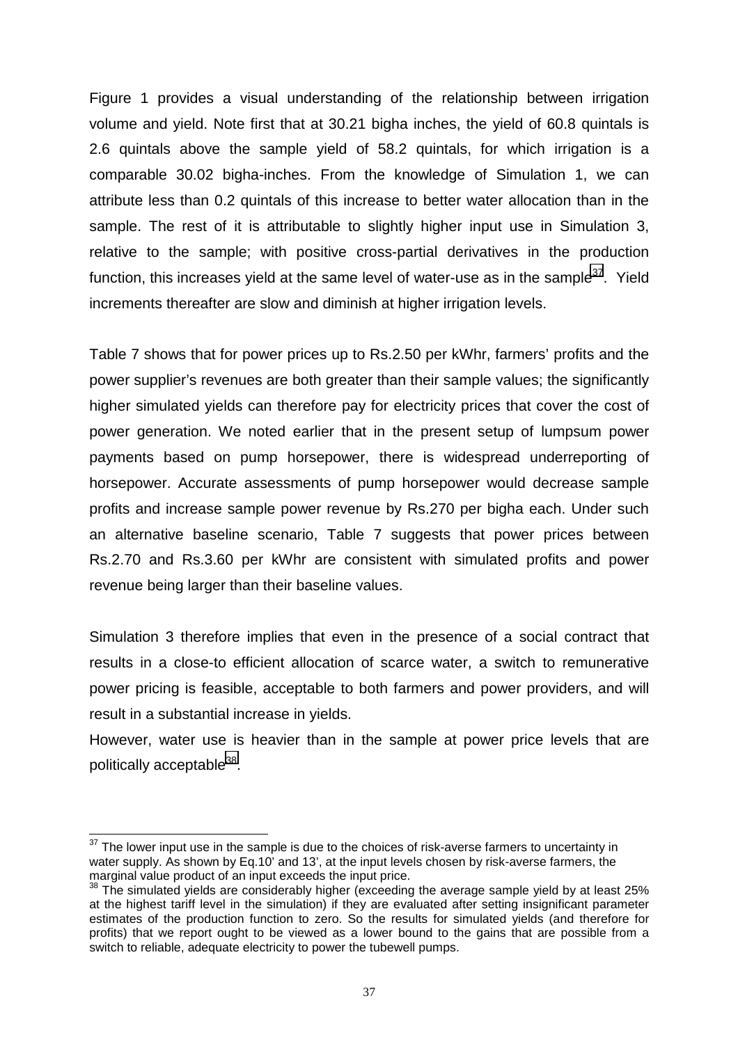Figure 1 provides a visual understanding of the relationship between irrigation volume and yield. Note first that at 30.21 bigha inches, the yield of 60.8 quintals is 2.6 quintals above the sample yield of 58.2 quintals, for which irrigation is a comparable 30.02 bigha-inches. From the knowledge of Simulation 1, we can attribute less than 0.2 quintals of this increase to better water allocation than in the sample. The rest of it is attributable to slightly higher input use in Simulation 3, relative to the sample; with positive cross-partial derivatives in the production function, this increases yield at the same level of water-use as in the sample[37]. Yield increments thereafter are slow and diminish at higher irrigation levels.

Table 7 shows that for power prices up to Rs.2.50 per kWhr, farmers' profits and the power supplier's revenues are both greater than their sample values; the significantly higher simulated yields can therefore pay for electricity prices that cover the cost of power generation. We noted earlier that in the present setup of lumpsum power payments based on pump horsepower, there is widespread underreporting of horsepower. Accurate assessments of pump horsepower would decrease sample profits and increase sample power revenue by Rs.270 per bigha each. Under such an alternative baseline scenario, Table 7 suggests that power prices between Rs.2.70 and Rs.3.60 per kWhr are consistent with simulated profits and power revenue being larger than their baseline values.

Simulation 3 therefore implies that even in the presence of a social contract that results in a close-to efficient allocation of scarce water, a switch to remunerative power pricing is feasible, acceptable to both farmers and power providers, and will result in a substantial increase in yields.

However, water use is heavier than in the sample at power price levels that are politically acceptable[38].

---

[37] The lower input use in the sample is due to the choices of risk-averse farmers to uncertainty in water supply. As shown by Eq.10' and 13', at the input levels chosen by risk-averse farmers, the marginal value product of an input exceeds the input price.

[38] The simulated yields are considerably higher (exceeding the average sample yield by at least 25% at the highest tariff level in the simulation) if they are evaluated after setting insignificant parameter estimates of the production function to zero. So the results for simulated yields (and therefore for profits) that we report ought to be viewed as a lower bound to the gains that are possible from a switch to reliable, adequate electricity to power the tubewell pumps.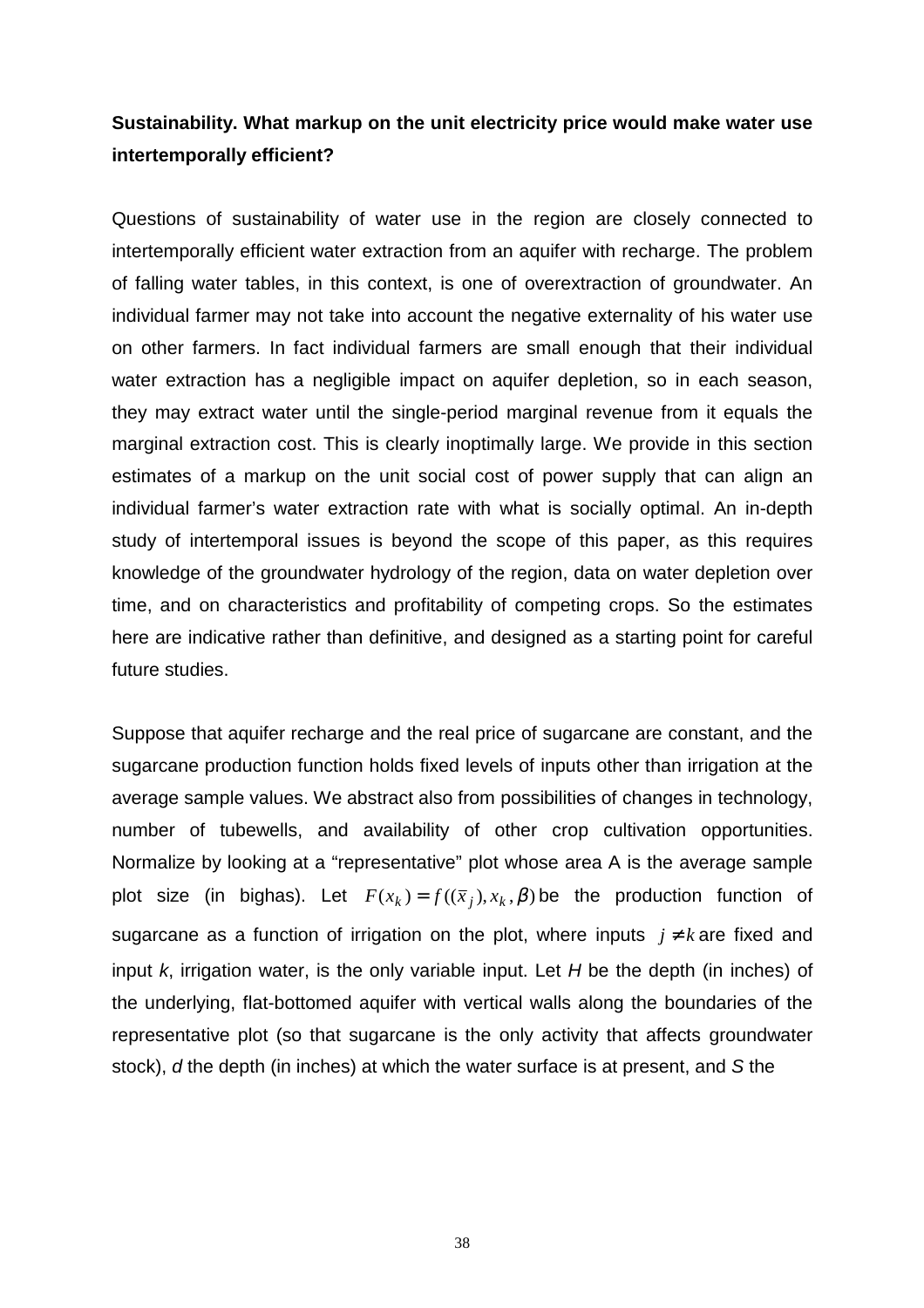**Sustainability. What markup on the unit electricity price would make water use intertemporally efficient?**

Questions of sustainability of water use in the region are closely connected to intertemporally efficient water extraction from an aquifer with recharge. The problem of falling water tables, in this context, is one of overextraction of groundwater. An individual farmer may not take into account the negative externality of his water use on other farmers. In fact individual farmers are small enough that their individual water extraction has a negligible impact on aquifer depletion, so in each season, they may extract water until the single-period marginal revenue from it equals the marginal extraction cost. This is clearly inoptimally large. We provide in this section estimates of a markup on the unit social cost of power supply that can align an individual farmer's water extraction rate with what is socially optimal. An in-depth study of intertemporal issues is beyond the scope of this paper, as this requires knowledge of the groundwater hydrology of the region, data on water depletion over time, and on characteristics and profitability of competing crops. So the estimates here are indicative rather than definitive, and designed as a starting point for careful future studies.

Suppose that aquifer recharge and the real price of sugarcane are constant, and the sugarcane production function holds fixed levels of inputs other than irrigation at the average sample values. We abstract also from possibilities of changes in technology, number of tubewells, and availability of other crop cultivation opportunities. Normalize by looking at a "representative" plot whose area A is the average sample plot size (in bighas). Let $F(x_k) = f((\bar{x}_j), x_k, \beta)$ be the production function of sugarcane as a function of irrigation on the plot, where inputs $j \neq k$ are fixed and input *k*, irrigation water, is the only variable input. Let *H* be the depth (in inches) of the underlying, flat-bottomed aquifer with vertical walls along the boundaries of the representative plot (so that sugarcane is the only activity that affects groundwater stock), *d* the depth (in inches) at which the water surface is at present, and *S* the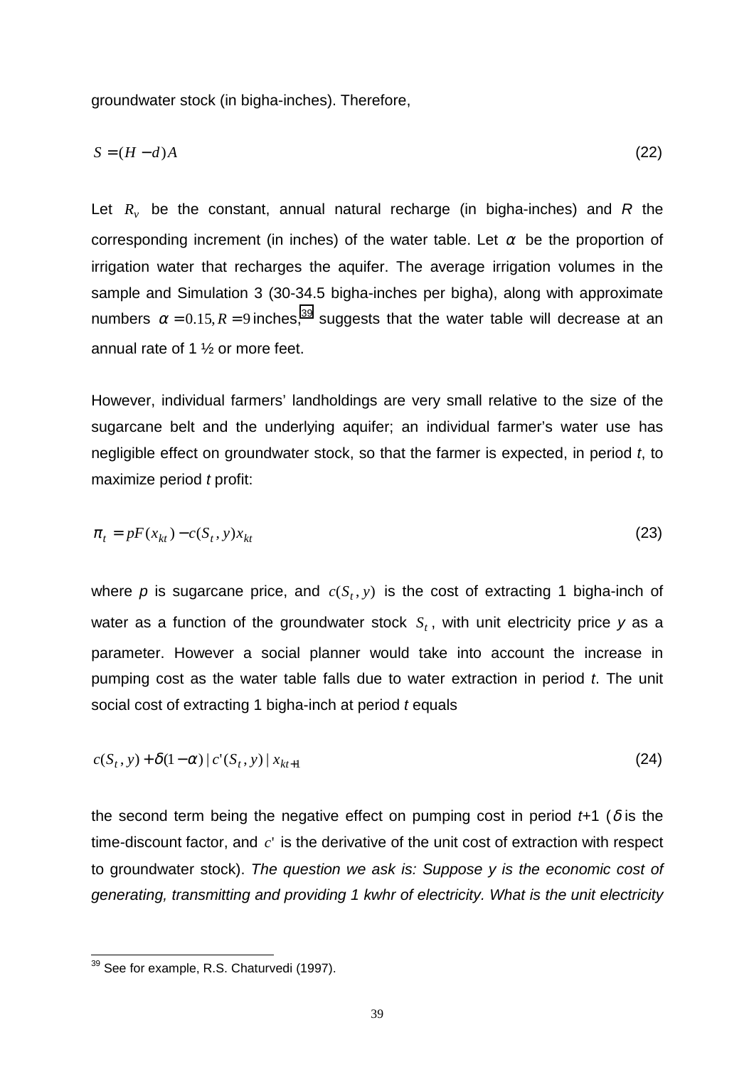groundwater stock (in bigha-inches). Therefore,

$$S = (H - d)A \tag{22}$$

Let $R_v$ be the constant, annual natural recharge (in bigha-inches) and $R$ the corresponding increment (in inches) of the water table. Let $\alpha$ be the proportion of irrigation water that recharges the aquifer. The average irrigation volumes in the sample and Simulation 3 (30-34.5 bigha-inches per bigha), along with approximate numbers $\alpha = 0.15, R = 9$ inches,[39] suggests that the water table will decrease at an annual rate of 1 ½ or more feet.

However, individual farmers' landholdings are very small relative to the size of the sugarcane belt and the underlying aquifer; an individual farmer's water use has negligible effect on groundwater stock, so that the farmer is expected, in period *t*, to maximize period *t* profit:

$$\pi_t = pF(x_{kt}) - c(S_t, y)x_{kt} \tag{23}$$

where *p* is sugarcane price, and $c(S_t, y)$ is the cost of extracting 1 bigha-inch of water as a function of the groundwater stock $S_t$, with unit electricity price *y* as a parameter. However a social planner would take into account the increase in pumping cost as the water table falls due to water extraction in period *t*. The unit social cost of extracting 1 bigha-inch at period *t* equals

$$c(S_t, y) + \delta(1-\alpha)\,|\,c'(S_t, y)\,|\,x_{kt+1} \tag{24}$$

the second term being the negative effect on pumping cost in period *t*+1 ($\delta$ is the time-discount factor, and $c'$ is the derivative of the unit cost of extraction with respect to groundwater stock). *The question we ask is: Suppose y is the economic cost of generating, transmitting and providing 1 kwhr of electricity. What is the unit electricity*

[39] See for example, R.S. Chaturvedi (1997).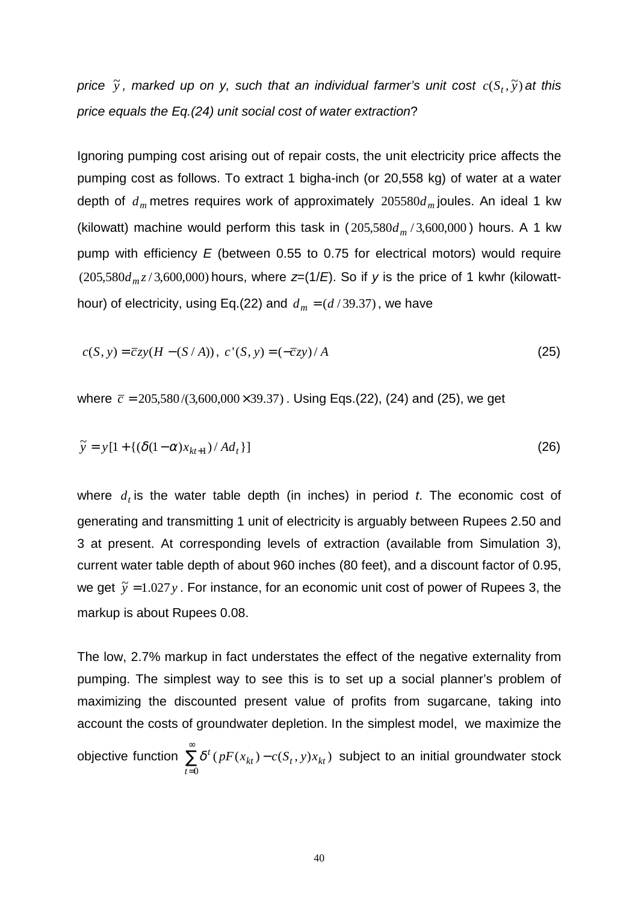*price $\tilde{y}$, marked up on y, such that an individual farmer's unit cost $c(S_t, \tilde{y})$ at this price equals the Eq.(24) unit social cost of water extraction*?

Ignoring pumping cost arising out of repair costs, the unit electricity price affects the pumping cost as follows. To extract 1 bigha-inch (or 20,558 kg) of water at a water depth of $d_m$ metres requires work of approximately $205580 d_m$ joules. An ideal 1 kw (kilowatt) machine would perform this task in ($205{,}580 d_m / 3{,}600{,}000$) hours. A 1 kw pump with efficiency *E* (between 0.55 to 0.75 for electrical motors) would require $(205{,}580 d_m z / 3{,}600{,}000)$ hours, where $z=(1/E)$. So if *y* is the price of 1 kwhr (kilowatt-hour) of electricity, using Eq.(22) and $d_m = (d/39.37)$, we have

$$c(S, y) = \bar{c}zy(H - (S/A)),\; c'(S, y) = (-\bar{c}zy)/A \tag{25}$$

where $\bar{c} = 205{,}580/(3{,}600{,}000 \times 39.37)$. Using Eqs.(22), (24) and (25), we get

$$\tilde{y} = y[1 + \{(\delta(1-\alpha)x_{kt+1})/Ad_t\}] \tag{26}$$

where $d_t$ is the water table depth (in inches) in period *t*. The economic cost of generating and transmitting 1 unit of electricity is arguably between Rupees 2.50 and 3 at present. At corresponding levels of extraction (available from Simulation 3), current water table depth of about 960 inches (80 feet), and a discount factor of 0.95, we get $\tilde{y} = 1.027y$. For instance, for an economic unit cost of power of Rupees 3, the markup is about Rupees 0.08.

The low, 2.7% markup in fact understates the effect of the negative externality from pumping. The simplest way to see this is to set up a social planner's problem of maximizing the discounted present value of profits from sugarcane, taking into account the costs of groundwater depletion. In the simplest model, we maximize the objective function $\sum_{t=0}^{\infty} \delta^t (pF(x_{kt}) - c(S_t, y)x_{kt})$ subject to an initial groundwater stock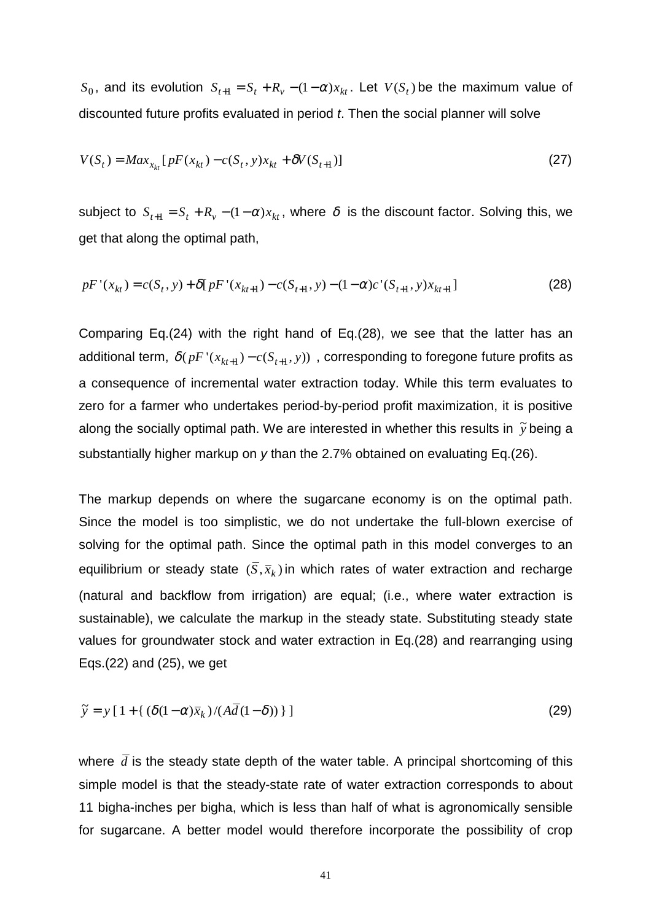$S_0$, and its evolution $S_{t+1} = S_t + R_v - (1-\alpha)x_{kt}$. Let $V(S_t)$ be the maximum value of discounted future profits evaluated in period *t*. Then the social planner will solve

$$V(S_t) = Max_{x_{kt}}[pF(x_{kt}) - c(S_t, y)x_{kt} + \delta V(S_{t+1})] \tag{27}$$

subject to $S_{t+1} = S_t + R_v - (1-\alpha)x_{kt}$, where $\delta$ is the discount factor. Solving this, we get that along the optimal path,

$$pF'(x_{kt}) = c(S_t, y) + \delta[pF'(x_{kt+1}) - c(S_{t+1}, y) - (1-\alpha)c'(S_{t+1}, y)x_{kt+1}] \tag{28}$$

Comparing Eq.(24) with the right hand of Eq.(28), we see that the latter has an additional term, $\delta(pF'(x_{kt+1}) - c(S_{t+1}, y))$ , corresponding to foregone future profits as a consequence of incremental water extraction today. While this term evaluates to zero for a farmer who undertakes period-by-period profit maximization, it is positive along the socially optimal path. We are interested in whether this results in $\tilde{y}$ being a substantially higher markup on *y* than the 2.7% obtained on evaluating Eq.(26).

The markup depends on where the sugarcane economy is on the optimal path. Since the model is too simplistic, we do not undertake the full-blown exercise of solving for the optimal path. Since the optimal path in this model converges to an equilibrium or steady state $(\bar{S}, \bar{x}_k)$ in which rates of water extraction and recharge (natural and backflow from irrigation) are equal; (i.e., where water extraction is sustainable), we calculate the markup in the steady state. Substituting steady state values for groundwater stock and water extraction in Eq.(28) and rearranging using Eqs.(22) and (25), we get

$$\tilde{y} = y\,[\,1 + \{\,(\delta(1-\alpha)\bar{x}_k\,)/(A\bar{d}(1-\delta))\,\}\,] \tag{29}$$

where $\bar{d}$ is the steady state depth of the water table. A principal shortcoming of this simple model is that the steady-state rate of water extraction corresponds to about 11 bigha-inches per bigha, which is less than half of what is agronomically sensible for sugarcane. A better model would therefore incorporate the possibility of crop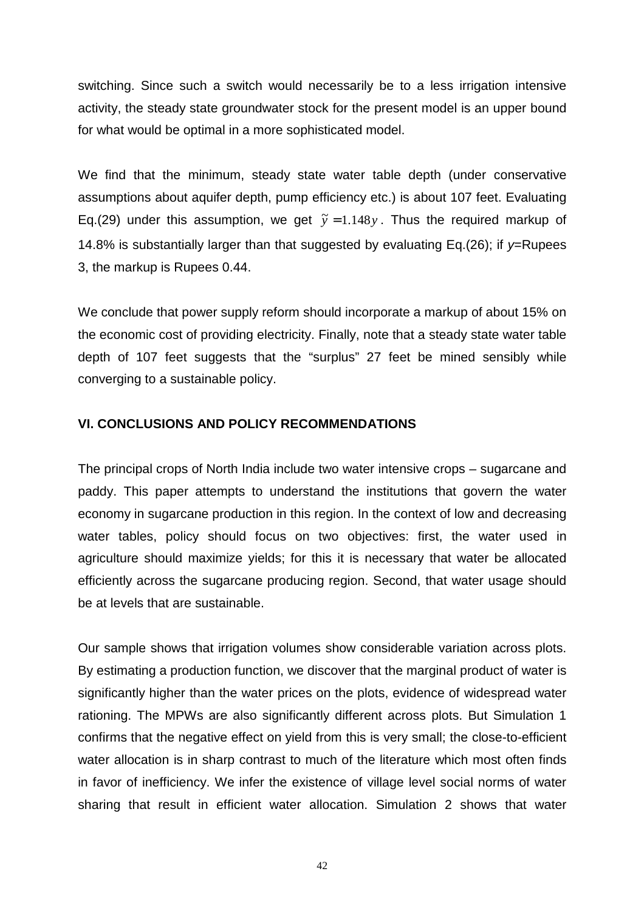switching. Since such a switch would necessarily be to a less irrigation intensive activity, the steady state groundwater stock for the present model is an upper bound for what would be optimal in a more sophisticated model.

We find that the minimum, steady state water table depth (under conservative assumptions about aquifer depth, pump efficiency etc.) is about 107 feet. Evaluating Eq.(29) under this assumption, we get $\tilde{y} = 1.148y$. Thus the required markup of 14.8% is substantially larger than that suggested by evaluating Eq.(26); if $y$=Rupees 3, the markup is Rupees 0.44.

We conclude that power supply reform should incorporate a markup of about 15% on the economic cost of providing electricity. Finally, note that a steady state water table depth of 107 feet suggests that the "surplus" 27 feet be mined sensibly while converging to a sustainable policy.

## VI. CONCLUSIONS AND POLICY RECOMMENDATIONS

The principal crops of North India include two water intensive crops – sugarcane and paddy. This paper attempts to understand the institutions that govern the water economy in sugarcane production in this region. In the context of low and decreasing water tables, policy should focus on two objectives: first, the water used in agriculture should maximize yields; for this it is necessary that water be allocated efficiently across the sugarcane producing region. Second, that water usage should be at levels that are sustainable.

Our sample shows that irrigation volumes show considerable variation across plots. By estimating a production function, we discover that the marginal product of water is significantly higher than the water prices on the plots, evidence of widespread water rationing. The MPWs are also significantly different across plots. But Simulation 1 confirms that the negative effect on yield from this is very small; the close-to-efficient water allocation is in sharp contrast to much of the literature which most often finds in favor of inefficiency. We infer the existence of village level social norms of water sharing that result in efficient water allocation. Simulation 2 shows that water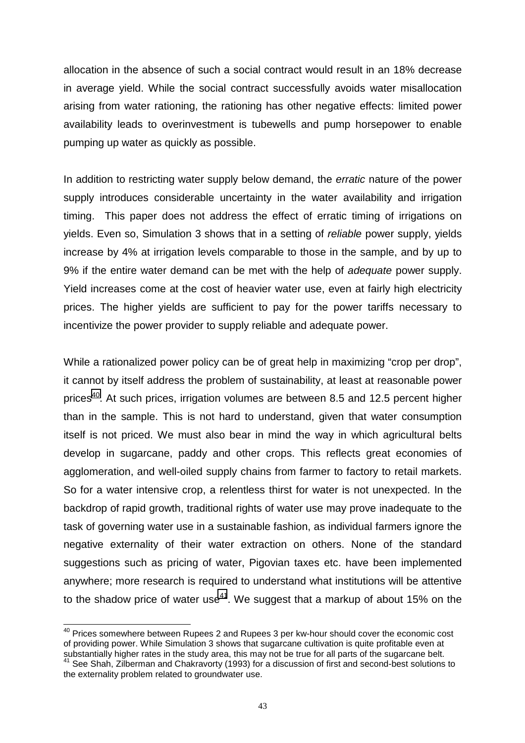allocation in the absence of such a social contract would result in an 18% decrease in average yield. While the social contract successfully avoids water misallocation arising from water rationing, the rationing has other negative effects: limited power availability leads to overinvestment is tubewells and pump horsepower to enable pumping up water as quickly as possible.

In addition to restricting water supply below demand, the *erratic* nature of the power supply introduces considerable uncertainty in the water availability and irrigation timing. This paper does not address the effect of erratic timing of irrigations on yields. Even so, Simulation 3 shows that in a setting of *reliable* power supply, yields increase by 4% at irrigation levels comparable to those in the sample, and by up to 9% if the entire water demand can be met with the help of *adequate* power supply. Yield increases come at the cost of heavier water use, even at fairly high electricity prices. The higher yields are sufficient to pay for the power tariffs necessary to incentivize the power provider to supply reliable and adequate power.

While a rationalized power policy can be of great help in maximizing "crop per drop", it cannot by itself address the problem of sustainability, at least at reasonable power prices[40]. At such prices, irrigation volumes are between 8.5 and 12.5 percent higher than in the sample. This is not hard to understand, given that water consumption itself is not priced. We must also bear in mind the way in which agricultural belts develop in sugarcane, paddy and other crops. This reflects great economies of agglomeration, and well-oiled supply chains from farmer to factory to retail markets. So for a water intensive crop, a relentless thirst for water is not unexpected. In the backdrop of rapid growth, traditional rights of water use may prove inadequate to the task of governing water use in a sustainable fashion, as individual farmers ignore the negative externality of their water extraction on others. None of the standard suggestions such as pricing of water, Pigovian taxes etc. have been implemented anywhere; more research is required to understand what institutions will be attentive to the shadow price of water use[41]. We suggest that a markup of about 15% on the

[40] Prices somewhere between Rupees 2 and Rupees 3 per kw-hour should cover the economic cost of providing power. While Simulation 3 shows that sugarcane cultivation is quite profitable even at substantially higher rates in the study area, this may not be true for all parts of the sugarcane belt.

[41] See Shah, Zilberman and Chakravorty (1993) for a discussion of first and second-best solutions to the externality problem related to groundwater use.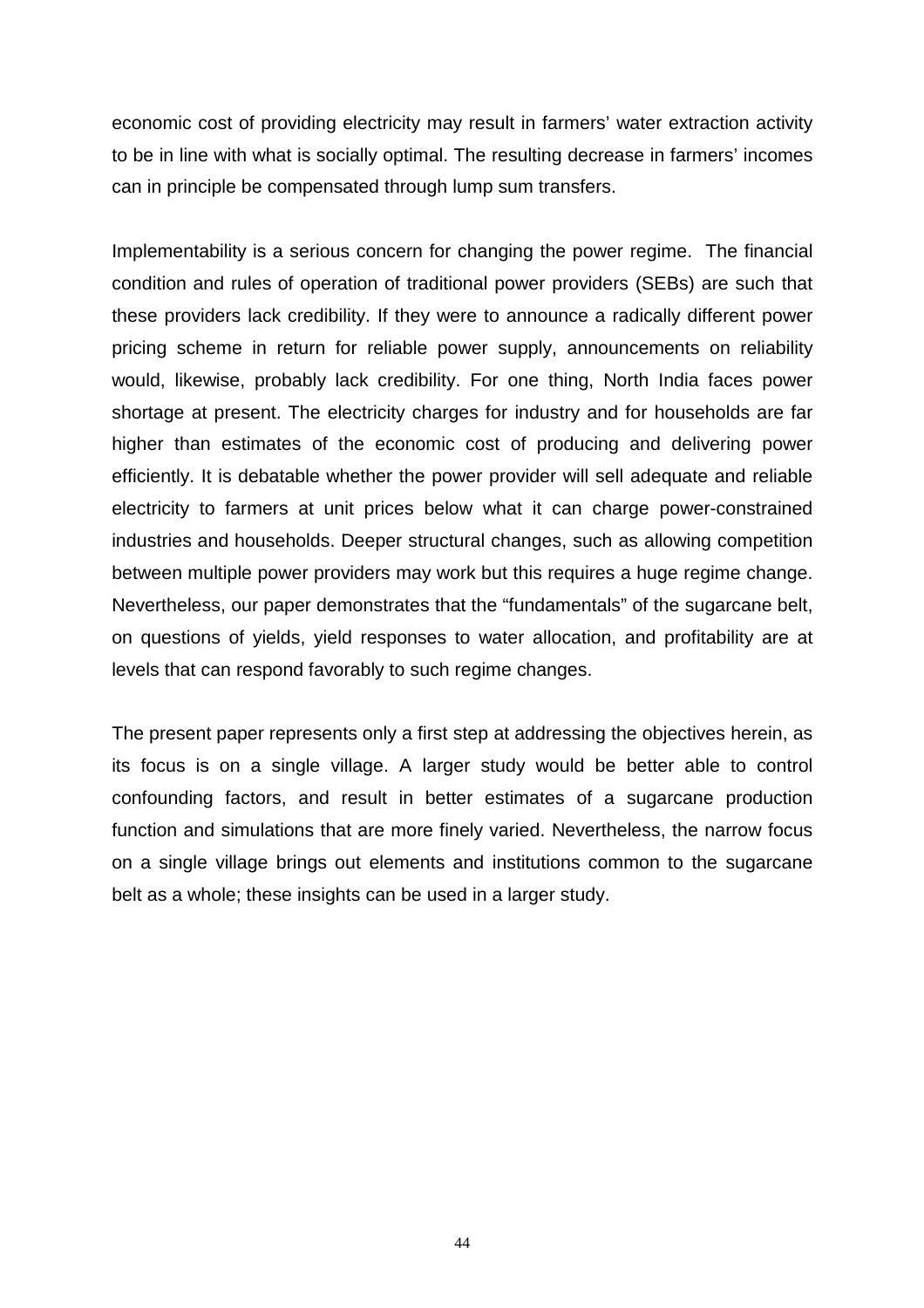economic cost of providing electricity may result in farmers' water extraction activity to be in line with what is socially optimal. The resulting decrease in farmers' incomes can in principle be compensated through lump sum transfers.

Implementability is a serious concern for changing the power regime. The financial condition and rules of operation of traditional power providers (SEBs) are such that these providers lack credibility. If they were to announce a radically different power pricing scheme in return for reliable power supply, announcements on reliability would, likewise, probably lack credibility. For one thing, North India faces power shortage at present. The electricity charges for industry and for households are far higher than estimates of the economic cost of producing and delivering power efficiently. It is debatable whether the power provider will sell adequate and reliable electricity to farmers at unit prices below what it can charge power-constrained industries and households. Deeper structural changes, such as allowing competition between multiple power providers may work but this requires a huge regime change. Nevertheless, our paper demonstrates that the "fundamentals" of the sugarcane belt, on questions of yields, yield responses to water allocation, and profitability are at levels that can respond favorably to such regime changes.

The present paper represents only a first step at addressing the objectives herein, as its focus is on a single village. A larger study would be better able to control confounding factors, and result in better estimates of a sugarcane production function and simulations that are more finely varied. Nevertheless, the narrow focus on a single village brings out elements and institutions common to the sugarcane belt as a whole; these insights can be used in a larger study.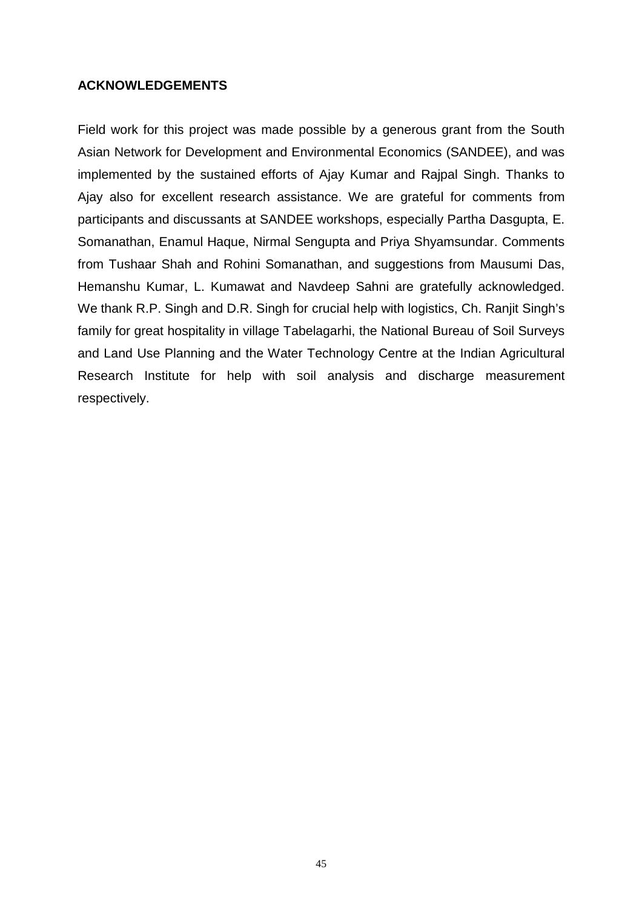## ACKNOWLEDGEMENTS

Field work for this project was made possible by a generous grant from the South Asian Network for Development and Environmental Economics (SANDEE), and was implemented by the sustained efforts of Ajay Kumar and Rajpal Singh. Thanks to Ajay also for excellent research assistance. We are grateful for comments from participants and discussants at SANDEE workshops, especially Partha Dasgupta, E. Somanathan, Enamul Haque, Nirmal Sengupta and Priya Shyamsundar. Comments from Tushaar Shah and Rohini Somanathan, and suggestions from Mausumi Das, Hemanshu Kumar, L. Kumawat and Navdeep Sahni are gratefully acknowledged. We thank R.P. Singh and D.R. Singh for crucial help with logistics, Ch. Ranjit Singh's family for great hospitality in village Tabelagarhi, the National Bureau of Soil Surveys and Land Use Planning and the Water Technology Centre at the Indian Agricultural Research Institute for help with soil analysis and discharge measurement respectively.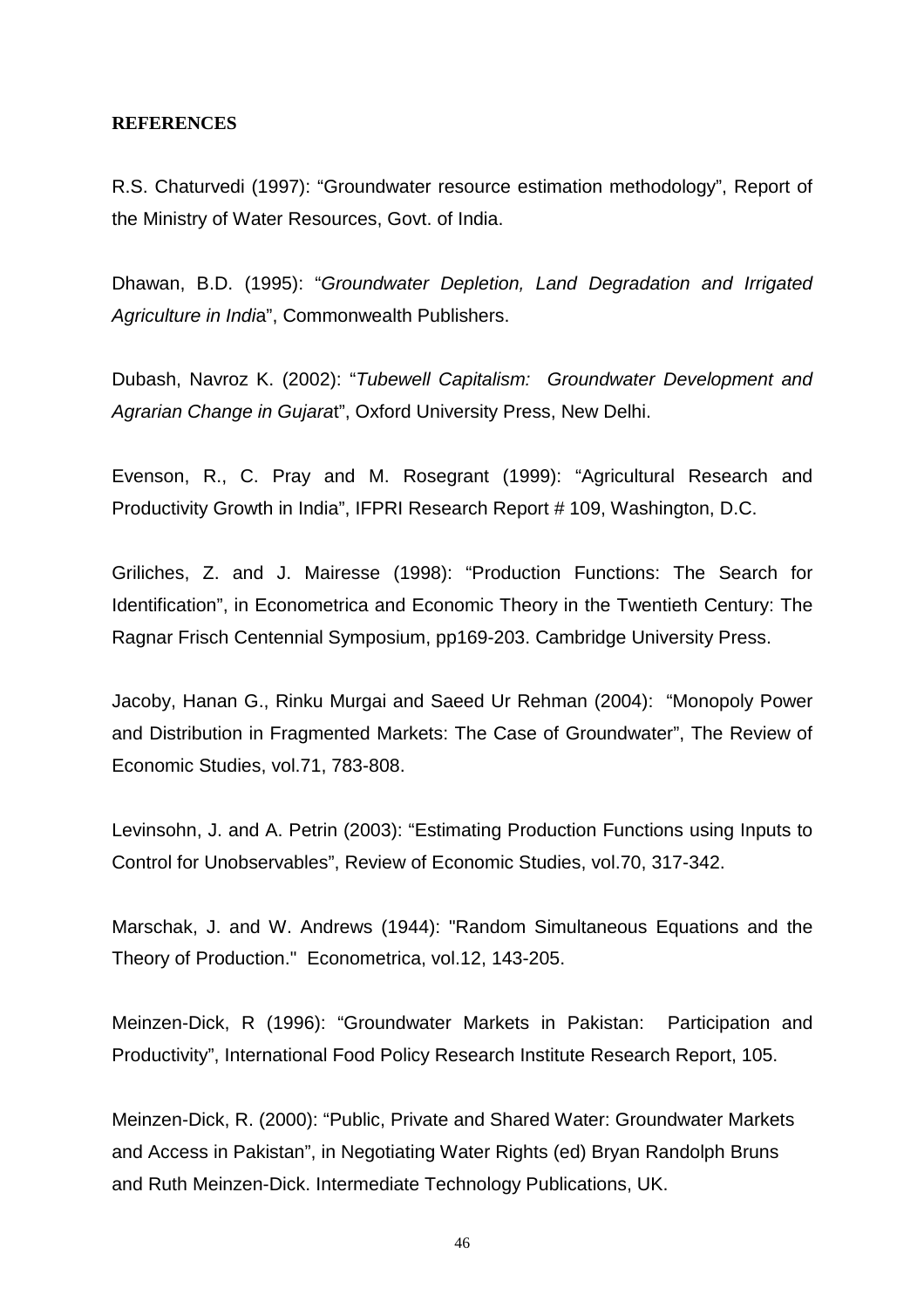**REFERENCES**

R.S. Chaturvedi (1997): "Groundwater resource estimation methodology", Report of the Ministry of Water Resources, Govt. of India.

Dhawan, B.D. (1995): "*Groundwater Depletion, Land Degradation and Irrigated Agriculture in India*", Commonwealth Publishers.

Dubash, Navroz K. (2002): "*Tubewell Capitalism: Groundwater Development and Agrarian Change in Gujarat*", Oxford University Press, New Delhi.

Evenson, R., C. Pray and M. Rosegrant (1999): "Agricultural Research and Productivity Growth in India", IFPRI Research Report # 109, Washington, D.C.

Griliches, Z. and J. Mairesse (1998): "Production Functions: The Search for Identification", in Econometrica and Economic Theory in the Twentieth Century: The Ragnar Frisch Centennial Symposium, pp169-203. Cambridge University Press.

Jacoby, Hanan G., Rinku Murgai and Saeed Ur Rehman (2004): "Monopoly Power and Distribution in Fragmented Markets: The Case of Groundwater", The Review of Economic Studies, vol.71, 783-808.

Levinsohn, J. and A. Petrin (2003): "Estimating Production Functions using Inputs to Control for Unobservables", Review of Economic Studies, vol.70, 317-342.

Marschak, J. and W. Andrews (1944): "Random Simultaneous Equations and the Theory of Production." Econometrica, vol.12, 143-205.

Meinzen-Dick, R (1996): "Groundwater Markets in Pakistan: Participation and Productivity", International Food Policy Research Institute Research Report, 105.

Meinzen-Dick, R. (2000): "Public, Private and Shared Water: Groundwater Markets and Access in Pakistan", in Negotiating Water Rights (ed) Bryan Randolph Bruns and Ruth Meinzen-Dick. Intermediate Technology Publications, UK.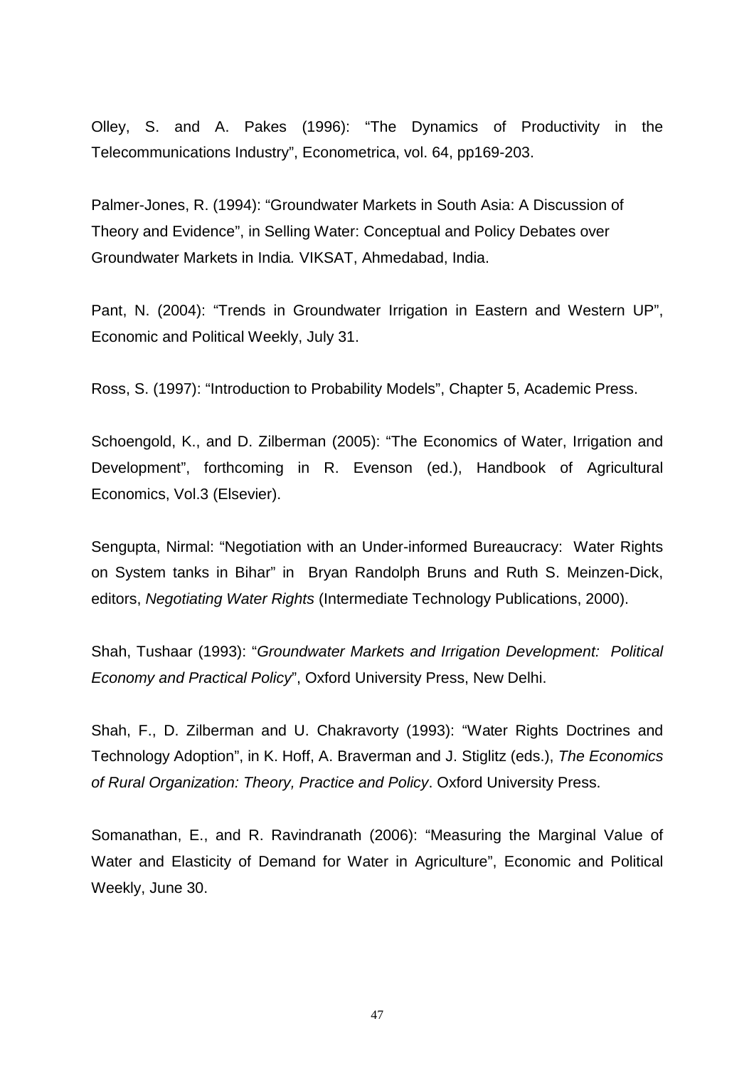Olley, S. and A. Pakes (1996): “The Dynamics of Productivity in the Telecommunications Industry”, Econometrica, vol. 64, pp169-203.

Palmer-Jones, R. (1994): “Groundwater Markets in South Asia: A Discussion of Theory and Evidence”, in Selling Water: Conceptual and Policy Debates over Groundwater Markets in India*.* VIKSAT, Ahmedabad, India.

Pant, N. (2004): “Trends in Groundwater Irrigation in Eastern and Western UP”, Economic and Political Weekly, July 31.

Ross, S. (1997): “Introduction to Probability Models”, Chapter 5, Academic Press.

Schoengold, K., and D. Zilberman (2005): “The Economics of Water, Irrigation and Development”, forthcoming in R. Evenson (ed.), Handbook of Agricultural Economics, Vol.3 (Elsevier).

Sengupta, Nirmal: “Negotiation with an Under-informed Bureaucracy: Water Rights on System tanks in Bihar” in Bryan Randolph Bruns and Ruth S. Meinzen-Dick, editors, *Negotiating Water Rights* (Intermediate Technology Publications, 2000).

Shah, Tushaar (1993): “*Groundwater Markets and Irrigation Development: Political Economy and Practical Policy*”, Oxford University Press, New Delhi.

Shah, F., D. Zilberman and U. Chakravorty (1993): “Water Rights Doctrines and Technology Adoption”, in K. Hoff, A. Braverman and J. Stiglitz (eds.), *The Economics of Rural Organization: Theory, Practice and Policy*. Oxford University Press.

Somanathan, E., and R. Ravindranath (2006): “Measuring the Marginal Value of Water and Elasticity of Demand for Water in Agriculture”, Economic and Political Weekly, June 30.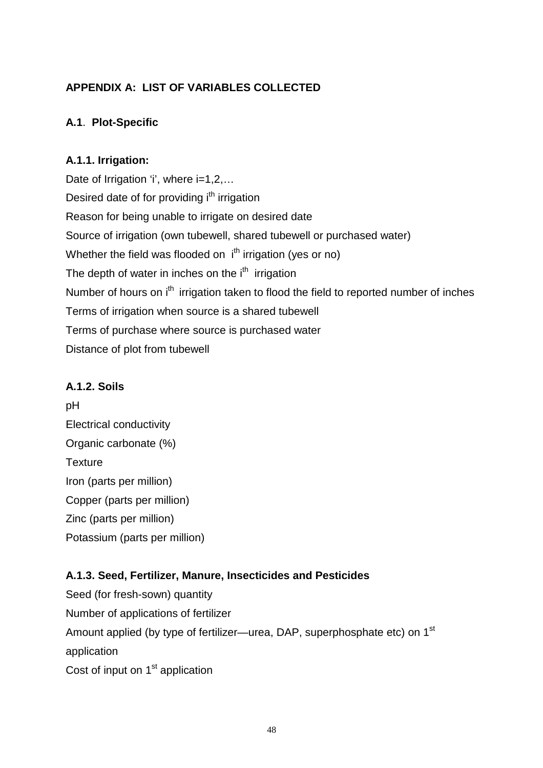## APPENDIX A: LIST OF VARIABLES COLLECTED

### A.1. Plot-Specific

#### A.1.1. Irrigation:

Date of Irrigation 'i', where i=1,2,…

Desired date of for providing $i^{th}$ irrigation

Reason for being unable to irrigate on desired date

Source of irrigation (own tubewell, shared tubewell or purchased water)

Whether the field was flooded on $i^{th}$ irrigation (yes or no)

The depth of water in inches on the $i^{th}$ irrigation

Number of hours on $i^{th}$ irrigation taken to flood the field to reported number of inches

Terms of irrigation when source is a shared tubewell

Terms of purchase where source is purchased water

Distance of plot from tubewell

#### A.1.2. Soils

pH

Electrical conductivity

Organic carbonate (%)

Texture

Iron (parts per million)

Copper (parts per million)

Zinc (parts per million)

Potassium (parts per million)

#### A.1.3. Seed, Fertilizer, Manure, Insecticides and Pesticides

Seed (for fresh-sown) quantity

Number of applications of fertilizer

Amount applied (by type of fertilizer—urea, DAP, superphosphate etc) on 1st application

Cost of input on 1st application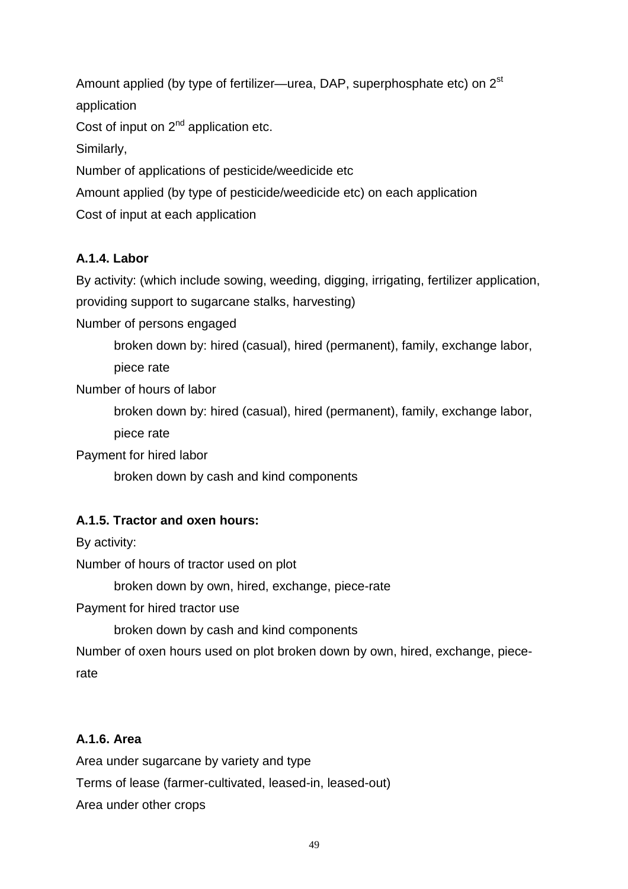Amount applied (by type of fertilizer—urea, DAP, superphosphate etc) on 2st application

Cost of input on 2nd application etc.

Similarly,

Number of applications of pesticide/weedicide etc

Amount applied (by type of pesticide/weedicide etc) on each application

Cost of input at each application

**A.1.4. Labor**

By activity: (which include sowing, weeding, digging, irrigating, fertilizer application, providing support to sugarcane stalks, harvesting)

Number of persons engaged

 broken down by: hired (casual), hired (permanent), family, exchange labor, piece rate

Number of hours of labor

 broken down by: hired (casual), hired (permanent), family, exchange labor, piece rate

Payment for hired labor

 broken down by cash and kind components

**A.1.5. Tractor and oxen hours:**

By activity:

Number of hours of tractor used on plot

 broken down by own, hired, exchange, piece-rate

Payment for hired tractor use

 broken down by cash and kind components

Number of oxen hours used on plot broken down by own, hired, exchange, piece-rate

**A.1.6. Area**

Area under sugarcane by variety and type

Terms of lease (farmer-cultivated, leased-in, leased-out)

Area under other crops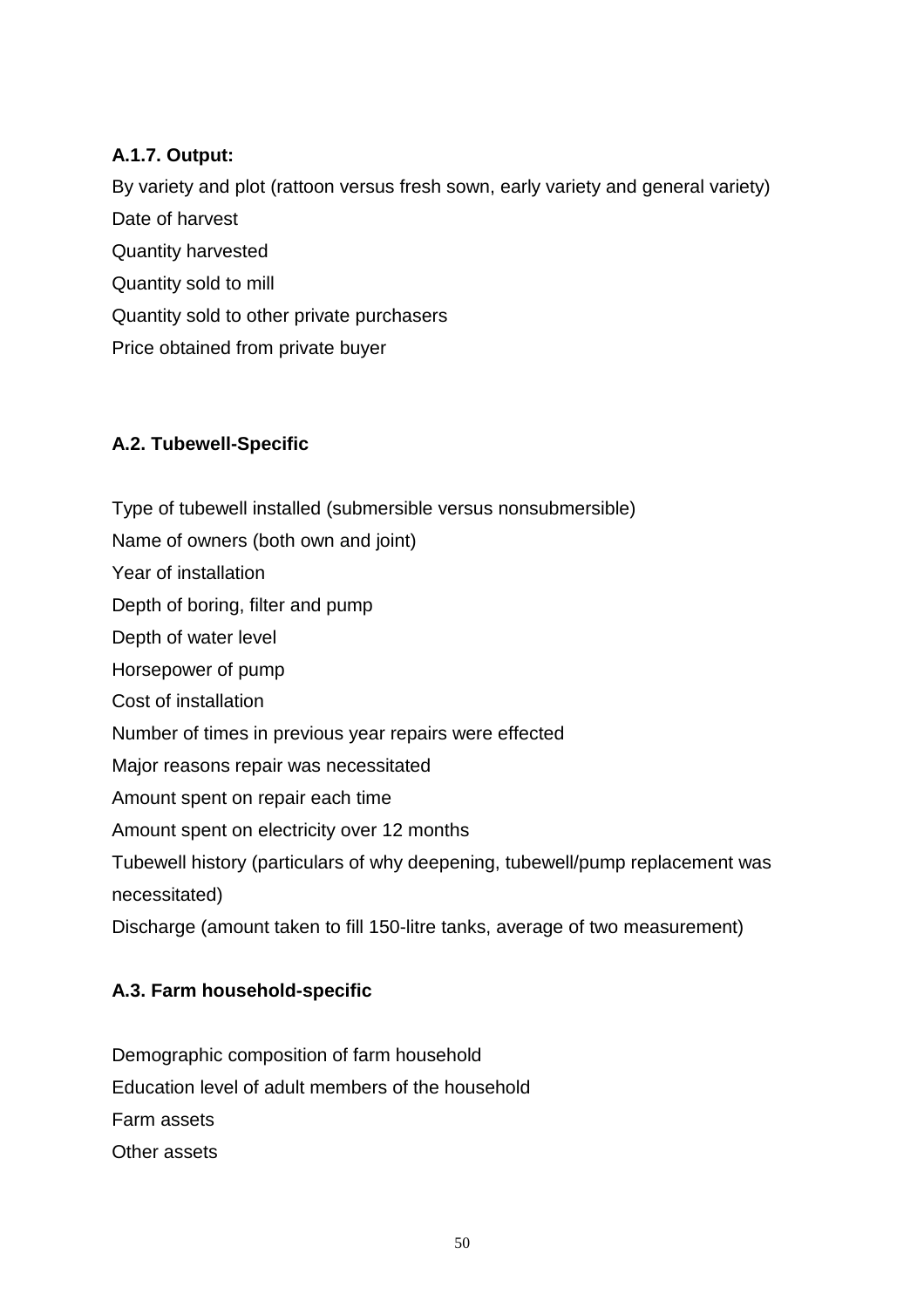**A.1.7. Output:**

By variety and plot (rattoon versus fresh sown, early variety and general variety)
Date of harvest
Quantity harvested
Quantity sold to mill
Quantity sold to other private purchasers
Price obtained from private buyer

**A.2. Tubewell-Specific**

Type of tubewell installed (submersible versus nonsubmersible)
Name of owners (both own and joint)
Year of installation
Depth of boring, filter and pump
Depth of water level
Horsepower of pump
Cost of installation
Number of times in previous year repairs were effected
Major reasons repair was necessitated
Amount spent on repair each time
Amount spent on electricity over 12 months
Tubewell history (particulars of why deepening, tubewell/pump replacement was necessitated)
Discharge (amount taken to fill 150-litre tanks, average of two measurement)

**A.3. Farm household-specific**

Demographic composition of farm household
Education level of adult members of the household
Farm assets
Other assets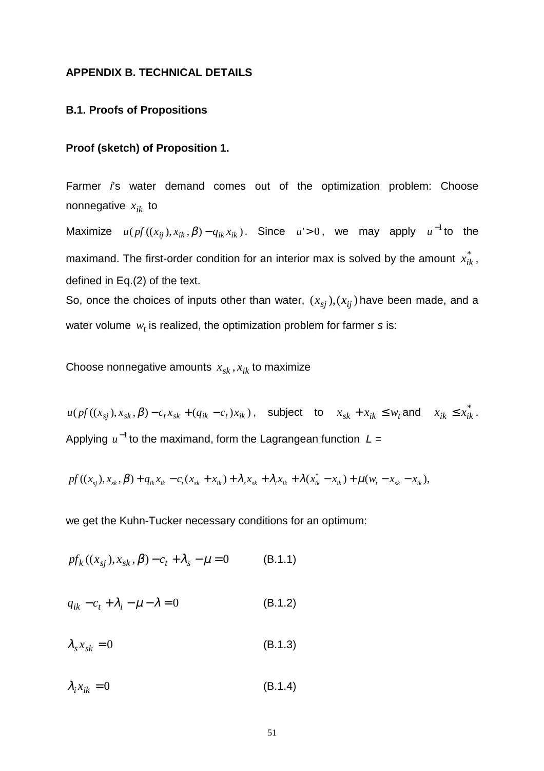## APPENDIX B. TECHNICAL DETAILS

### B.1. Proofs of Propositions

**Proof (sketch) of Proposition 1.**

Farmer *i*'s water demand comes out of the optimization problem: Choose nonnegative $x_{ik}$ to

Maximize $u(pf((x_{ij}), x_{ik}, \beta) - q_{ik} x_{ik})$. Since $u' > 0$, we may apply $u^{-1}$ to the maximand. The first-order condition for an interior max is solved by the amount $x_{ik}^*$, defined in Eq.(2) of the text.

So, once the choices of inputs other than water, $(x_{sj}), (x_{ij})$ have been made, and a water volume $w_t$ is realized, the optimization problem for farmer *s* is:

Choose nonnegative amounts $x_{sk}, x_{ik}$ to maximize

$u(pf((x_{sj}), x_{sk}, \beta) - c_t x_{sk} + (q_{ik} - c_t) x_{ik})$, subject to $x_{sk} + x_{ik} \leq w_t$ and $x_{ik} \leq x_{ik}^*$.

Applying $u^{-1}$ to the maximand, form the Lagrangean function $L$ =

$$pf((x_{sj}), x_{sk}, \beta) + q_{ik} x_{ik} - c_t (x_{sk} + x_{ik}) + \lambda_s x_{sk} + \lambda_i x_{ik} + \lambda (x_{ik}^* - x_{ik}) + \mu (w_t - x_{sk} - x_{ik}),$$

we get the Kuhn-Tucker necessary conditions for an optimum:

$$pf_k((x_{sj}), x_{sk}, \beta) - c_t + \lambda_s - \mu = 0 \qquad \text{(B.1.1)}$$

$$q_{ik} - c_t + \lambda_i - \mu - \lambda = 0 \qquad \text{(B.1.2)}$$

$$\lambda_s x_{sk} = 0 \qquad \text{(B.1.3)}$$

$$\lambda_i x_{ik} = 0 \qquad \text{(B.1.4)}$$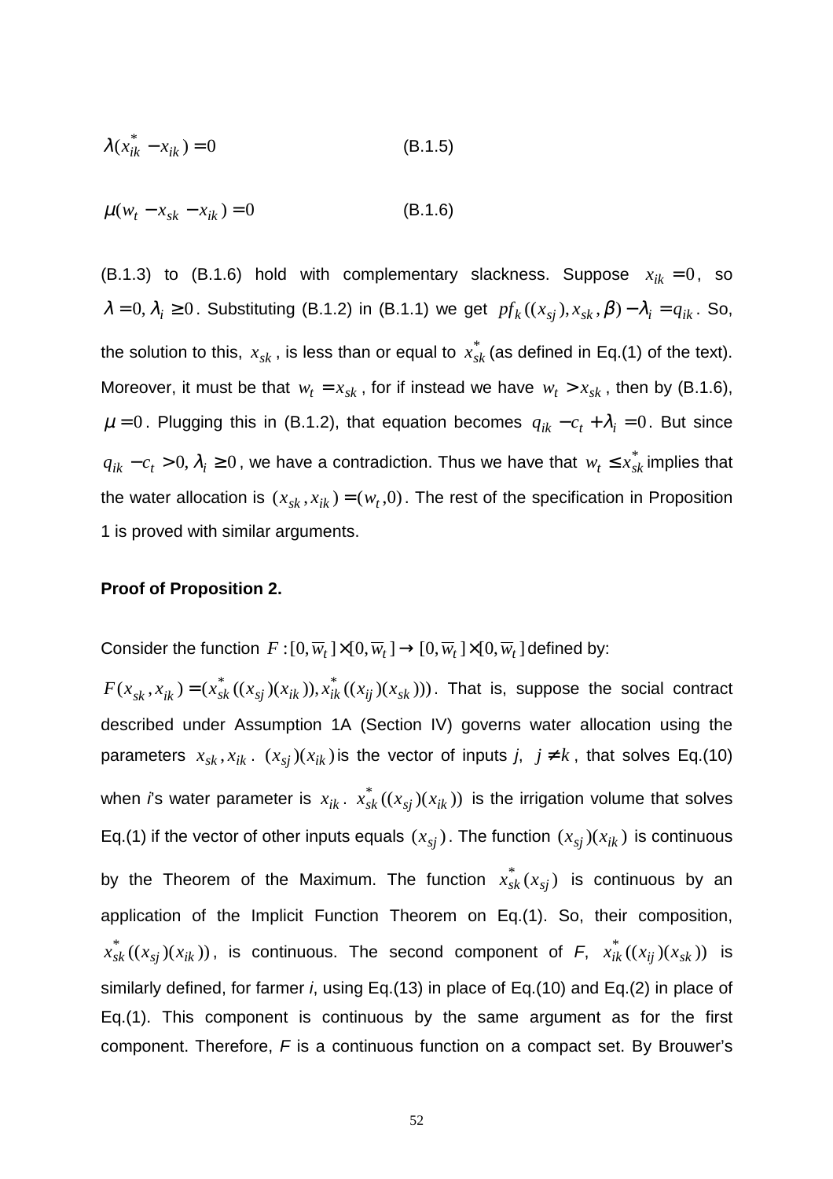$$\lambda(x_{ik}^* - x_{ik}) = 0 \qquad \text{(B.1.5)}$$

$$\mu(w_t - x_{sk} - x_{ik}) = 0 \qquad \text{(B.1.6)}$$

(B.1.3) to (B.1.6) hold with complementary slackness. Suppose $x_{ik} = 0$, so $\lambda = 0, \lambda_i \geq 0$. Substituting (B.1.2) in (B.1.1) we get $pf_k((x_{sj}), x_{sk}, \beta) - \lambda_i = q_{ik}$. So, the solution to this, $x_{sk}$, is less than or equal to $x_{sk}^*$ (as defined in Eq.(1) of the text). Moreover, it must be that $w_t = x_{sk}$, for if instead we have $w_t > x_{sk}$, then by (B.1.6), $\mu = 0$. Plugging this in (B.1.2), that equation becomes $q_{ik} - c_t + \lambda_i = 0$. But since $q_{ik} - c_t > 0, \lambda_i \geq 0$, we have a contradiction. Thus we have that $w_t \leq x_{sk}^*$ implies that the water allocation is $(x_{sk}, x_{ik}) = (w_t, 0)$. The rest of the specification in Proposition 1 is proved with similar arguments.

**Proof of Proposition 2.**

Consider the function $F : [0, \overline{w}_t] \times [0, \overline{w}_t] \rightarrow [0, \overline{w}_t] \times [0, \overline{w}_t]$ defined by: $F(x_{sk}, x_{ik}) = (x_{sk}^*((x_{sj})(x_{ik})), x_{ik}^*((x_{ij})(x_{sk})))$. That is, suppose the social contract described under Assumption 1A (Section IV) governs water allocation using the parameters $x_{sk}, x_{ik}$. $(x_{sj})(x_{ik})$ is the vector of inputs *j*, $j \neq k$, that solves Eq.(10) when *i*'s water parameter is $x_{ik}$. $x_{sk}^*((x_{sj})(x_{ik}))$ is the irrigation volume that solves Eq.(1) if the vector of other inputs equals $(x_{sj})$. The function $(x_{sj})(x_{ik})$ is continuous by the Theorem of the Maximum. The function $x_{sk}^*(x_{sj})$ is continuous by an application of the Implicit Function Theorem on Eq.(1). So, their composition, $x_{sk}^*((x_{sj})(x_{ik}))$, is continuous. The second component of *F*, $x_{ik}^*((x_{ij})(x_{sk}))$ is similarly defined, for farmer *i*, using Eq.(13) in place of Eq.(10) and Eq.(2) in place of Eq.(1). This component is continuous by the same argument as for the first component. Therefore, *F* is a continuous function on a compact set. By Brouwer's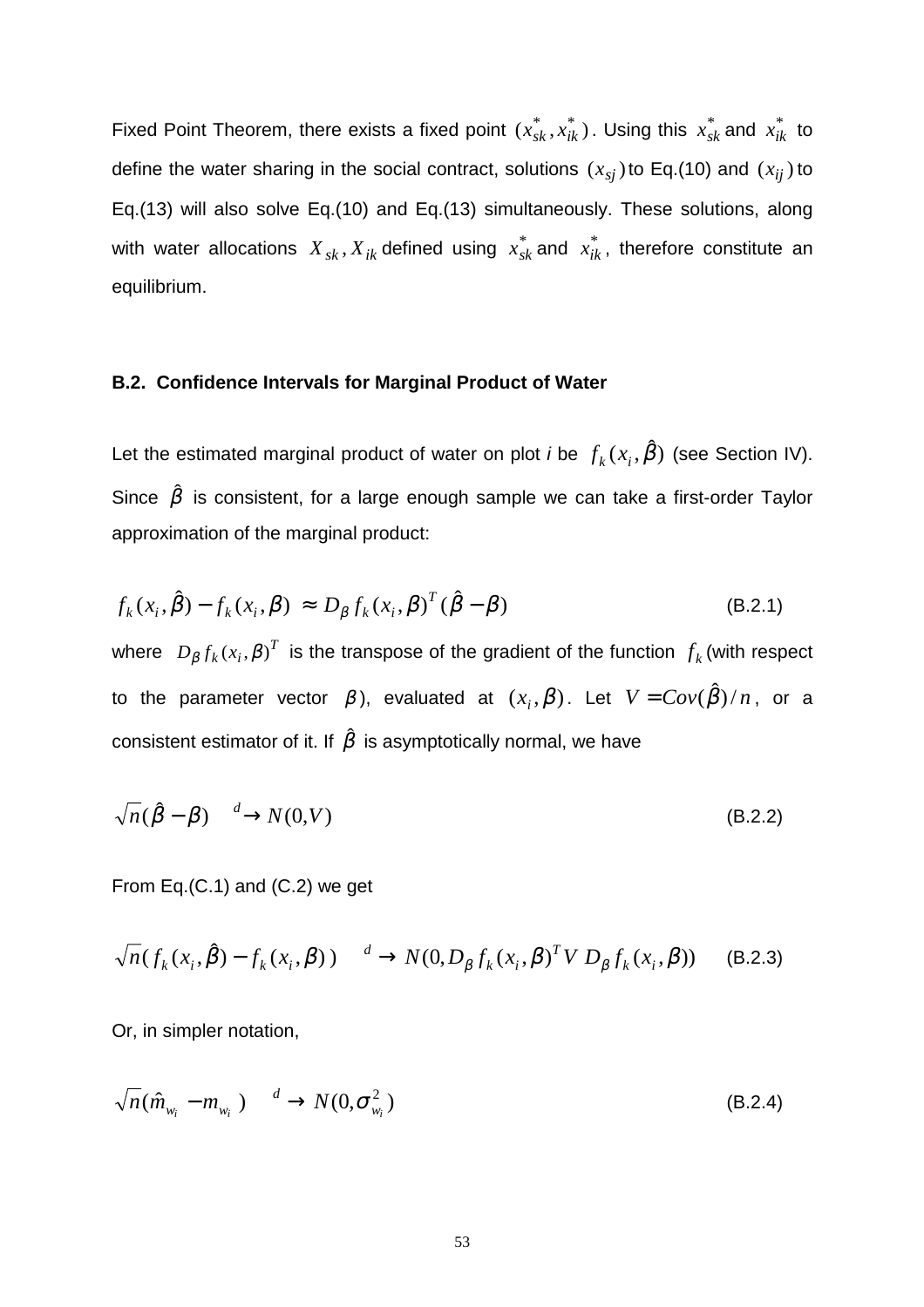Fixed Point Theorem, there exists a fixed point $(x_{sk}^*, x_{ik}^*)$. Using this $x_{sk}^*$ and $x_{ik}^*$ to define the water sharing in the social contract, solutions $(x_{sj})$ to Eq.(10) and $(x_{ij})$ to Eq.(13) will also solve Eq.(10) and Eq.(13) simultaneously. These solutions, along with water allocations $X_{sk}, X_{ik}$ defined using $x_{sk}^*$ and $x_{ik}^*$, therefore constitute an equilibrium.

### B.2. Confidence Intervals for Marginal Product of Water

Let the estimated marginal product of water on plot *i* be $f_k(x_i, \hat{\beta})$ (see Section IV). Since $\hat{\beta}$ is consistent, for a large enough sample we can take a first-order Taylor approximation of the marginal product:

$$f_k(x_i, \hat{\beta}) - f_k(x_i, \beta) \approx D_\beta f_k(x_i, \beta)^T (\hat{\beta} - \beta) \tag{B.2.1}$$

where $D_\beta f_k(x_i, \beta)^T$ is the transpose of the gradient of the function $f_k$ (with respect to the parameter vector $\beta$), evaluated at $(x_i, \beta)$. Let $V = Cov(\hat{\beta})/n$, or a consistent estimator of it. If $\hat{\beta}$ is asymptotically normal, we have

$$\sqrt{n}(\hat{\beta} - \beta) \xrightarrow{d} N(0, V) \tag{B.2.2}$$

From Eq.(C.1) and (C.2) we get

$$\sqrt{n}(f_k(x_i, \hat{\beta}) - f_k(x_i, \beta)) \xrightarrow{d} N(0, D_\beta f_k(x_i, \beta)^T V \, D_\beta f_k(x_i, \beta)) \tag{B.2.3}$$

Or, in simpler notation,

$$\sqrt{n}(\hat{m}_{w_i} - m_{w_i}) \xrightarrow{d} N(0, \sigma_{w_i}^2) \tag{B.2.4}$$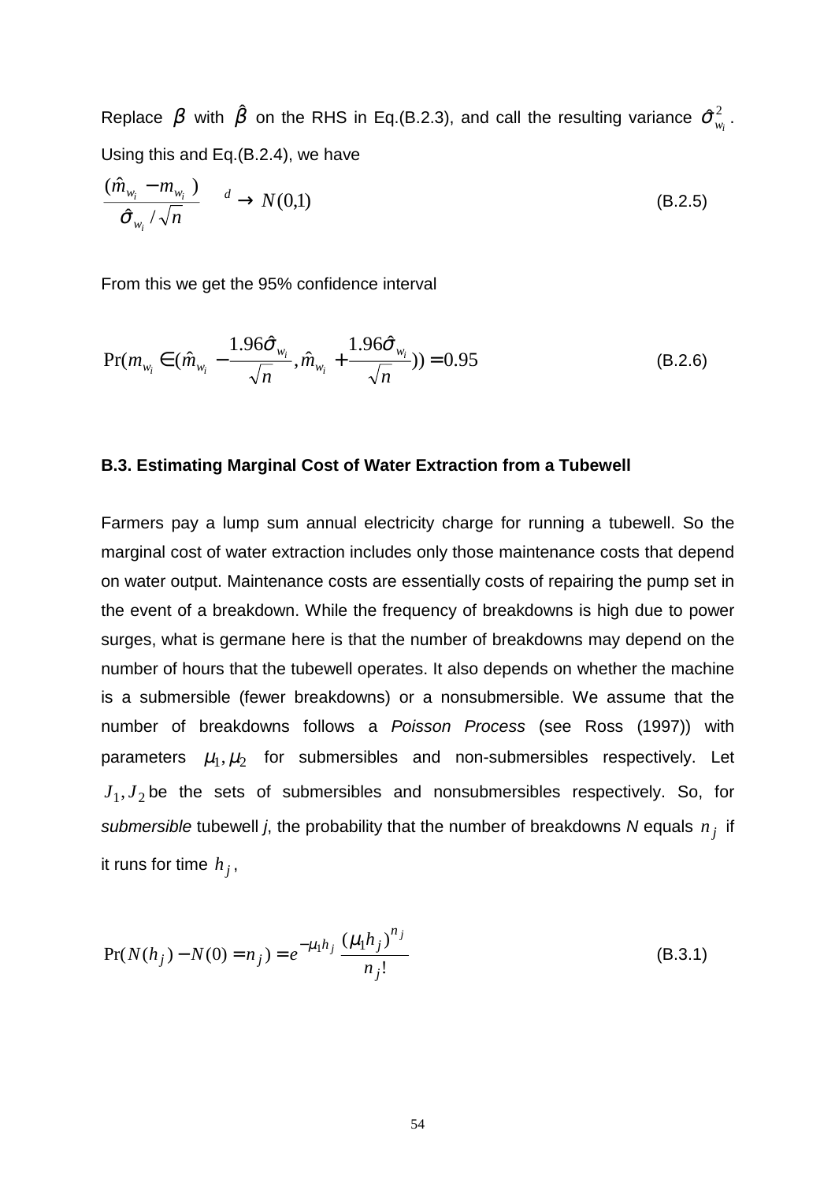Replace $\beta$ with $\hat{\beta}$ on the RHS in Eq.(B.2.3), and call the resulting variance $\hat{\sigma}^2_{w_i}$. Using this and Eq.(B.2.4), we have

$$\frac{(\hat{m}_{w_i} - m_{w_i})}{\hat{\sigma}_{w_i}/\sqrt{n}} \xrightarrow{d} N(0,1) \tag{B.2.5}$$

From this we get the 95% confidence interval

$$\Pr(m_{w_i} \in (\hat{m}_{w_i} - \frac{1.96\hat{\sigma}_{w_i}}{\sqrt{n}}, \hat{m}_{w_i} + \frac{1.96\hat{\sigma}_{w_i}}{\sqrt{n}})) = 0.95 \tag{B.2.6}$$

### B.3. Estimating Marginal Cost of Water Extraction from a Tubewell

Farmers pay a lump sum annual electricity charge for running a tubewell. So the marginal cost of water extraction includes only those maintenance costs that depend on water output. Maintenance costs are essentially costs of repairing the pump set in the event of a breakdown. While the frequency of breakdowns is high due to power surges, what is germane here is that the number of breakdowns may depend on the number of hours that the tubewell operates. It also depends on whether the machine is a submersible (fewer breakdowns) or a nonsubmersible. We assume that the number of breakdowns follows a *Poisson Process* (see Ross (1997)) with parameters $\mu_1, \mu_2$ for submersibles and non-submersibles respectively. Let $J_1, J_2$ be the sets of submersibles and nonsubmersibles respectively. So, for *submersible* tubewell *j*, the probability that the number of breakdowns *N* equals $n_j$ if it runs for time $h_j$,

$$\Pr(N(h_j) - N(0) = n_j) = e^{-\mu_1 h_j} \frac{(\mu_1 h_j)^{n_j}}{n_j!} \tag{B.3.1}$$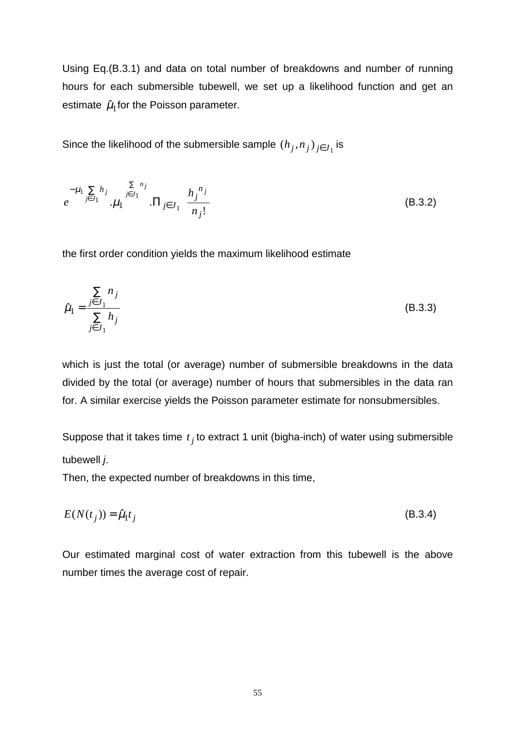Using Eq.(B.3.1) and data on total number of breakdowns and number of running hours for each submersible tubewell, we set up a likelihood function and get an estimate $\hat{\mu}_1$ for the Poisson parameter.

Since the likelihood of the submersible sample $(h_j, n_j)_{j \in J_1}$ is

$$e^{-\mu_1 \sum\limits_{j \in J_1} h_j} . \mu_1^{\sum\limits_{j \in J_1} n_j} . \Pi_{j \in J_1} \frac{h_j^{\,n_j}}{n_j!} \tag{B.3.2}$$

the first order condition yields the maximum likelihood estimate

$$\hat{\mu}_1 = \frac{\sum\limits_{j \in J_1} n_j}{\sum\limits_{j \in J_1} h_j} \tag{B.3.3}$$

which is just the total (or average) number of submersible breakdowns in the data divided by the total (or average) number of hours that submersibles in the data ran for. A similar exercise yields the Poisson parameter estimate for nonsubmersibles.

Suppose that it takes time $t_j$ to extract 1 unit (bigha-inch) of water using submersible tubewell *j*.

Then, the expected number of breakdowns in this time,

$$E(N(t_j)) = \hat{\mu}_1 t_j \tag{B.3.4}$$

Our estimated marginal cost of water extraction from this tubewell is the above number times the average cost of repair.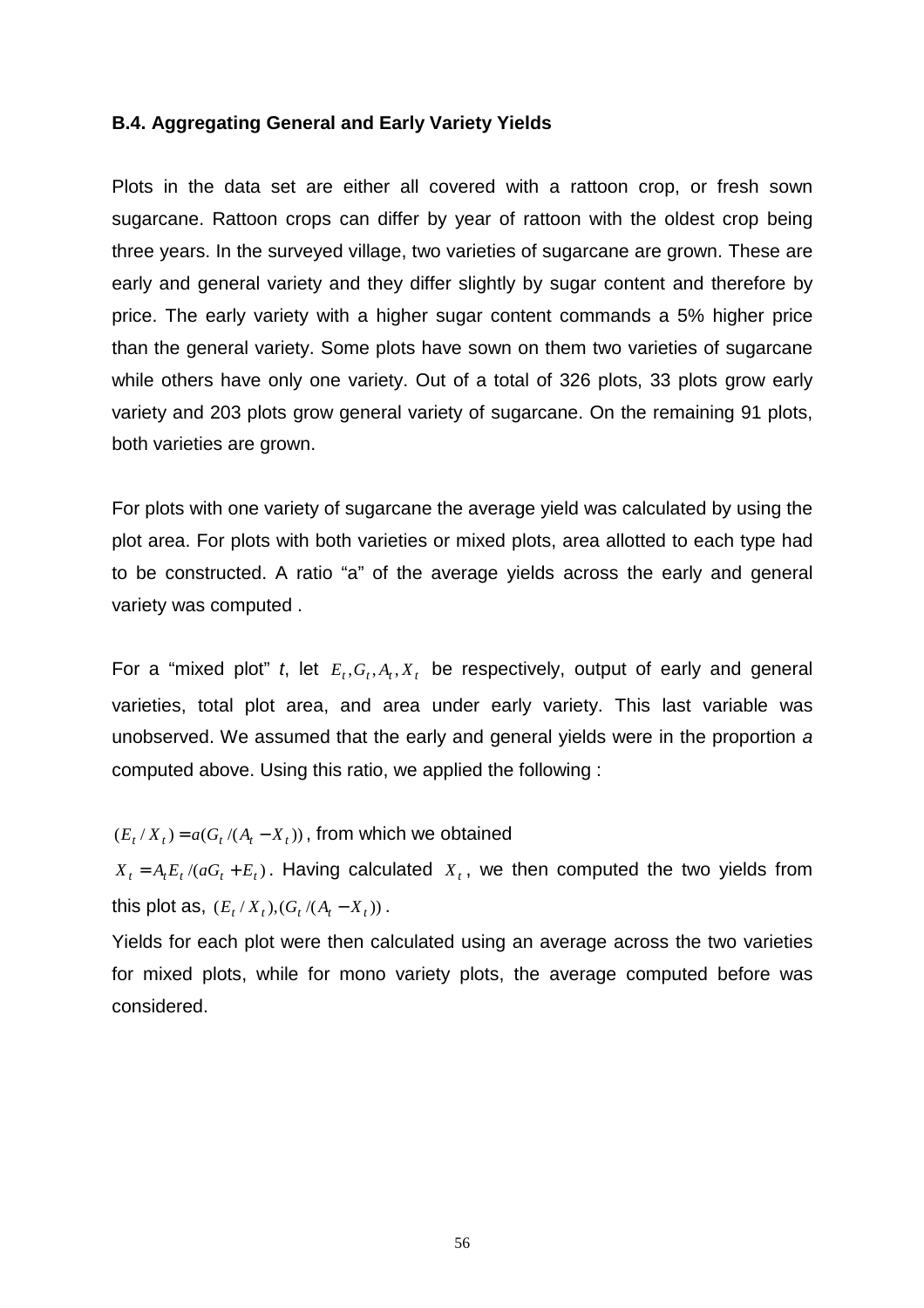### B.4. Aggregating General and Early Variety Yields

Plots in the data set are either all covered with a rattoon crop, or fresh sown sugarcane. Rattoon crops can differ by year of rattoon with the oldest crop being three years. In the surveyed village, two varieties of sugarcane are grown. These are early and general variety and they differ slightly by sugar content and therefore by price. The early variety with a higher sugar content commands a 5% higher price than the general variety. Some plots have sown on them two varieties of sugarcane while others have only one variety. Out of a total of 326 plots, 33 plots grow early variety and 203 plots grow general variety of sugarcane. On the remaining 91 plots, both varieties are grown.

For plots with one variety of sugarcane the average yield was calculated by using the plot area. For plots with both varieties or mixed plots, area allotted to each type had to be constructed. A ratio "a" of the average yields across the early and general variety was computed .

For a "mixed plot" *t*, let $E_t, G_t, A_t, X_t$ be respectively, output of early and general varieties, total plot area, and area under early variety. This last variable was unobserved. We assumed that the early and general yields were in the proportion *a* computed above. Using this ratio, we applied the following :

$(E_t / X_t) = a(G_t /(A_t - X_t))$, from which we obtained

$X_t = A_t E_t /(aG_t + E_t)$. Having calculated $X_t$, we then computed the two yields from this plot as, $(E_t / X_t),(G_t /(A_t - X_t))$.

Yields for each plot were then calculated using an average across the two varieties for mixed plots, while for mono variety plots, the average computed before was considered.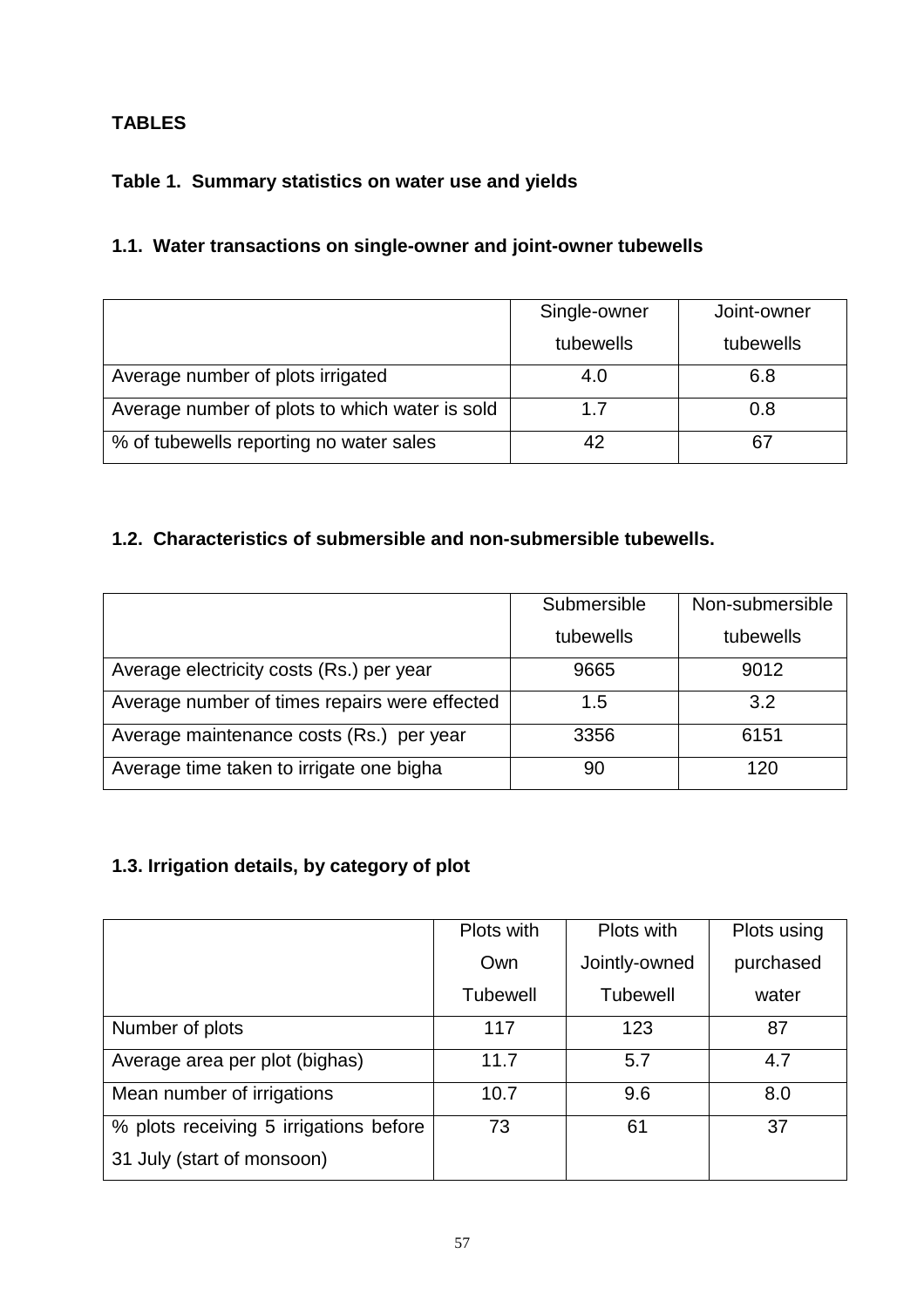**TABLES**

**Table 1. Summary statistics on water use and yields**

**1.1. Water transactions on single-owner and joint-owner tubewells**

| | Single-owner tubewells | Joint-owner tubewells |
|---|---|---|
| Average number of plots irrigated | 4.0 | 6.8 |
| Average number of plots to which water is sold | 1.7 | 0.8 |
| % of tubewells reporting no water sales | 42 | 67 |

**1.2. Characteristics of submersible and non-submersible tubewells.**

| | Submersible tubewells | Non-submersible tubewells |
|---|---|---|
| Average electricity costs (Rs.) per year | 9665 | 9012 |
| Average number of times repairs were effected | 1.5 | 3.2 |
| Average maintenance costs (Rs.) per year | 3356 | 6151 |
| Average time taken to irrigate one bigha | 90 | 120 |

**1.3. Irrigation details, by category of plot**

| | Plots with Own Tubewell | Plots with Jointly-owned Tubewell | Plots using purchased water |
|---|---|---|---|
| Number of plots | 117 | 123 | 87 |
| Average area per plot (bighas) | 11.7 | 5.7 | 4.7 |
| Mean number of irrigations | 10.7 | 9.6 | 8.0 |
| % plots receiving 5 irrigations before 31 July (start of monsoon) | 73 | 61 | 37 |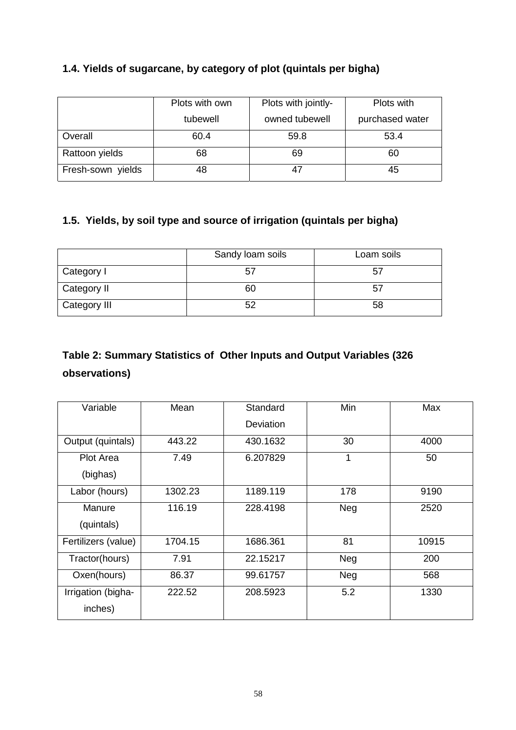### 1.4. Yields of sugarcane, by category of plot (quintals per bigha)

| | Plots with own tubewell | Plots with jointly-owned tubewell | Plots with purchased water |
|---|---|---|---|
| Overall | 60.4 | 59.8 | 53.4 |
| Rattoon yields | 68 | 69 | 60 |
| Fresh-sown yields | 48 | 47 | 45 |

### 1.5. Yields, by soil type and source of irrigation (quintals per bigha)

| | Sandy loam soils | Loam soils |
|---|---|---|
| Category I | 57 | 57 |
| Category II | 60 | 57 |
| Category III | 52 | 58 |

### Table 2: Summary Statistics of Other Inputs and Output Variables (326 observations)

| Variable | Mean | Standard Deviation | Min | Max |
|---|---|---|---|---|
| Output (quintals) | 443.22 | 430.1632 | 30 | 4000 |
| Plot Area (bighas) | 7.49 | 6.207829 | 1 | 50 |
| Labor (hours) | 1302.23 | 1189.119 | 178 | 9190 |
| Manure (quintals) | 116.19 | 228.4198 | Neg | 2520 |
| Fertilizers (value) | 1704.15 | 1686.361 | 81 | 10915 |
| Tractor(hours) | 7.91 | 22.15217 | Neg | 200 |
| Oxen(hours) | 86.37 | 99.61757 | Neg | 568 |
| Irrigation (bigha-inches) | 222.52 | 208.5923 | 5.2 | 1330 |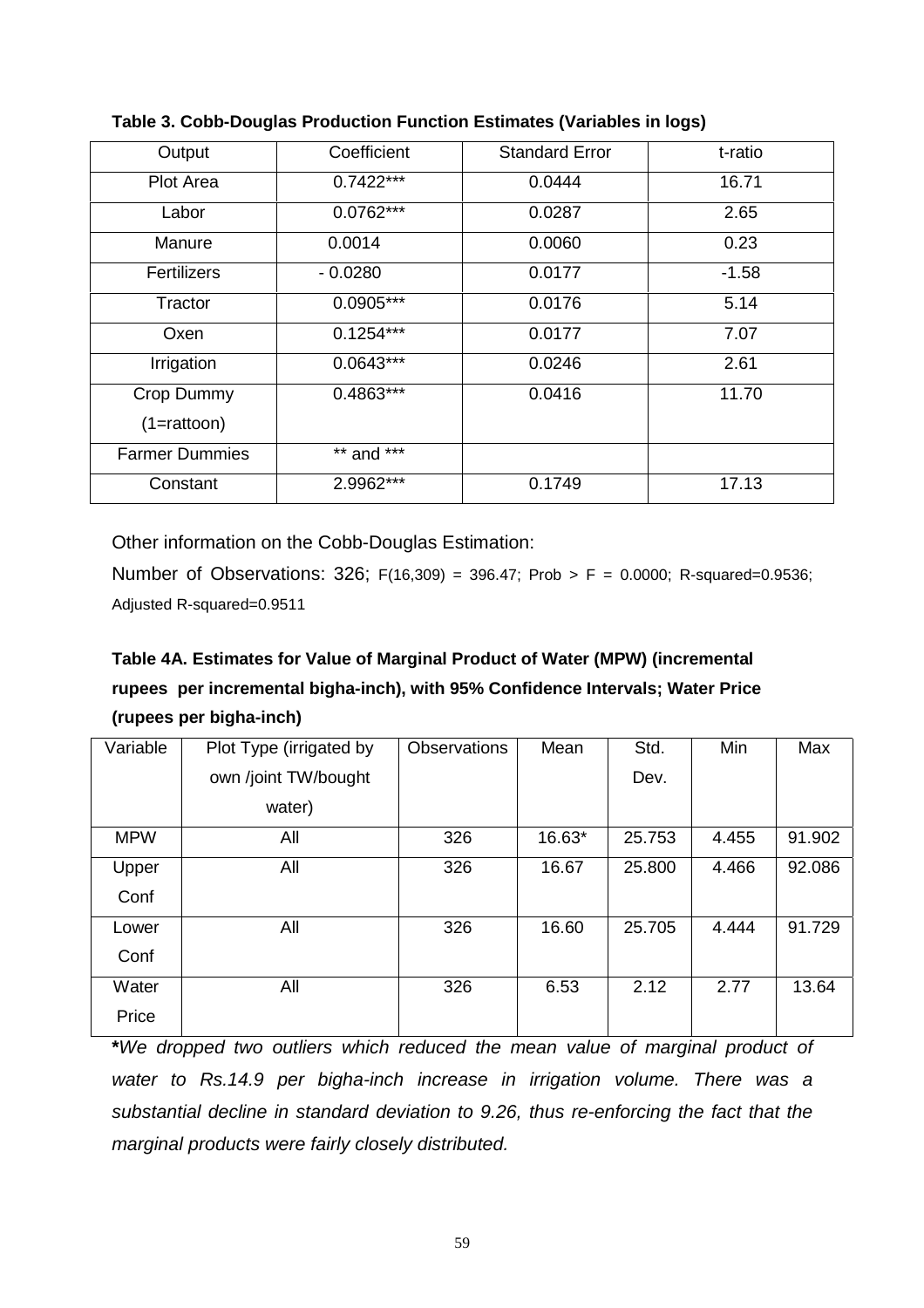**Table 3. Cobb-Douglas Production Function Estimates (Variables in logs)**

| Output | Coefficient | Standard Error | t-ratio |
|---|---|---|---|
| Plot Area | 0.7422*** | 0.0444 | 16.71 |
| Labor | 0.0762*** | 0.0287 | 2.65 |
| Manure | 0.0014 | 0.0060 | 0.23 |
| Fertilizers | - 0.0280 | 0.0177 | -1.58 |
| Tractor | 0.0905*** | 0.0176 | 5.14 |
| Oxen | 0.1254*** | 0.0177 | 7.07 |
| Irrigation | 0.0643*** | 0.0246 | 2.61 |
| Crop Dummy (1=rattoon) | 0.4863*** | 0.0416 | 11.70 |
| Farmer Dummies | ** and *** | | |
| Constant | 2.9962*** | 0.1749 | 17.13 |

Other information on the Cobb-Douglas Estimation:

Number of Observations: 326; $F(16,309) = 396.47$; Prob > F = 0.0000; R-squared=0.9536; Adjusted R-squared=0.9511

**Table 4A. Estimates for Value of Marginal Product of Water (MPW) (incremental rupees per incremental bigha-inch), with 95% Confidence Intervals; Water Price (rupees per bigha-inch)**

| Variable | Plot Type (irrigated by own /joint TW/bought water) | Observations | Mean | Std. Dev. | Min | Max |
|---|---|---|---|---|---|---|
| MPW | All | 326 | 16.63* | 25.753 | 4.455 | 91.902 |
| Upper Conf | All | 326 | 16.67 | 25.800 | 4.466 | 92.086 |
| Lower Conf | All | 326 | 16.60 | 25.705 | 4.444 | 91.729 |
| Water Price | All | 326 | 6.53 | 2.12 | 2.77 | 13.64 |

***We dropped two outliers which reduced the mean value of marginal product of water to Rs.14.9 per bigha-inch increase in irrigation volume. There was a substantial decline in standard deviation to 9.26, thus re-enforcing the fact that the marginal products were fairly closely distributed.***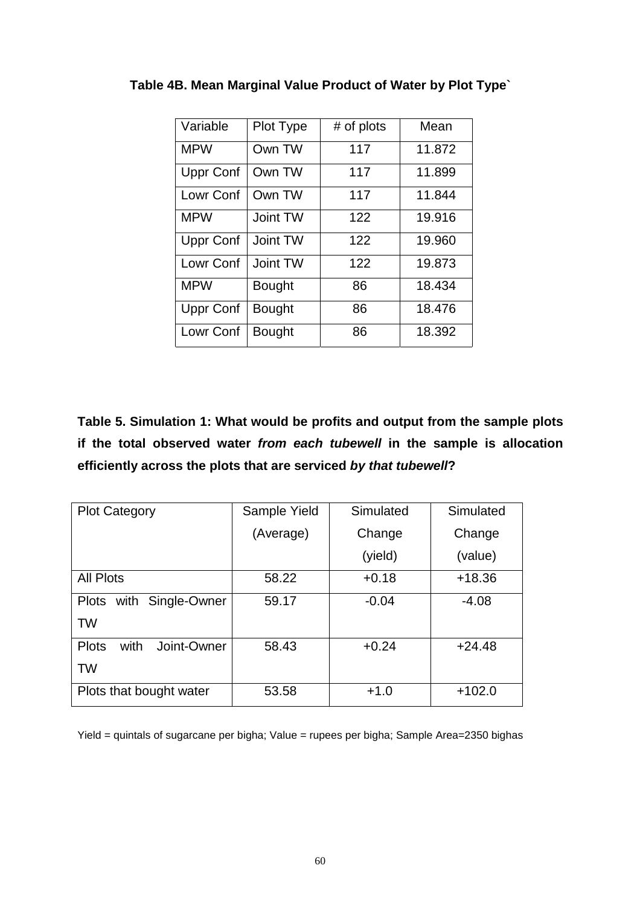**Table 4B. Mean Marginal Value Product of Water by Plot Type`**

| Variable | Plot Type | # of plots | Mean |
|---|---|---|---|
| MPW | Own TW | 117 | 11.872 |
| Uppr Conf | Own TW | 117 | 11.899 |
| Lowr Conf | Own TW | 117 | 11.844 |
| MPW | Joint TW | 122 | 19.916 |
| Uppr Conf | Joint TW | 122 | 19.960 |
| Lowr Conf | Joint TW | 122 | 19.873 |
| MPW | Bought | 86 | 18.434 |
| Uppr Conf | Bought | 86 | 18.476 |
| Lowr Conf | Bought | 86 | 18.392 |

**Table 5. Simulation 1: What would be profits and output from the sample plots if the total observed water *from each tubewell* in the sample is allocation efficiently across the plots that are serviced *by that tubewell*?**

| Plot Category | Sample Yield (Average) | Simulated Change (yield) | Simulated Change (value) |
|---|---|---|---|
| All Plots | 58.22 | +0.18 | +18.36 |
| Plots with Single-Owner TW | 59.17 | -0.04 | -4.08 |
| Plots with Joint-Owner TW | 58.43 | +0.24 | +24.48 |
| Plots that bought water | 53.58 | +1.0 | +102.0 |

Yield = quintals of sugarcane per bigha; Value = rupees per bigha; Sample Area=2350 bighas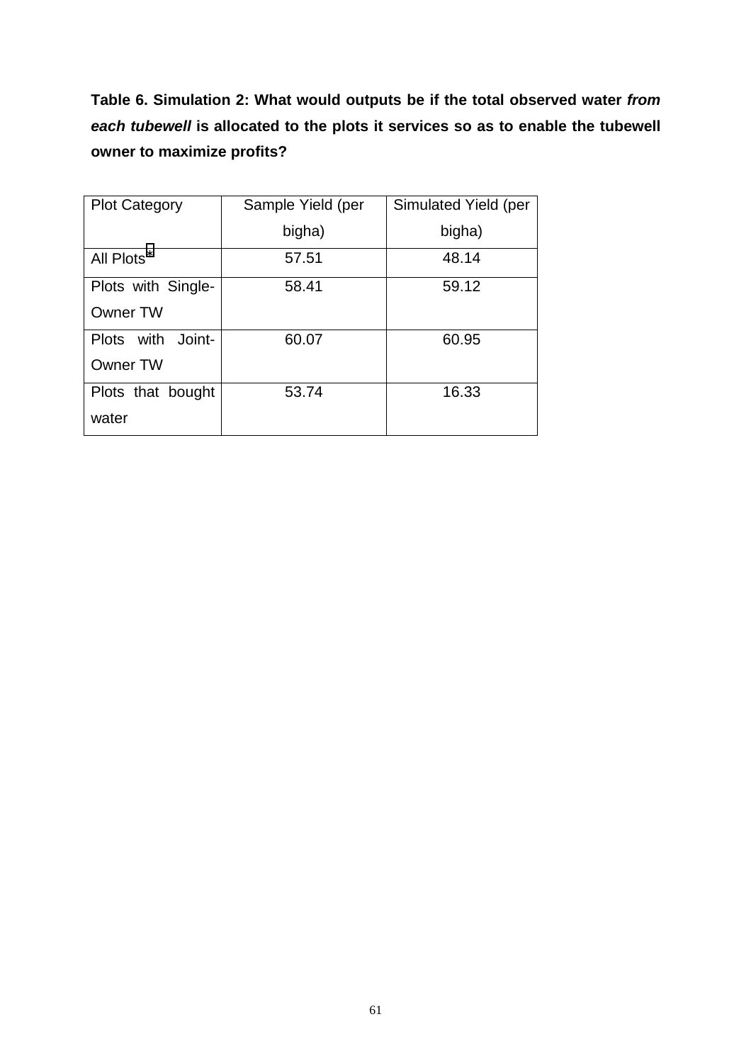**Table 6. Simulation 2: What would outputs be if the total observed water *from each tubewell* is allocated to the plots it services so as to enable the tubewell owner to maximize profits?**

| Plot Category | Sample Yield (per bigha) | Simulated Yield (per bigha) |
|---|---|---|
| All Plots* | 57.51 | 48.14 |
| Plots with Single-Owner TW | 58.41 | 59.12 |
| Plots with Joint-Owner TW | 60.07 | 60.95 |
| Plots that bought water | 53.74 | 16.33 |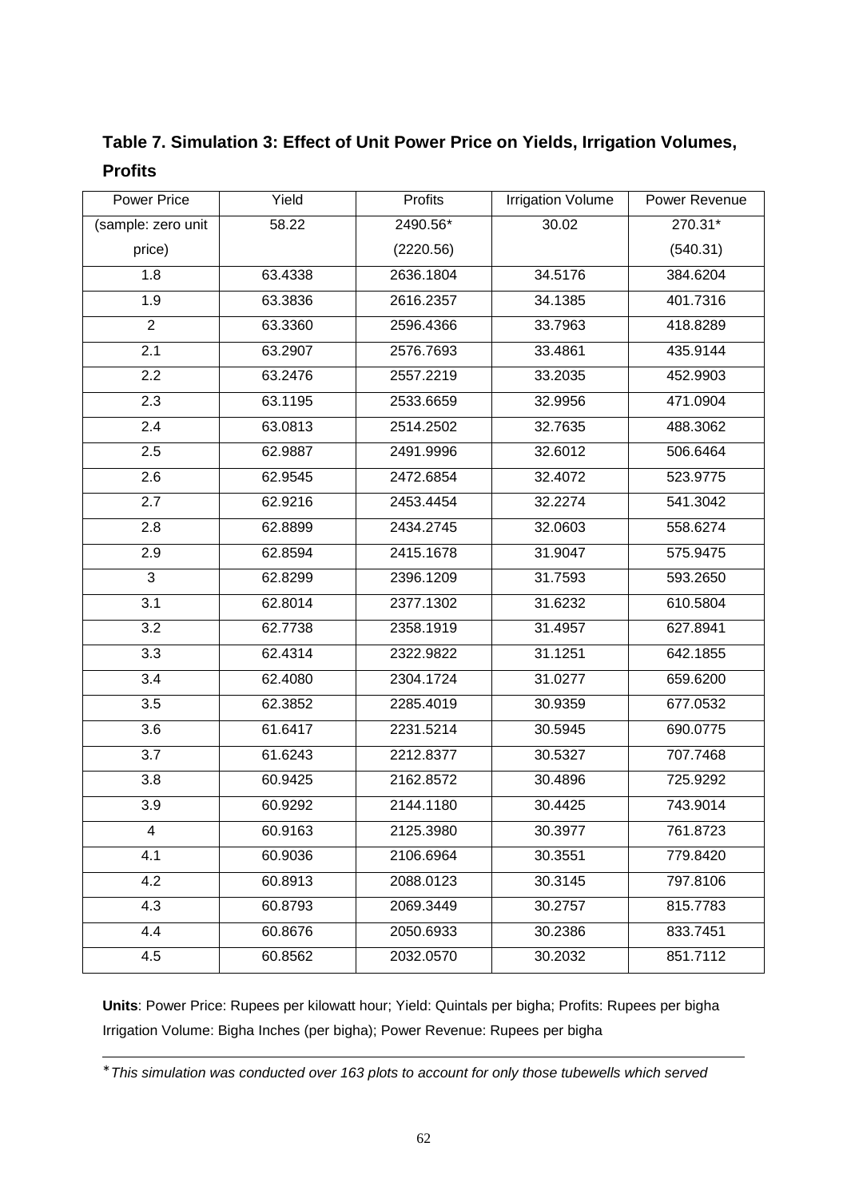**Table 7. Simulation 3: Effect of Unit Power Price on Yields, Irrigation Volumes, Profits**

| Power Price | Yield | Profits | Irrigation Volume | Power Revenue |
|---|---|---|---|---|
| (sample: zero unit price) | 58.22 | 2490.56* (2220.56) | 30.02 | 270.31* (540.31) |
| 1.8 | 63.4338 | 2636.1804 | 34.5176 | 384.6204 |
| 1.9 | 63.3836 | 2616.2357 | 34.1385 | 401.7316 |
| 2 | 63.3360 | 2596.4366 | 33.7963 | 418.8289 |
| 2.1 | 63.2907 | 2576.7693 | 33.4861 | 435.9144 |
| 2.2 | 63.2476 | 2557.2219 | 33.2035 | 452.9903 |
| 2.3 | 63.1195 | 2533.6659 | 32.9956 | 471.0904 |
| 2.4 | 63.0813 | 2514.2502 | 32.7635 | 488.3062 |
| 2.5 | 62.9887 | 2491.9996 | 32.6012 | 506.6464 |
| 2.6 | 62.9545 | 2472.6854 | 32.4072 | 523.9775 |
| 2.7 | 62.9216 | 2453.4454 | 32.2274 | 541.3042 |
| 2.8 | 62.8899 | 2434.2745 | 32.0603 | 558.6274 |
| 2.9 | 62.8594 | 2415.1678 | 31.9047 | 575.9475 |
| 3 | 62.8299 | 2396.1209 | 31.7593 | 593.2650 |
| 3.1 | 62.8014 | 2377.1302 | 31.6232 | 610.5804 |
| 3.2 | 62.7738 | 2358.1919 | 31.4957 | 627.8941 |
| 3.3 | 62.4314 | 2322.9822 | 31.1251 | 642.1855 |
| 3.4 | 62.4080 | 2304.1724 | 31.0277 | 659.6200 |
| 3.5 | 62.3852 | 2285.4019 | 30.9359 | 677.0532 |
| 3.6 | 61.6417 | 2231.5214 | 30.5945 | 690.0775 |
| 3.7 | 61.6243 | 2212.8377 | 30.5327 | 707.7468 |
| 3.8 | 60.9425 | 2162.8572 | 30.4896 | 725.9292 |
| 3.9 | 60.9292 | 2144.1180 | 30.4425 | 743.9014 |
| 4 | 60.9163 | 2125.3980 | 30.3977 | 761.8723 |
| 4.1 | 60.9036 | 2106.6964 | 30.3551 | 779.8420 |
| 4.2 | 60.8913 | 2088.0123 | 30.3145 | 797.8106 |
| 4.3 | 60.8793 | 2069.3449 | 30.2757 | 815.7783 |
| 4.4 | 60.8676 | 2050.6933 | 30.2386 | 833.7451 |
| 4.5 | 60.8562 | 2032.0570 | 30.2032 | 851.7112 |

**Units**: Power Price: Rupees per kilowatt hour; Yield: Quintals per bigha; Profits: Rupees per bigha Irrigation Volume: Bigha Inches (per bigha); Power Revenue: Rupees per bigha

---

* *This simulation was conducted over 163 plots to account for only those tubewells which served*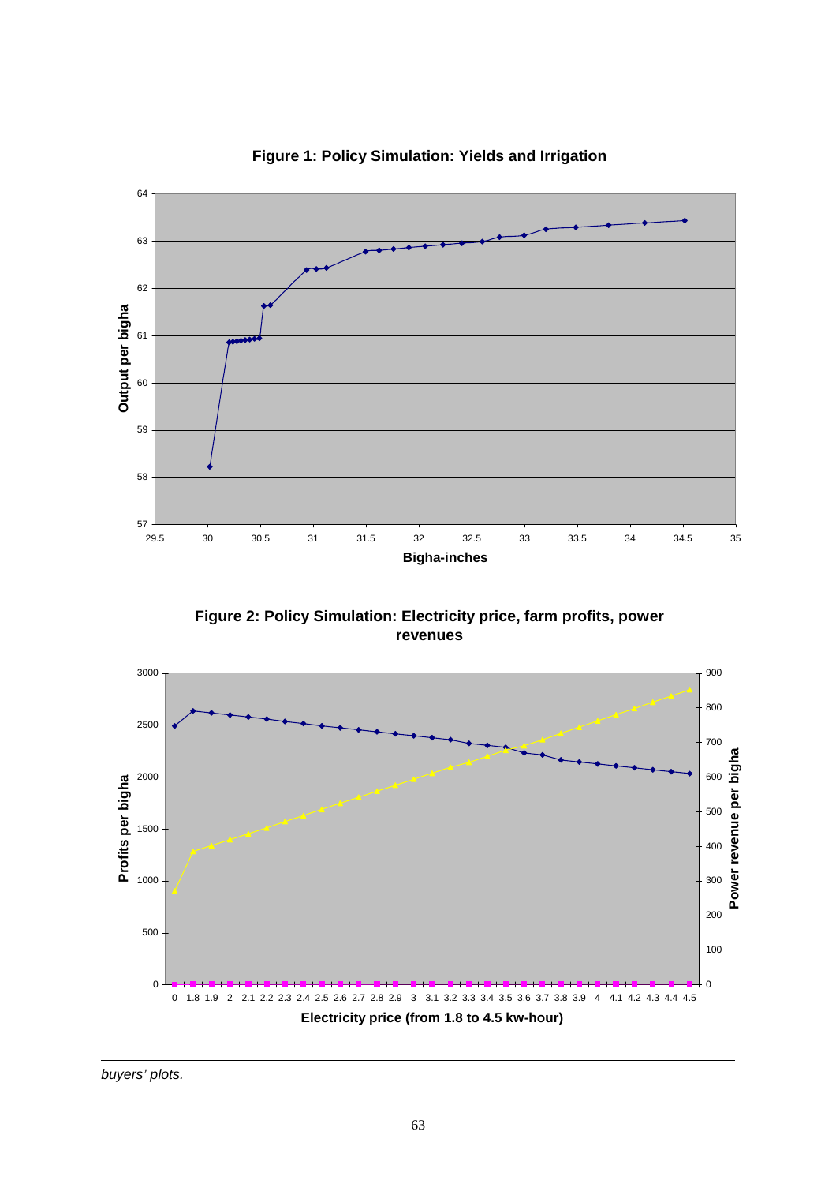**Figure 1: Policy Simulation: Yields and Irrigation**

Output per bigha

64
63
62
61
60
59
58
57

29.5 30 30.5 31 31.5 32 32.5 33 33.5 34 34.5 35

Bigha-inches

**Figure 2: Policy Simulation: Electricity price, farm profits, power revenues**

Profits per bigha

3000
2500
2000
1500
1000
500
0

Power revenue per bigha

900
800
700
600
500
400
300
200
100
0

0 1.8 1.9 2 2.1 2.2 2.3 2.4 2.5 2.6 2.7 2.8 2.9 3 3.1 3.2 3.3 3.4 3.5 3.6 3.7 3.8 3.9 4 4.1 4.2 4.3 4.4 4.5

Electricity price (from 1.8 to 4.5 kw-hour)

---

*buyers' plots.*